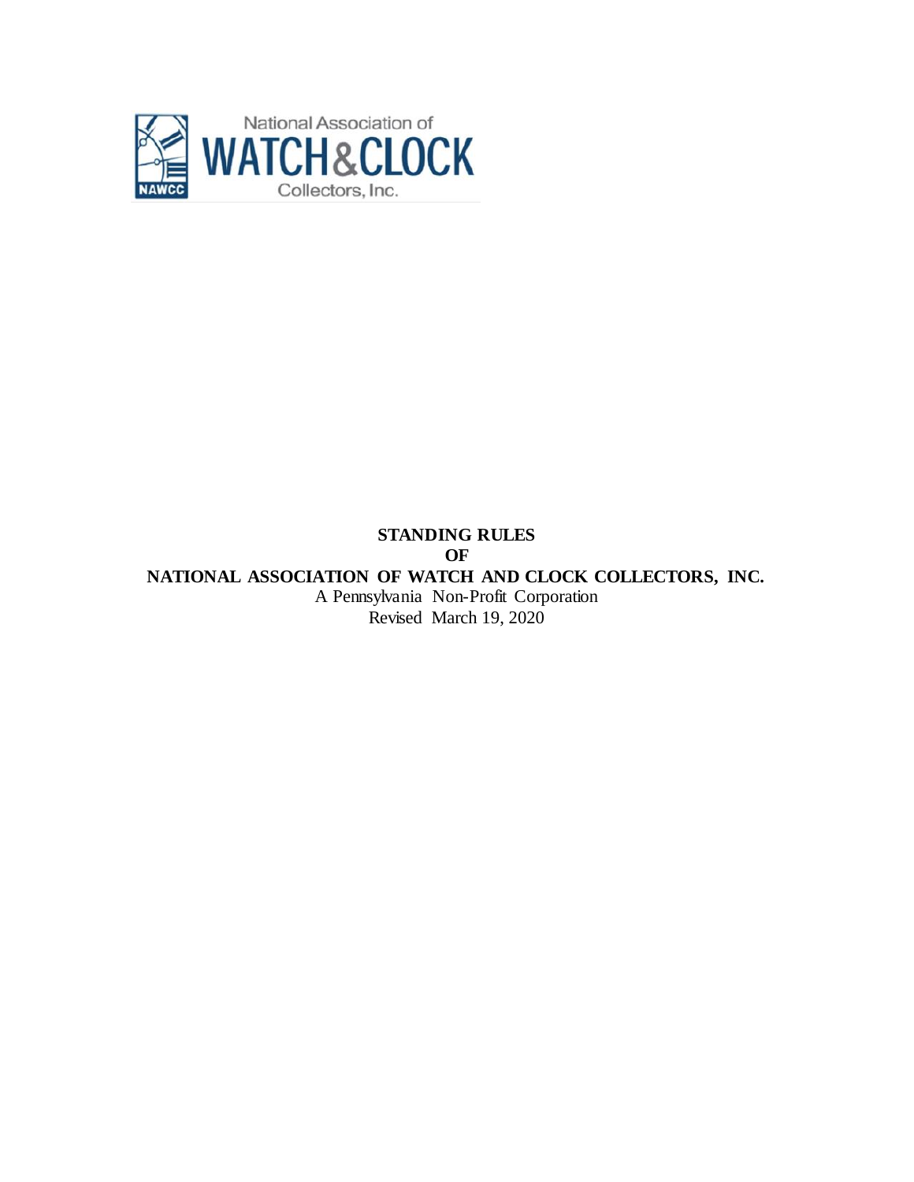National Association of

WATCH & CLOCK

Collectors, Inc.

NAWCC

# STANDING RULES
# OF
# NATIONAL ASSOCIATION OF WATCH AND CLOCK COLLECTORS, INC.

A Pennsylvania Non-Profit Corporation

Revised March 19, 2020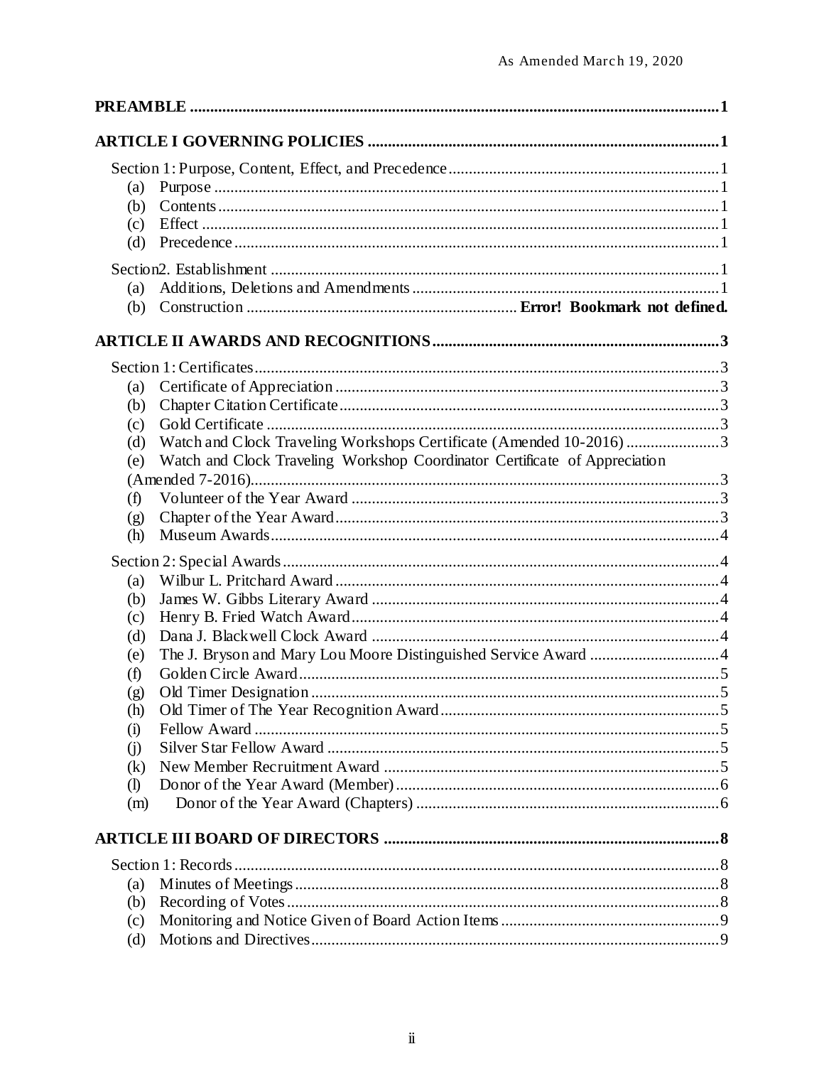**PREAMBLE** .......... 1

**ARTICLE I GOVERNING POLICIES** .......... 1

Section 1: Purpose, Content, Effect, and Precedence .......... 1

- (a) Purpose .......... 1
- (b) Contents .......... 1
- (c) Effect .......... 1
- (d) Precedence .......... 1

Section2. Establishment .......... 1

- (a) Additions, Deletions and Amendments .......... 1
- (b) Construction .......... **Error! Bookmark not defined.**

**ARTICLE II AWARDS AND RECOGNITIONS** .......... 3

Section 1: Certificates .......... 3

- (a) Certificate of Appreciation .......... 3
- (b) Chapter Citation Certificate .......... 3
- (c) Gold Certificate .......... 3
- (d) Watch and Clock Traveling Workshops Certificate (Amended 10-2016) .......... 3
- (e) Watch and Clock Traveling Workshop Coordinator Certificate of Appreciation (Amended 7-2016) .......... 3
- (f) Volunteer of the Year Award .......... 3
- (g) Chapter of the Year Award .......... 3
- (h) Museum Awards .......... 4

Section 2: Special Awards .......... 4

- (a) Wilbur L. Pritchard Award .......... 4
- (b) James W. Gibbs Literary Award .......... 4
- (c) Henry B. Fried Watch Award .......... 4
- (d) Dana J. Blackwell Clock Award .......... 4
- (e) The J. Bryson and Mary Lou Moore Distinguished Service Award .......... 4
- (f) Golden Circle Award .......... 5
- (g) Old Timer Designation .......... 5
- (h) Old Timer of The Year Recognition Award .......... 5
- (i) Fellow Award .......... 5
- (j) Silver Star Fellow Award .......... 5
- (k) New Member Recruitment Award .......... 5
- (l) Donor of the Year Award (Member) .......... 6
- (m) Donor of the Year Award (Chapters) .......... 6

**ARTICLE III BOARD OF DIRECTORS** .......... 8

Section 1: Records .......... 8

- (a) Minutes of Meetings .......... 8
- (b) Recording of Votes .......... 8
- (c) Monitoring and Notice Given of Board Action Items .......... 9
- (d) Motions and Directives .......... 9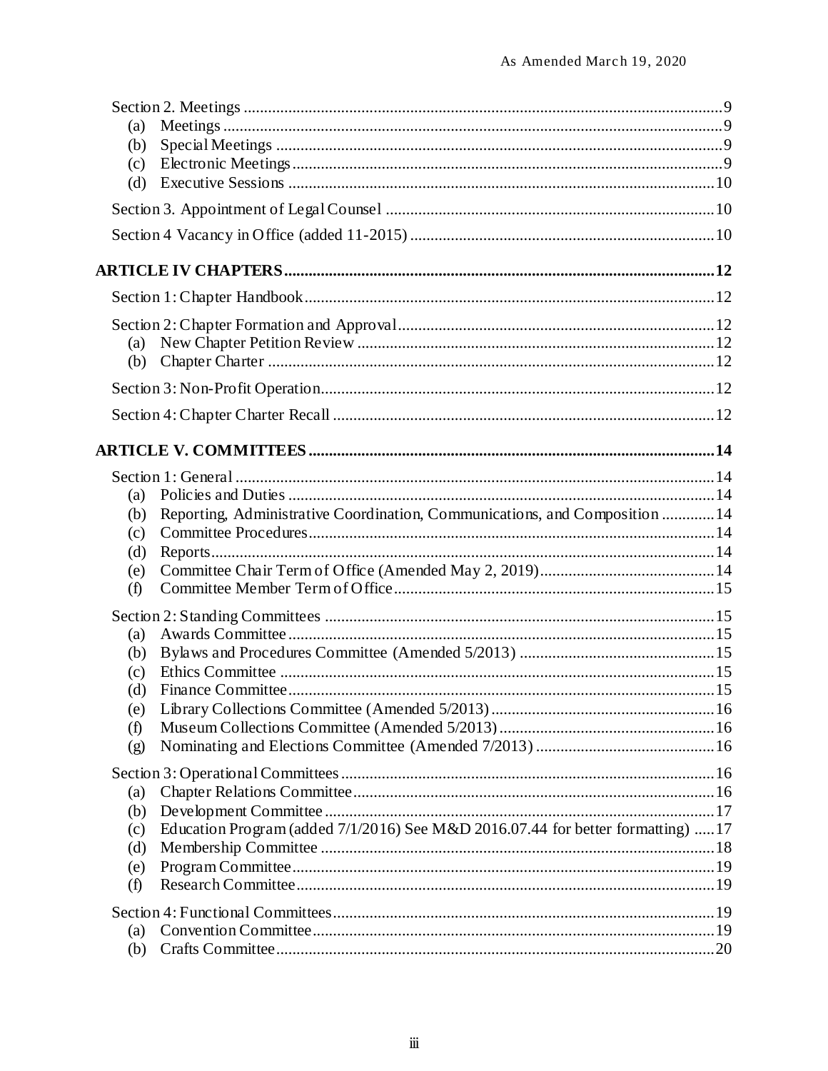Section 2. Meetings .......... 9
- (a) Meetings .......... 9
- (b) Special Meetings .......... 9
- (c) Electronic Meetings .......... 9
- (d) Executive Sessions .......... 10

Section 3. Appointment of Legal Counsel .......... 10

Section 4 Vacancy in Office (added 11-2015) .......... 10

**ARTICLE IV CHAPTERS .......... 12**

Section 1: Chapter Handbook .......... 12

Section 2: Chapter Formation and Approval .......... 12
- (a) New Chapter Petition Review .......... 12
- (b) Chapter Charter .......... 12

Section 3: Non-Profit Operation .......... 12

Section 4: Chapter Charter Recall .......... 12

**ARTICLE V. COMMITTEES .......... 14**

Section 1: General .......... 14
- (a) Policies and Duties .......... 14
- (b) Reporting, Administrative Coordination, Communications, and Composition .......... 14
- (c) Committee Procedures .......... 14
- (d) Reports .......... 14
- (e) Committee Chair Term of Office (Amended May 2, 2019) .......... 14
- (f) Committee Member Term of Office .......... 15

Section 2: Standing Committees .......... 15
- (a) Awards Committee .......... 15
- (b) Bylaws and Procedures Committee (Amended 5/2013) .......... 15
- (c) Ethics Committee .......... 15
- (d) Finance Committee .......... 15
- (e) Library Collections Committee (Amended 5/2013) .......... 16
- (f) Museum Collections Committee (Amended 5/2013) .......... 16
- (g) Nominating and Elections Committee (Amended 7/2013) .......... 16

Section 3: Operational Committees .......... 16
- (a) Chapter Relations Committee .......... 16
- (b) Development Committee .......... 17
- (c) Education Program (added 7/1/2016) See M&D 2016.07.44 for better formatting) .......... 17
- (d) Membership Committee .......... 18
- (e) Program Committee .......... 19
- (f) Research Committee .......... 19

Section 4: Functional Committees .......... 19
- (a) Convention Committee .......... 19
- (b) Crafts Committee .......... 20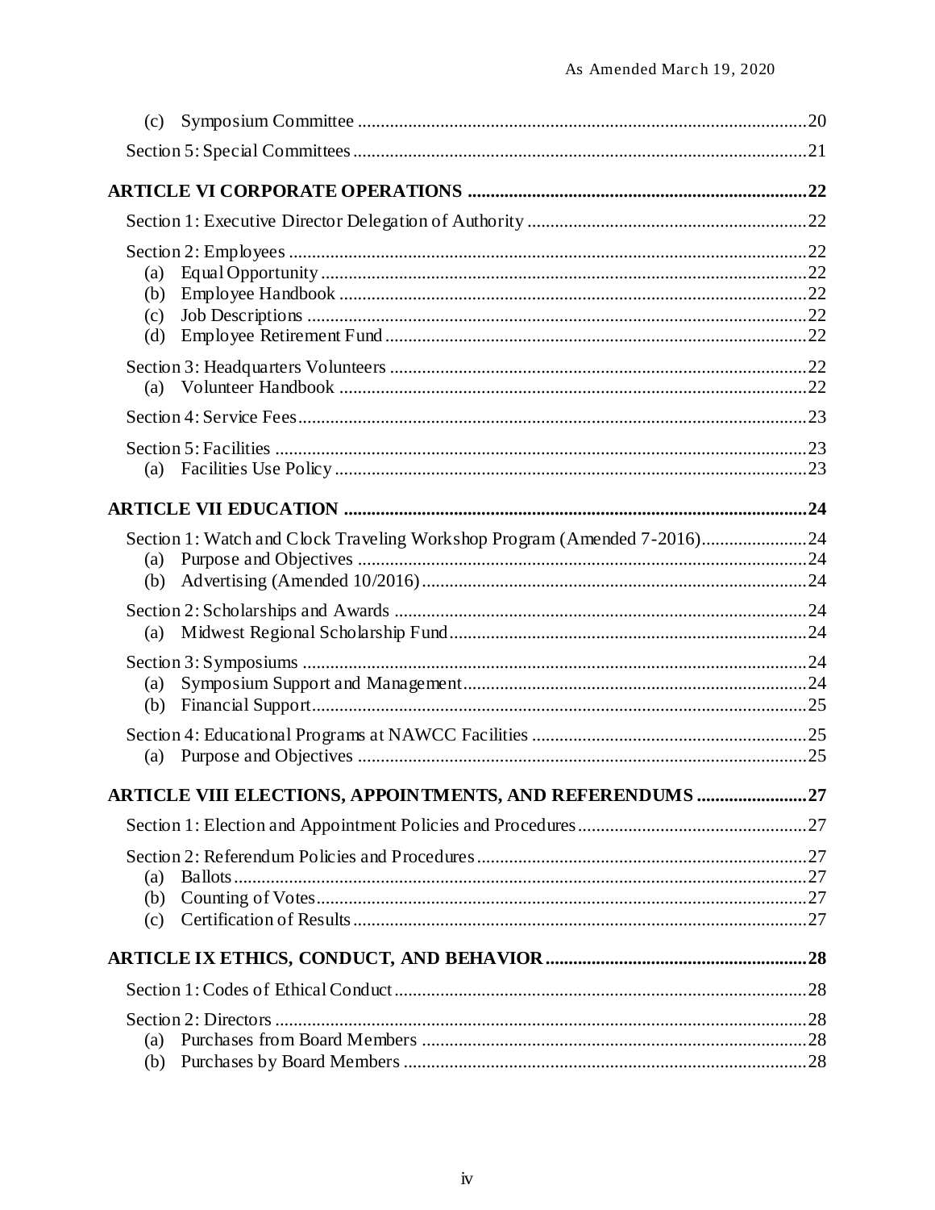(c) Symposium Committee ....................................................................................................20

Section 5: Special Committees ...........................................................................................21

**ARTICLE VI CORPORATE OPERATIONS ........................................................................22**

Section 1: Executive Director Delegation of Authority ......................................................22

Section 2: Employees ..........................................................................................................22
(a) Equal Opportunity .......................................................................................................22
(b) Employee Handbook ....................................................................................................22
(c) Job Descriptions ..........................................................................................................22
(d) Employee Retirement Fund .........................................................................................22

Section 3: Headquarters Volunteers ....................................................................................22
(a) Volunteer Handbook ....................................................................................................22

Section 4: Service Fees ........................................................................................................23

Section 5: Facilities .............................................................................................................23
(a) Facilities Use Policy .....................................................................................................23

**ARTICLE VII EDUCATION ...................................................................................................24**

Section 1: Watch and Clock Traveling Workshop Program (Amended 7-2016) ...................24
(a) Purpose and Objectives ...............................................................................................24
(b) Advertising (Amended 10/2016) ..................................................................................24

Section 2: Scholarships and Awards ...................................................................................24
(a) Midwest Regional Scholarship Fund ...........................................................................24

Section 3: Symposiums .......................................................................................................24
(a) Symposium Support and Management .........................................................................24
(b) Financial Support .........................................................................................................25

Section 4: Educational Programs at NAWCC Facilities ......................................................25
(a) Purpose and Objectives ...............................................................................................25

**ARTICLE VIII ELECTIONS, APPOINTMENTS, AND REFERENDUMS .........................27**

Section 1: Election and Appointment Policies and Procedures ...........................................27

Section 2: Referendum Policies and Procedures .................................................................27
(a) Ballots .........................................................................................................................27
(b) Counting of Votes ........................................................................................................27
(c) Certification of Results ...............................................................................................27

**ARTICLE IX ETHICS, CONDUCT, AND BEHAVIOR ........................................................28**

Section 1: Codes of Ethical Conduct ...................................................................................28

Section 2: Directors .............................................................................................................28
(a) Purchases from Board Members .................................................................................28
(b) Purchases by Board Members .....................................................................................28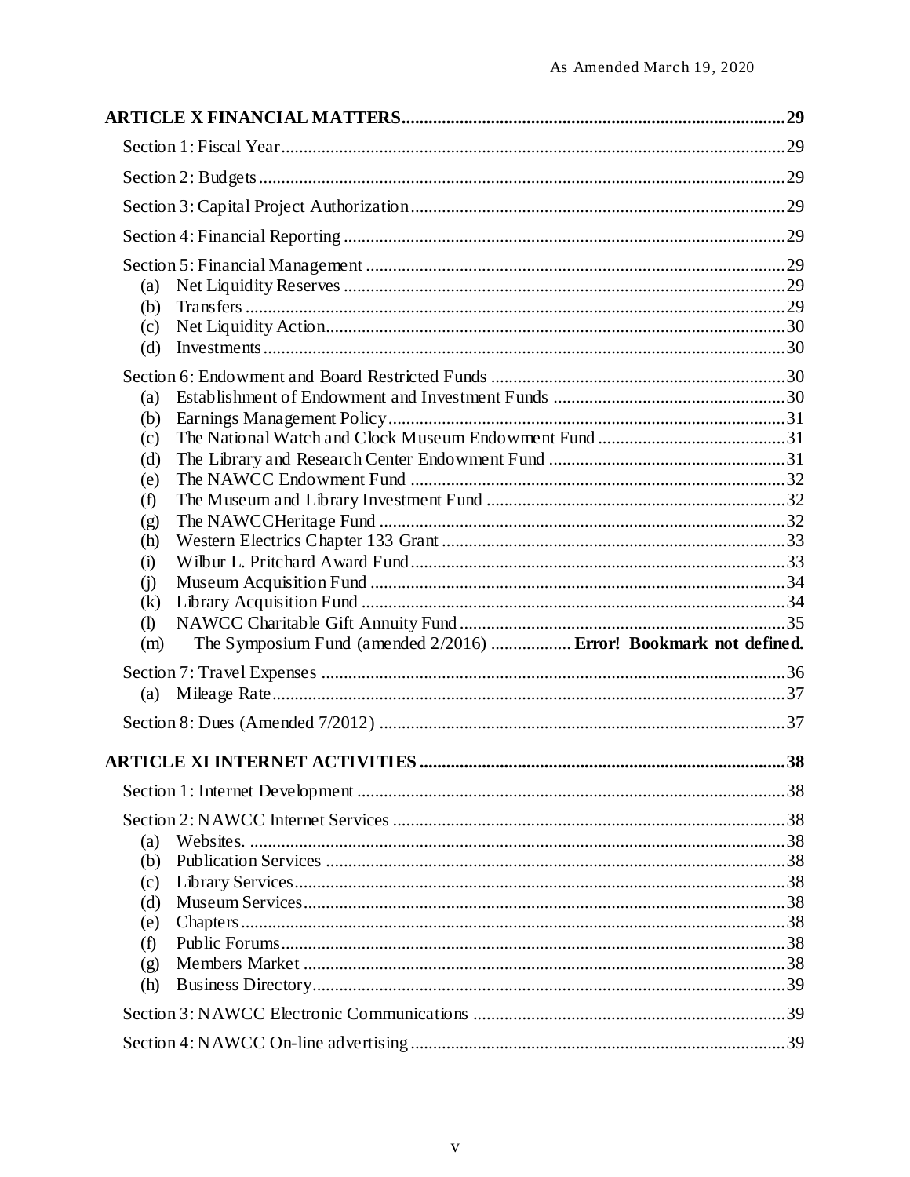**ARTICLE X FINANCIAL MATTERS** ..... 29

Section 1: Fiscal Year ..... 29

Section 2: Budgets ..... 29

Section 3: Capital Project Authorization ..... 29

Section 4: Financial Reporting ..... 29

Section 5: Financial Management ..... 29

- (a) Net Liquidity Reserves ..... 29
- (b) Transfers ..... 29
- (c) Net Liquidity Action ..... 30
- (d) Investments ..... 30

Section 6: Endowment and Board Restricted Funds ..... 30

- (a) Establishment of Endowment and Investment Funds ..... 30
- (b) Earnings Management Policy ..... 31
- (c) The National Watch and Clock Museum Endowment Fund ..... 31
- (d) The Library and Research Center Endowment Fund ..... 31
- (e) The NAWCC Endowment Fund ..... 32
- (f) The Museum and Library Investment Fund ..... 32
- (g) The NAWCCHeritage Fund ..... 32
- (h) Western Electrics Chapter 133 Grant ..... 33
- (i) Wilbur L. Pritchard Award Fund ..... 33
- (j) Museum Acquisition Fund ..... 34
- (k) Library Acquisition Fund ..... 34
- (l) NAWCC Charitable Gift Annuity Fund ..... 35
- (m) The Symposium Fund (amended 2/2016) ..... **Error! Bookmark not defined.**

Section 7: Travel Expenses ..... 36

- (a) Mileage Rate ..... 37

Section 8: Dues (Amended 7/2012) ..... 37

**ARTICLE XI INTERNET ACTIVITIES** ..... 38

Section 1: Internet Development ..... 38

Section 2: NAWCC Internet Services ..... 38

- (a) Websites. ..... 38
- (b) Publication Services ..... 38
- (c) Library Services ..... 38
- (d) Museum Services ..... 38
- (e) Chapters ..... 38
- (f) Public Forums ..... 38
- (g) Members Market ..... 38
- (h) Business Directory ..... 39

Section 3: NAWCC Electronic Communications ..... 39

Section 4: NAWCC On-line advertising ..... 39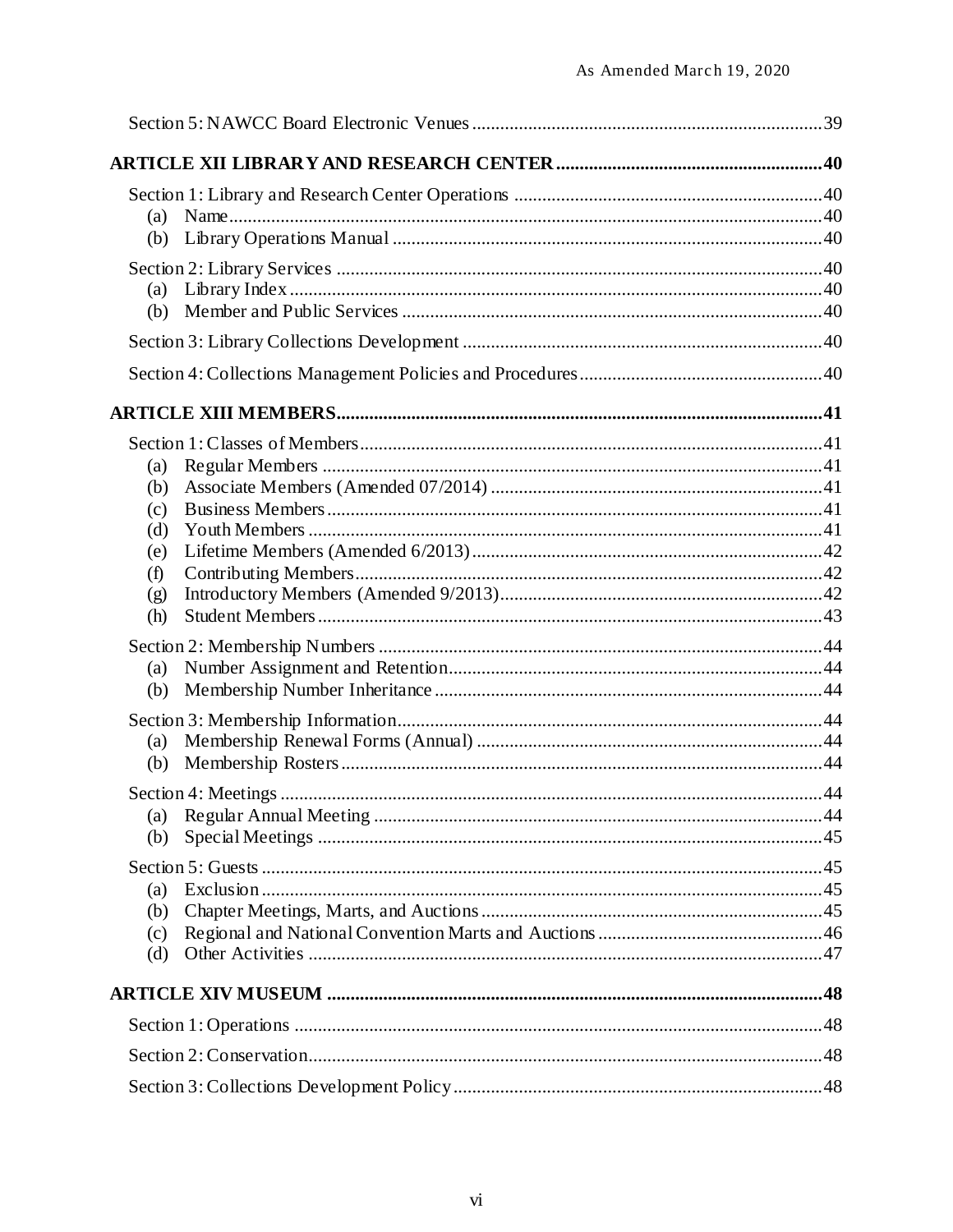Section 5: NAWCC Board Electronic Venues ....................................................................39

**ARTICLE XII LIBRARY AND RESEARCH CENTER .....................................................40**

Section 1: Library and Research Center Operations ...........................................................40
- (a) Name.......................................................................................................................40
- (b) Library Operations Manual ......................................................................................40

Section 2: Library Services ...................................................................................................40
- (a) Library Index ...........................................................................................................40
- (b) Member and Public Services ....................................................................................40

Section 3: Library Collections Development ........................................................................40

Section 4: Collections Management Policies and Procedures...............................................40

**ARTICLE XIII MEMBERS..................................................................................................41**

Section 1: Classes of Members..............................................................................................41
- (a) Regular Members .....................................................................................................41
- (b) Associate Members (Amended 07/2014) .................................................................41
- (c) Business Members....................................................................................................41
- (d) Youth Members ........................................................................................................41
- (e) Lifetime Members (Amended 6/2013) .....................................................................42
- (f) Contributing Members..............................................................................................42
- (g) Introductory Members (Amended 9/2013)................................................................42
- (h) Student Members ......................................................................................................43

Section 2: Membership Numbers ..........................................................................................44
- (a) Number Assignment and Retention...........................................................................44
- (b) Membership Number Inheritance .............................................................................44

Section 3: Membership Information......................................................................................44
- (a) Membership Renewal Forms (Annual) .....................................................................44
- (b) Membership Rosters .................................................................................................44

Section 4: Meetings ..............................................................................................................44
- (a) Regular Annual Meeting ..........................................................................................44
- (b) Special Meetings ......................................................................................................45

Section 5: Guests ..................................................................................................................45
- (a) Exclusion..................................................................................................................45
- (b) Chapter Meetings, Marts, and Auctions ...................................................................45
- (c) Regional and National Convention Marts and Auctions ..........................................46
- (d) Other Activities ........................................................................................................47

**ARTICLE XIV MUSEUM ....................................................................................................48**

Section 1: Operations ...........................................................................................................48

Section 2: Conservation........................................................................................................48

Section 3: Collections Development Policy .........................................................................48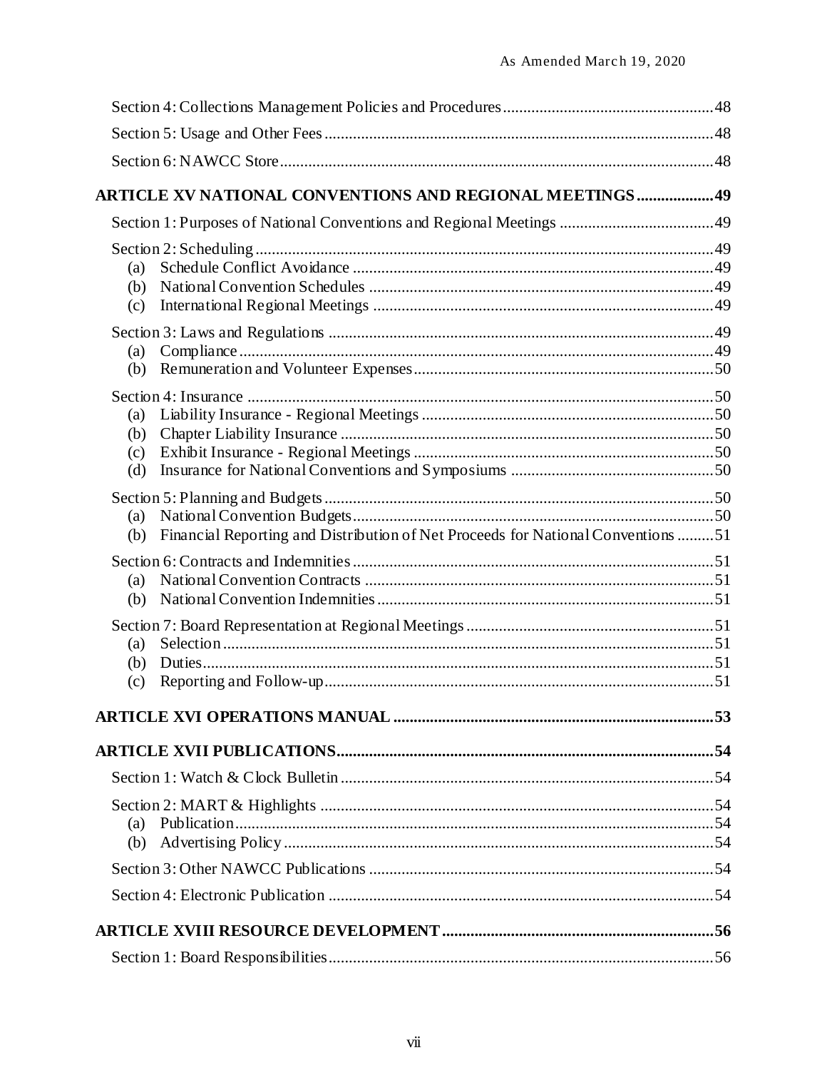Section 4: Collections Management Policies and Procedures....................................................48

Section 5: Usage and Other Fees...............................................................................................48

Section 6: NAWCC Store..........................................................................................................48

**ARTICLE XV NATIONAL CONVENTIONS AND REGIONAL MEETINGS...................49**

Section 1: Purposes of National Conventions and Regional Meetings ......................................49

Section 2: Scheduling................................................................................................................49
- (a) Schedule Conflict Avoidance ........................................................................................49
- (b) National Convention Schedules ....................................................................................49
- (c) International Regional Meetings ...................................................................................49

Section 3: Laws and Regulations ..............................................................................................49
- (a) Compliance...................................................................................................................49
- (b) Remuneration and Volunteer Expenses.........................................................................50

Section 4: Insurance ..................................................................................................................50
- (a) Liability Insurance - Regional Meetings .......................................................................50
- (b) Chapter Liability Insurance ...........................................................................................50
- (c) Exhibit Insurance - Regional Meetings .........................................................................50
- (d) Insurance for National Conventions and Symposiums .................................................50

Section 5: Planning and Budgets...............................................................................................50
- (a) National Convention Budgets........................................................................................50
- (b) Financial Reporting and Distribution of Net Proceeds for National Conventions .........51

Section 6: Contracts and Indemnities........................................................................................51
- (a) National Convention Contracts .....................................................................................51
- (b) National Convention Indemnities..................................................................................51

Section 7: Board Representation at Regional Meetings.............................................................51
- (a) Selection........................................................................................................................51
- (b) Duties.............................................................................................................................51
- (c) Reporting and Follow-up...............................................................................................51

**ARTICLE XVI OPERATIONS MANUAL ..............................................................................53**

**ARTICLE XVII PUBLICATIONS............................................................................................54**

Section 1: Watch & Clock Bulletin ...........................................................................................54

Section 2: MART & Highlights ................................................................................................54
- (a) Publication.....................................................................................................................54
- (b) Advertising Policy.........................................................................................................54

Section 3: Other NAWCC Publications ....................................................................................54

Section 4: Electronic Publication ..............................................................................................54

**ARTICLE XVIII RESOURCE DEVELOPMENT..................................................................56**

Section 1: Board Responsibilities..............................................................................................56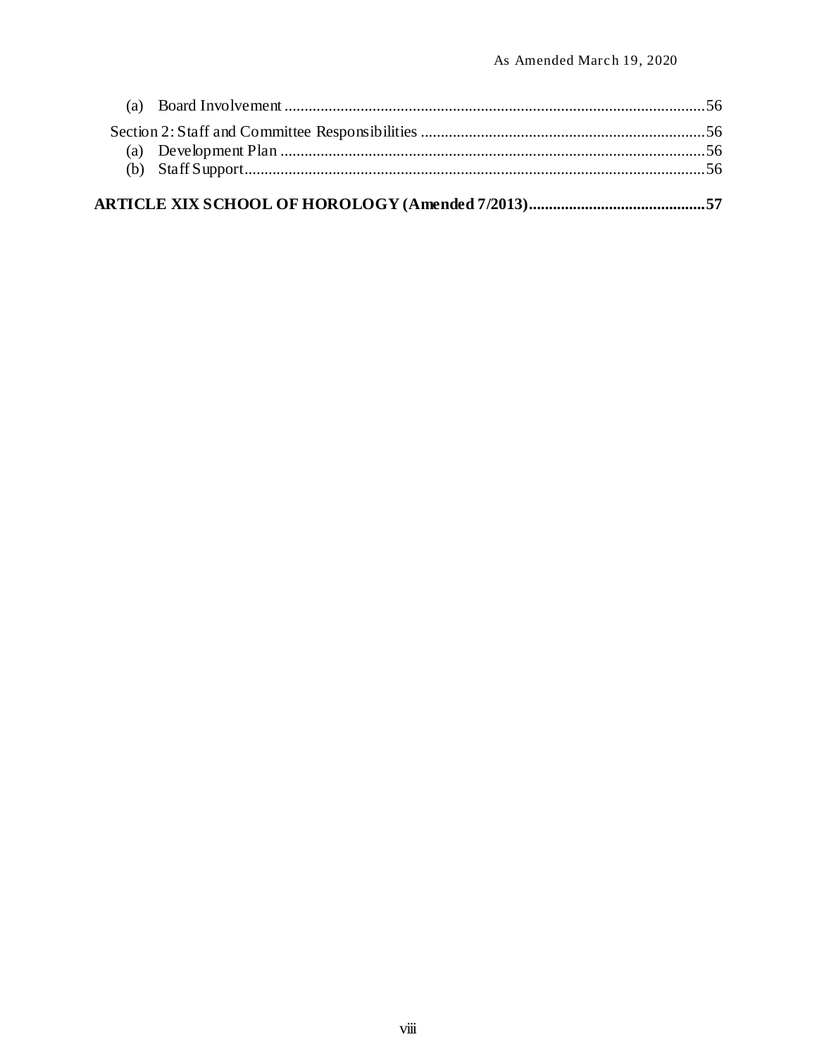(a) Board Involvement ........................................................................................................56

Section 2: Staff and Committee Responsibilities ......................................................................56

(a) Development Plan .........................................................................................................56

(b) Staff Support..................................................................................................................56

**ARTICLE XIX SCHOOL OF HOROLOGY (Amended 7/2013)............................................57**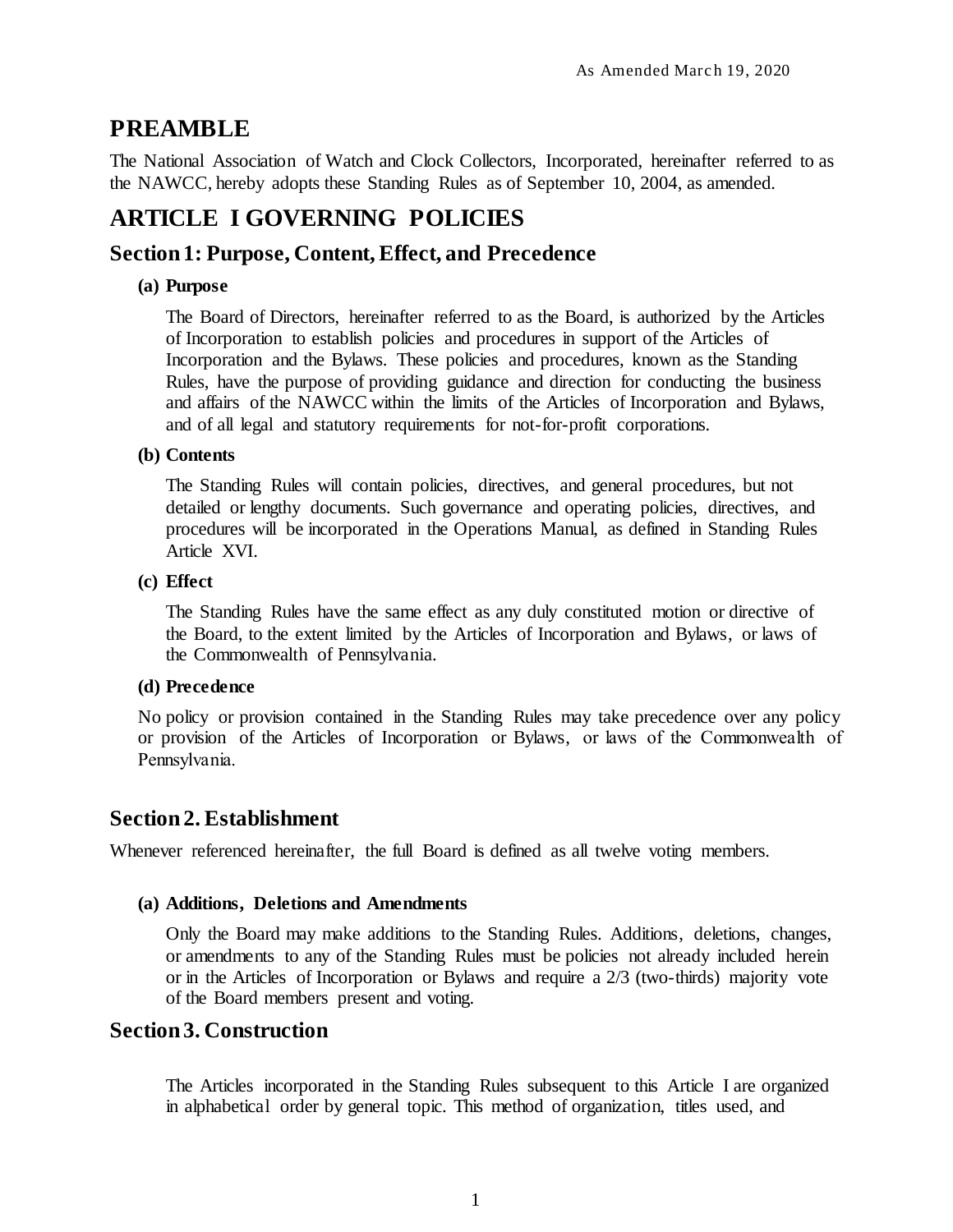As Amended March 19, 2020

# PREAMBLE

The National Association of Watch and Clock Collectors, Incorporated, hereinafter referred to as the NAWCC, hereby adopts these Standing Rules as of September 10, 2004, as amended.

# ARTICLE I GOVERNING POLICIES

## Section 1: Purpose, Content, Effect, and Precedence

**(a) Purpose**

The Board of Directors, hereinafter referred to as the Board, is authorized by the Articles of Incorporation to establish policies and procedures in support of the Articles of Incorporation and the Bylaws. These policies and procedures, known as the Standing Rules, have the purpose of providing guidance and direction for conducting the business and affairs of the NAWCC within the limits of the Articles of Incorporation and Bylaws, and of all legal and statutory requirements for not-for-profit corporations.

**(b) Contents**

The Standing Rules will contain policies, directives, and general procedures, but not detailed or lengthy documents. Such governance and operating policies, directives, and procedures will be incorporated in the Operations Manual, as defined in Standing Rules Article XVI.

**(c) Effect**

The Standing Rules have the same effect as any duly constituted motion or directive of the Board, to the extent limited by the Articles of Incorporation and Bylaws, or laws of the Commonwealth of Pennsylvania.

**(d) Precedence**

No policy or provision contained in the Standing Rules may take precedence over any policy or provision of the Articles of Incorporation or Bylaws, or laws of the Commonwealth of Pennsylvania.

## Section 2. Establishment

Whenever referenced hereinafter, the full Board is defined as all twelve voting members.

**(a) Additions, Deletions and Amendments**

Only the Board may make additions to the Standing Rules. Additions, deletions, changes, or amendments to any of the Standing Rules must be policies not already included herein or in the Articles of Incorporation or Bylaws and require a 2/3 (two-thirds) majority vote of the Board members present and voting.

## Section 3. Construction

The Articles incorporated in the Standing Rules subsequent to this Article I are organized in alphabetical order by general topic. This method of organization, titles used, and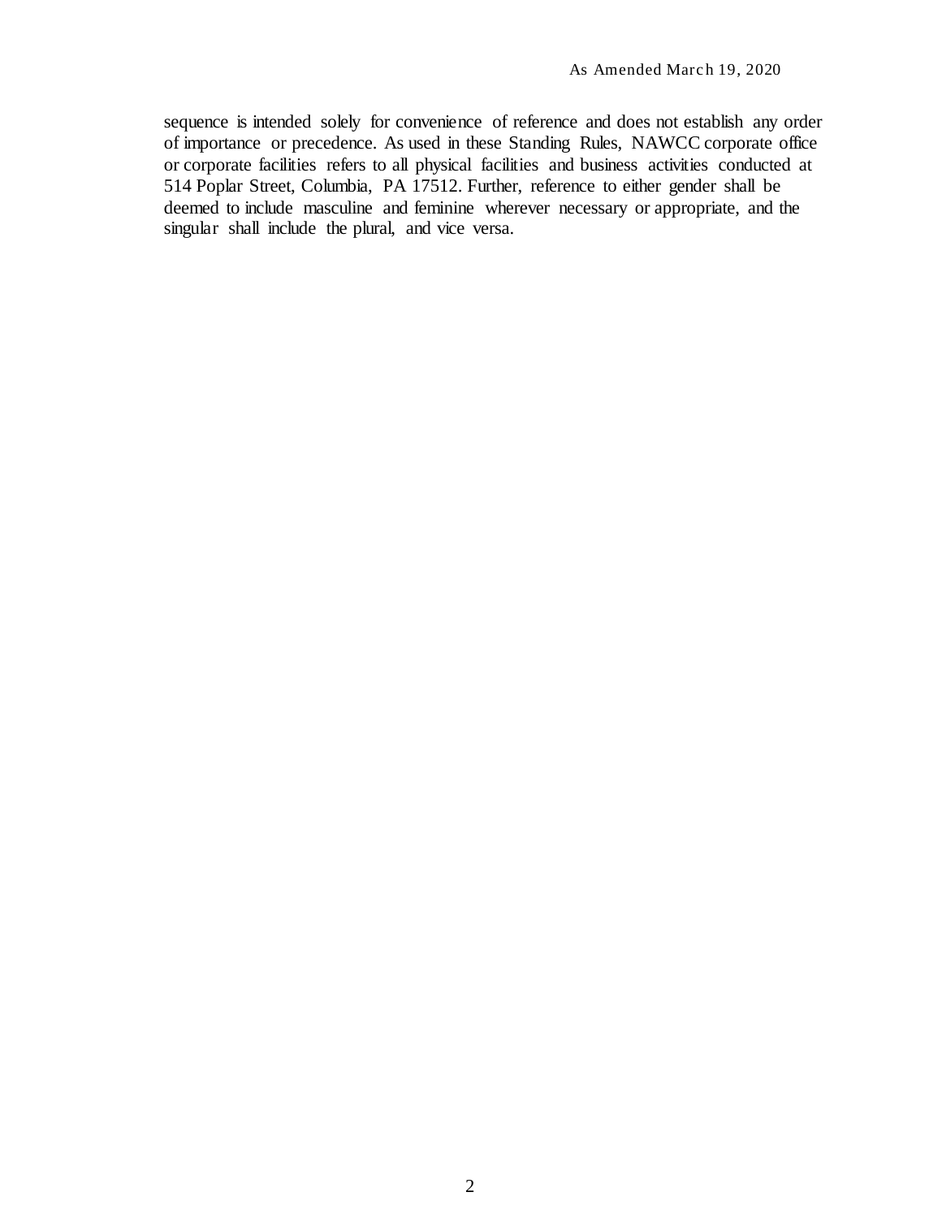sequence is intended solely for convenience of reference and does not establish any order of importance or precedence. As used in these Standing Rules, NAWCC corporate office or corporate facilities refers to all physical facilities and business activities conducted at 514 Poplar Street, Columbia, PA 17512. Further, reference to either gender shall be deemed to include masculine and feminine wherever necessary or appropriate, and the singular shall include the plural, and vice versa.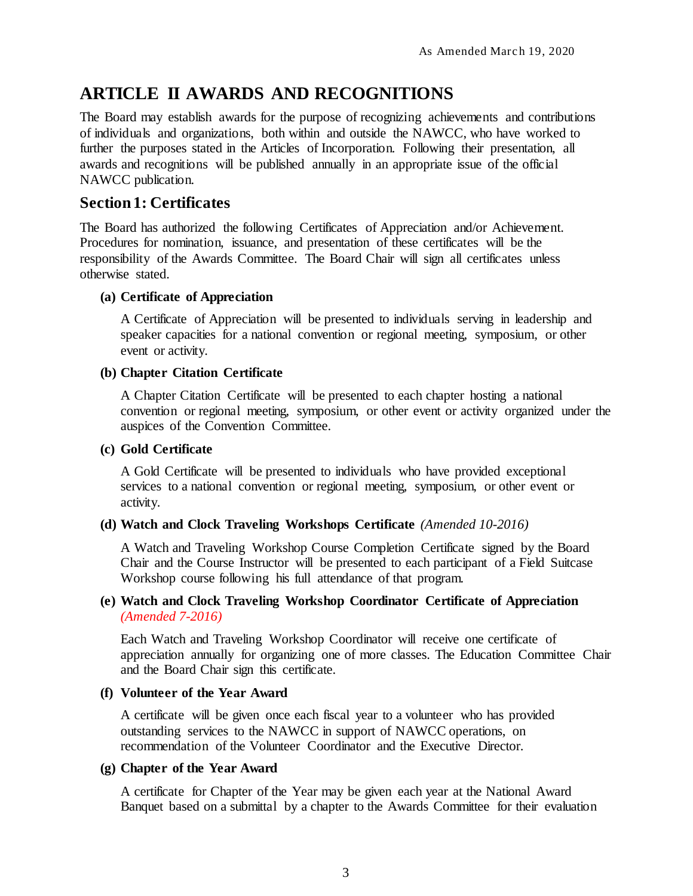As Amended March 19, 2020

# ARTICLE II AWARDS AND RECOGNITIONS

The Board may establish awards for the purpose of recognizing achievements and contributions of individuals and organizations, both within and outside the NAWCC, who have worked to further the purposes stated in the Articles of Incorporation. Following their presentation, all awards and recognitions will be published annually in an appropriate issue of the official NAWCC publication.

## Section 1: Certificates

The Board has authorized the following Certificates of Appreciation and/or Achievement. Procedures for nomination, issuance, and presentation of these certificates will be the responsibility of the Awards Committee. The Board Chair will sign all certificates unless otherwise stated.

**(a) Certificate of Appreciation**

A Certificate of Appreciation will be presented to individuals serving in leadership and speaker capacities for a national convention or regional meeting, symposium, or other event or activity.

**(b) Chapter Citation Certificate**

A Chapter Citation Certificate will be presented to each chapter hosting a national convention or regional meeting, symposium, or other event or activity organized under the auspices of the Convention Committee.

**(c) Gold Certificate**

A Gold Certificate will be presented to individuals who have provided exceptional services to a national convention or regional meeting, symposium, or other event or activity.

**(d) Watch and Clock Traveling Workshops Certificate** *(Amended 10-2016)*

A Watch and Traveling Workshop Course Completion Certificate signed by the Board Chair and the Course Instructor will be presented to each participant of a Field Suitcase Workshop course following his full attendance of that program.

**(e) Watch and Clock Traveling Workshop Coordinator Certificate of Appreciation** *(Amended 7-2016)*

Each Watch and Traveling Workshop Coordinator will receive one certificate of appreciation annually for organizing one of more classes. The Education Committee Chair and the Board Chair sign this certificate.

**(f) Volunteer of the Year Award**

A certificate will be given once each fiscal year to a volunteer who has provided outstanding services to the NAWCC in support of NAWCC operations, on recommendation of the Volunteer Coordinator and the Executive Director.

**(g) Chapter of the Year Award**

A certificate for Chapter of the Year may be given each year at the National Award Banquet based on a submittal by a chapter to the Awards Committee for their evaluation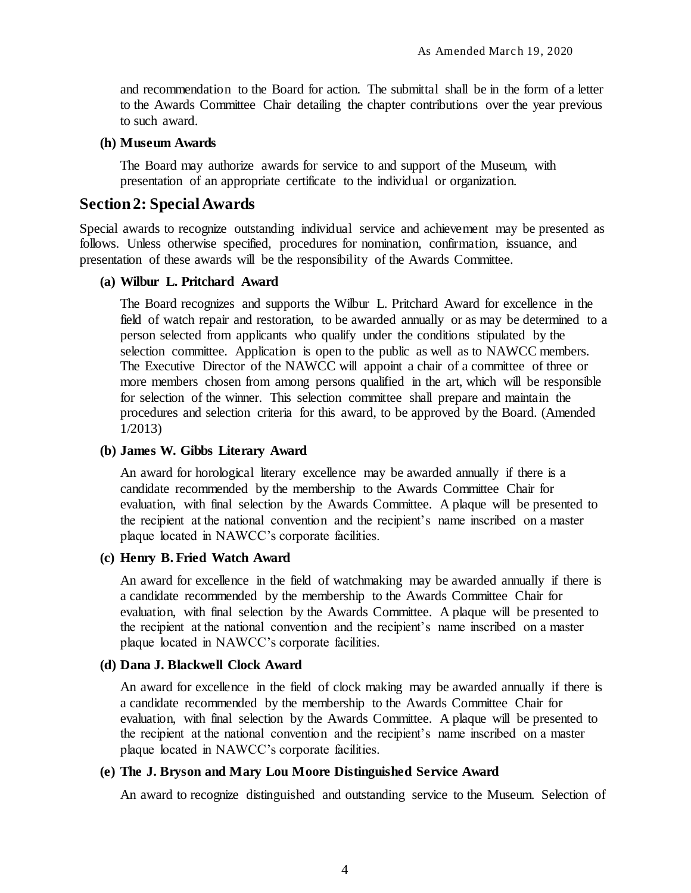and recommendation to the Board for action. The submittal shall be in the form of a letter to the Awards Committee Chair detailing the chapter contributions over the year previous to such award.

**(h) Museum Awards**

The Board may authorize awards for service to and support of the Museum, with presentation of an appropriate certificate to the individual or organization.

## Section 2: Special Awards

Special awards to recognize outstanding individual service and achievement may be presented as follows. Unless otherwise specified, procedures for nomination, confirmation, issuance, and presentation of these awards will be the responsibility of the Awards Committee.

**(a) Wilbur L. Pritchard Award**

The Board recognizes and supports the Wilbur L. Pritchard Award for excellence in the field of watch repair and restoration, to be awarded annually or as may be determined to a person selected from applicants who qualify under the conditions stipulated by the selection committee. Application is open to the public as well as to NAWCC members. The Executive Director of the NAWCC will appoint a chair of a committee of three or more members chosen from among persons qualified in the art, which will be responsible for selection of the winner. This selection committee shall prepare and maintain the procedures and selection criteria for this award, to be approved by the Board. (Amended 1/2013)

**(b) James W. Gibbs Literary Award**

An award for horological literary excellence may be awarded annually if there is a candidate recommended by the membership to the Awards Committee Chair for evaluation, with final selection by the Awards Committee. A plaque will be presented to the recipient at the national convention and the recipient's name inscribed on a master plaque located in NAWCC's corporate facilities.

**(c) Henry B. Fried Watch Award**

An award for excellence in the field of watchmaking may be awarded annually if there is a candidate recommended by the membership to the Awards Committee Chair for evaluation, with final selection by the Awards Committee. A plaque will be presented to the recipient at the national convention and the recipient's name inscribed on a master plaque located in NAWCC's corporate facilities.

**(d) Dana J. Blackwell Clock Award**

An award for excellence in the field of clock making may be awarded annually if there is a candidate recommended by the membership to the Awards Committee Chair for evaluation, with final selection by the Awards Committee. A plaque will be presented to the recipient at the national convention and the recipient's name inscribed on a master plaque located in NAWCC's corporate facilities.

**(e) The J. Bryson and Mary Lou Moore Distinguished Service Award**

An award to recognize distinguished and outstanding service to the Museum. Selection of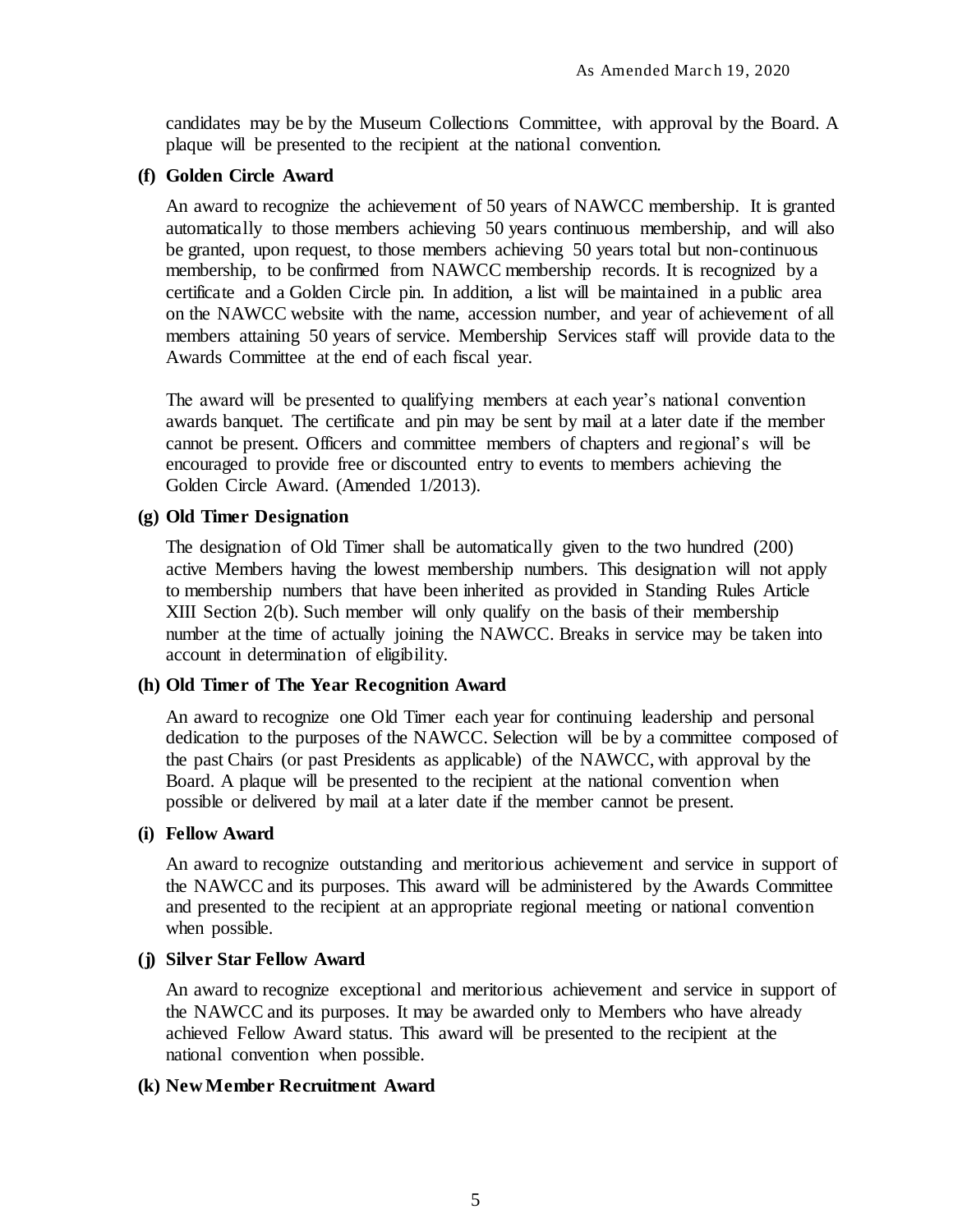candidates may be by the Museum Collections Committee, with approval by the Board. A plaque will be presented to the recipient at the national convention.

**(f) Golden Circle Award**

An award to recognize the achievement of 50 years of NAWCC membership. It is granted automatically to those members achieving 50 years continuous membership, and will also be granted, upon request, to those members achieving 50 years total but non-continuous membership, to be confirmed from NAWCC membership records. It is recognized by a certificate and a Golden Circle pin. In addition, a list will be maintained in a public area on the NAWCC website with the name, accession number, and year of achievement of all members attaining 50 years of service. Membership Services staff will provide data to the Awards Committee at the end of each fiscal year.

The award will be presented to qualifying members at each year's national convention awards banquet. The certificate and pin may be sent by mail at a later date if the member cannot be present. Officers and committee members of chapters and regional's will be encouraged to provide free or discounted entry to events to members achieving the Golden Circle Award. (Amended 1/2013).

**(g) Old Timer Designation**

The designation of Old Timer shall be automatically given to the two hundred (200) active Members having the lowest membership numbers. This designation will not apply to membership numbers that have been inherited as provided in Standing Rules Article XIII Section 2(b). Such member will only qualify on the basis of their membership number at the time of actually joining the NAWCC. Breaks in service may be taken into account in determination of eligibility.

**(h) Old Timer of The Year Recognition Award**

An award to recognize one Old Timer each year for continuing leadership and personal dedication to the purposes of the NAWCC. Selection will be by a committee composed of the past Chairs (or past Presidents as applicable) of the NAWCC, with approval by the Board. A plaque will be presented to the recipient at the national convention when possible or delivered by mail at a later date if the member cannot be present.

**(i) Fellow Award**

An award to recognize outstanding and meritorious achievement and service in support of the NAWCC and its purposes. This award will be administered by the Awards Committee and presented to the recipient at an appropriate regional meeting or national convention when possible.

**(j) Silver Star Fellow Award**

An award to recognize exceptional and meritorious achievement and service in support of the NAWCC and its purposes. It may be awarded only to Members who have already achieved Fellow Award status. This award will be presented to the recipient at the national convention when possible.

**(k) New Member Recruitment Award**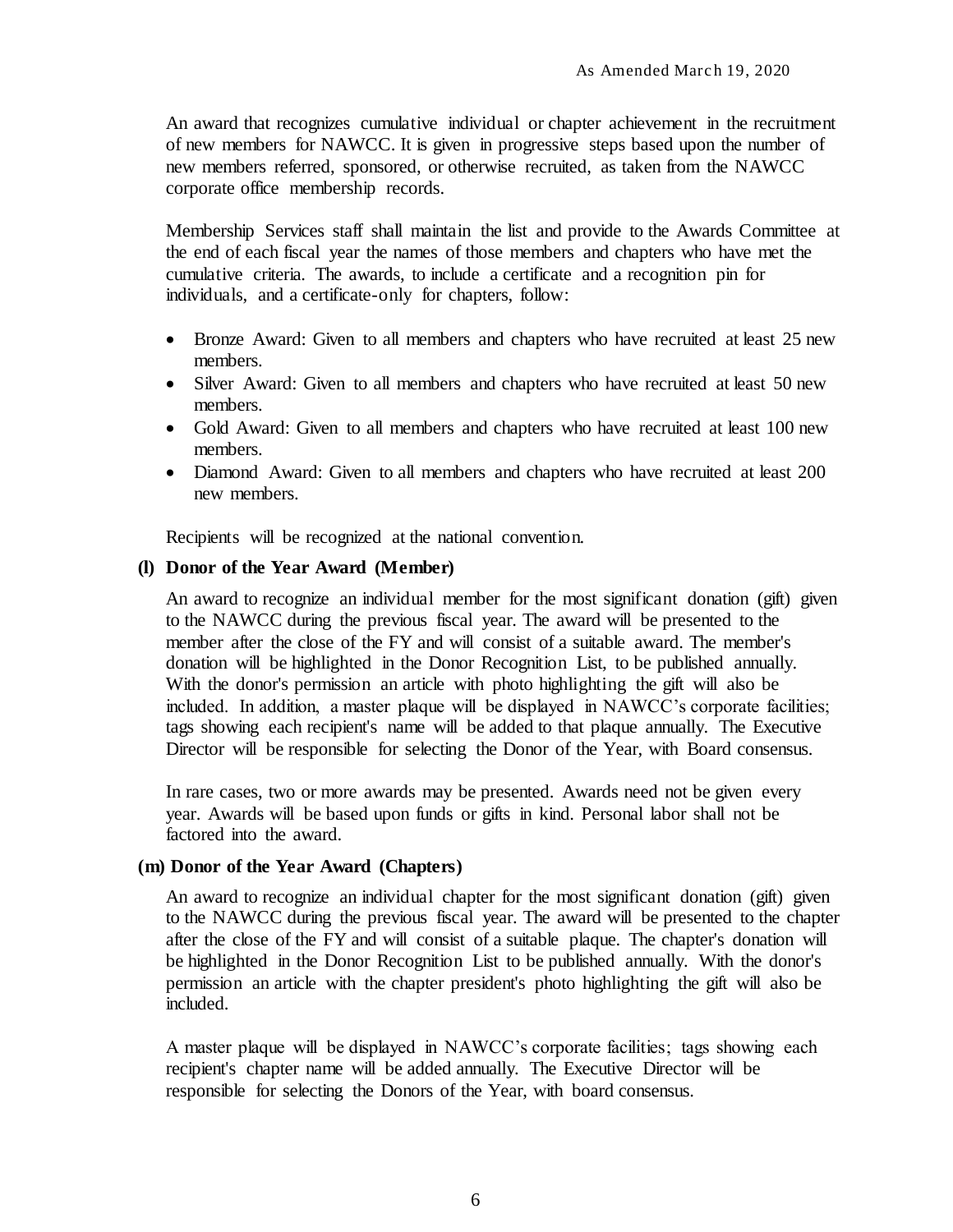An award that recognizes cumulative individual or chapter achievement in the recruitment of new members for NAWCC. It is given in progressive steps based upon the number of new members referred, sponsored, or otherwise recruited, as taken from the NAWCC corporate office membership records.

Membership Services staff shall maintain the list and provide to the Awards Committee at the end of each fiscal year the names of those members and chapters who have met the cumulative criteria. The awards, to include a certificate and a recognition pin for individuals, and a certificate-only for chapters, follow:

- Bronze Award: Given to all members and chapters who have recruited at least 25 new members.
- Silver Award: Given to all members and chapters who have recruited at least 50 new members.
- Gold Award: Given to all members and chapters who have recruited at least 100 new members.
- Diamond Award: Given to all members and chapters who have recruited at least 200 new members.

Recipients will be recognized at the national convention.

**(l) Donor of the Year Award (Member)**

An award to recognize an individual member for the most significant donation (gift) given to the NAWCC during the previous fiscal year. The award will be presented to the member after the close of the FY and will consist of a suitable award. The member's donation will be highlighted in the Donor Recognition List, to be published annually. With the donor's permission an article with photo highlighting the gift will also be included. In addition, a master plaque will be displayed in NAWCC's corporate facilities; tags showing each recipient's name will be added to that plaque annually. The Executive Director will be responsible for selecting the Donor of the Year, with Board consensus.

In rare cases, two or more awards may be presented. Awards need not be given every year. Awards will be based upon funds or gifts in kind. Personal labor shall not be factored into the award.

**(m) Donor of the Year Award (Chapters)**

An award to recognize an individual chapter for the most significant donation (gift) given to the NAWCC during the previous fiscal year. The award will be presented to the chapter after the close of the FY and will consist of a suitable plaque. The chapter's donation will be highlighted in the Donor Recognition List to be published annually. With the donor's permission an article with the chapter president's photo highlighting the gift will also be included.

A master plaque will be displayed in NAWCC's corporate facilities; tags showing each recipient's chapter name will be added annually. The Executive Director will be responsible for selecting the Donors of the Year, with board consensus.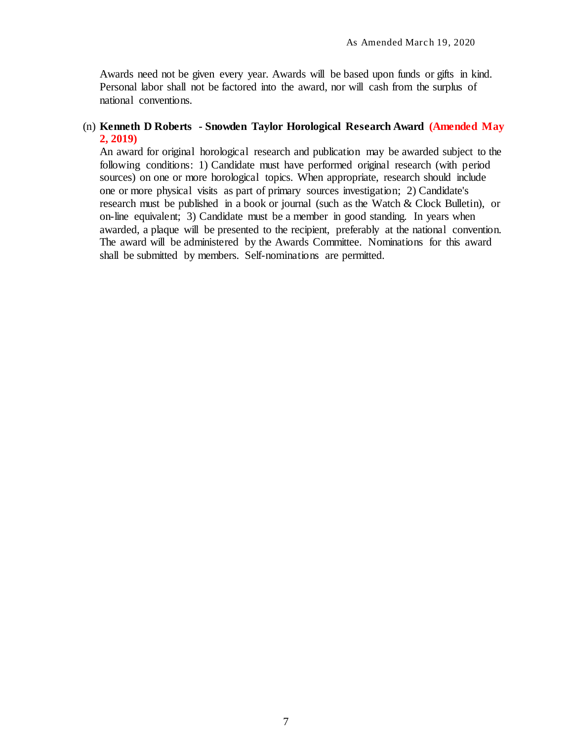Awards need not be given every year. Awards will be based upon funds or gifts in kind. Personal labor shall not be factored into the award, nor will cash from the surplus of national conventions.

(n) **Kenneth D Roberts - Snowden Taylor Horological Research Award (Amended May 2, 2019)**
An award for original horological research and publication may be awarded subject to the following conditions: 1) Candidate must have performed original research (with period sources) on one or more horological topics. When appropriate, research should include one or more physical visits as part of primary sources investigation; 2) Candidate's research must be published in a book or journal (such as the Watch & Clock Bulletin), or on-line equivalent; 3) Candidate must be a member in good standing. In years when awarded, a plaque will be presented to the recipient, preferably at the national convention. The award will be administered by the Awards Committee. Nominations for this award shall be submitted by members. Self-nominations are permitted.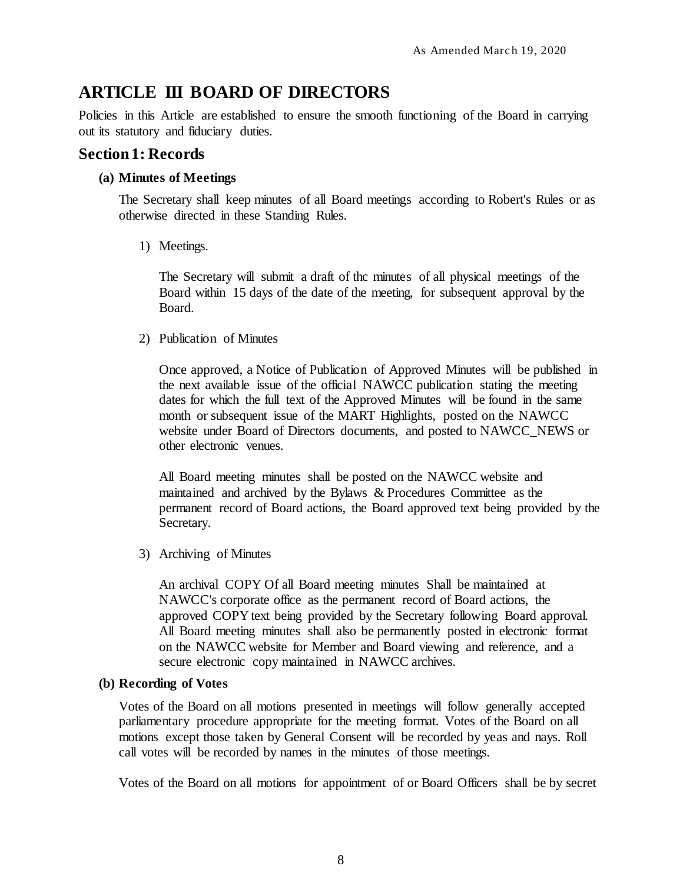# ARTICLE III BOARD OF DIRECTORS

Policies in this Article are established to ensure the smooth functioning of the Board in carrying out its statutory and fiduciary duties.

## Section 1: Records

### (a) Minutes of Meetings

The Secretary shall keep minutes of all Board meetings according to Robert's Rules or as otherwise directed in these Standing Rules.

1) Meetings.

   The Secretary will submit a draft of thc minutes of all physical meetings of the Board within 15 days of the date of the meeting, for subsequent approval by the Board.

2) Publication of Minutes

   Once approved, a Notice of Publication of Approved Minutes will be published in the next available issue of the official NAWCC publication stating the meeting dates for which the full text of the Approved Minutes will be found in the same month or subsequent issue of the MART Highlights, posted on the NAWCC website under Board of Directors documents, and posted to NAWCC_NEWS or other electronic venues.

   All Board meeting minutes shall be posted on the NAWCC website and maintained and archived by the Bylaws & Procedures Committee as the permanent record of Board actions, the Board approved text being provided by the Secretary.

3) Archiving of Minutes

   An archival COPY Of all Board meeting minutes Shall be maintained at NAWCC's corporate office as the permanent record of Board actions, the approved COPY text being provided by the Secretary following Board approval. All Board meeting minutes shall also be permanently posted in electronic format on the NAWCC website for Member and Board viewing and reference, and a secure electronic copy maintained in NAWCC archives.

### (b) Recording of Votes

Votes of the Board on all motions presented in meetings will follow generally accepted parliamentary procedure appropriate for the meeting format. Votes of the Board on all motions except those taken by General Consent will be recorded by yeas and nays. Roll call votes will be recorded by names in the minutes of those meetings.

Votes of the Board on all motions for appointment of or Board Officers shall be by secret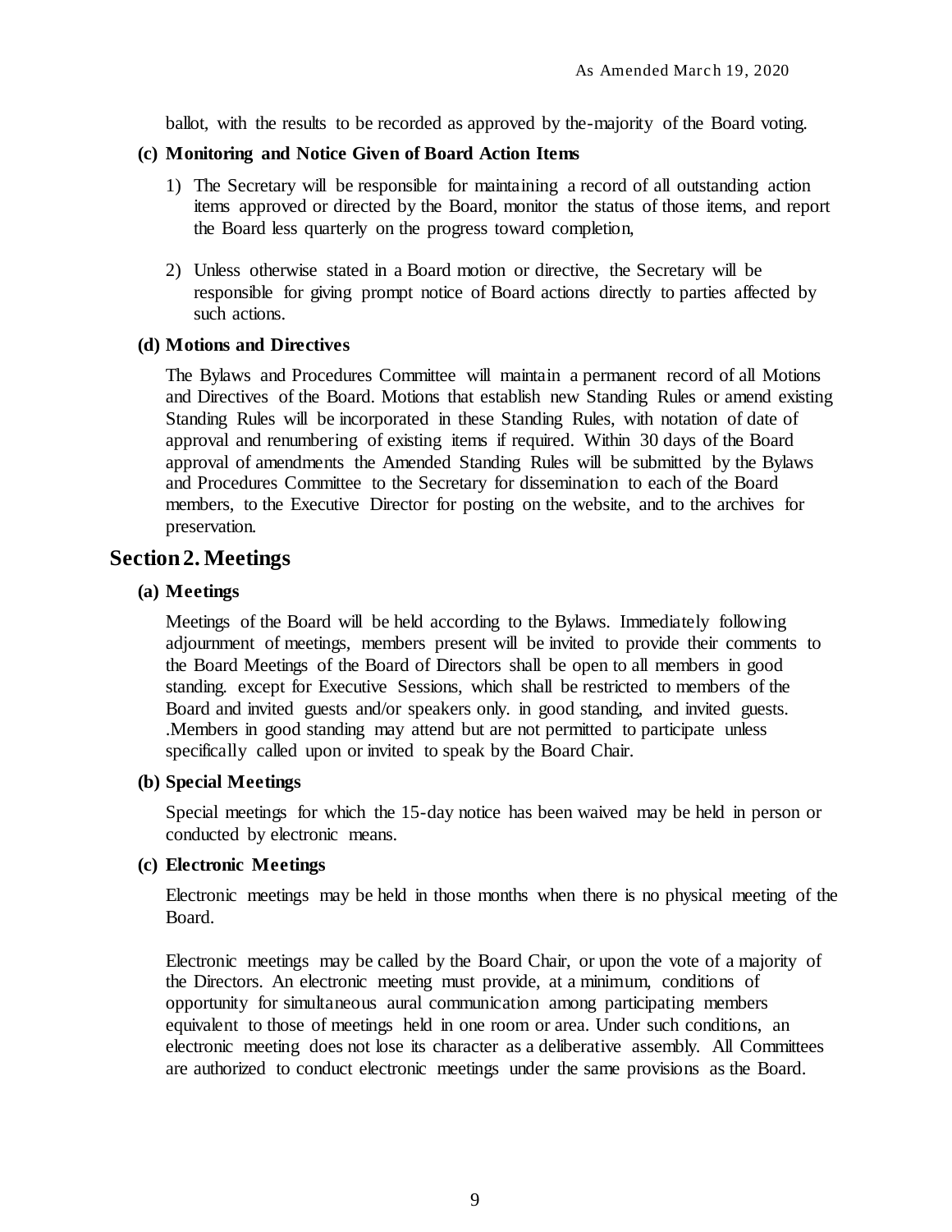ballot, with the results to be recorded as approved by the-majority of the Board voting.

**(c) Monitoring and Notice Given of Board Action Items**

1) The Secretary will be responsible for maintaining a record of all outstanding action items approved or directed by the Board, monitor the status of those items, and report the Board less quarterly on the progress toward completion,

2) Unless otherwise stated in a Board motion or directive, the Secretary will be responsible for giving prompt notice of Board actions directly to parties affected by such actions.

**(d) Motions and Directives**

The Bylaws and Procedures Committee will maintain a permanent record of all Motions and Directives of the Board. Motions that establish new Standing Rules or amend existing Standing Rules will be incorporated in these Standing Rules, with notation of date of approval and renumbering of existing items if required. Within 30 days of the Board approval of amendments the Amended Standing Rules will be submitted by the Bylaws and Procedures Committee to the Secretary for dissemination to each of the Board members, to the Executive Director for posting on the website, and to the archives for preservation.

## Section 2. Meetings

**(a) Meetings**

Meetings of the Board will be held according to the Bylaws. Immediately following adjournment of meetings, members present will be invited to provide their comments to the Board Meetings of the Board of Directors shall be open to all members in good standing. except for Executive Sessions, which shall be restricted to members of the Board and invited guests and/or speakers only. in good standing, and invited guests. .Members in good standing may attend but are not permitted to participate unless specifically called upon or invited to speak by the Board Chair.

**(b) Special Meetings**

Special meetings for which the 15-day notice has been waived may be held in person or conducted by electronic means.

**(c) Electronic Meetings**

Electronic meetings may be held in those months when there is no physical meeting of the Board.

Electronic meetings may be called by the Board Chair, or upon the vote of a majority of the Directors. An electronic meeting must provide, at a minimum, conditions of opportunity for simultaneous aural communication among participating members equivalent to those of meetings held in one room or area. Under such conditions, an electronic meeting does not lose its character as a deliberative assembly. All Committees are authorized to conduct electronic meetings under the same provisions as the Board.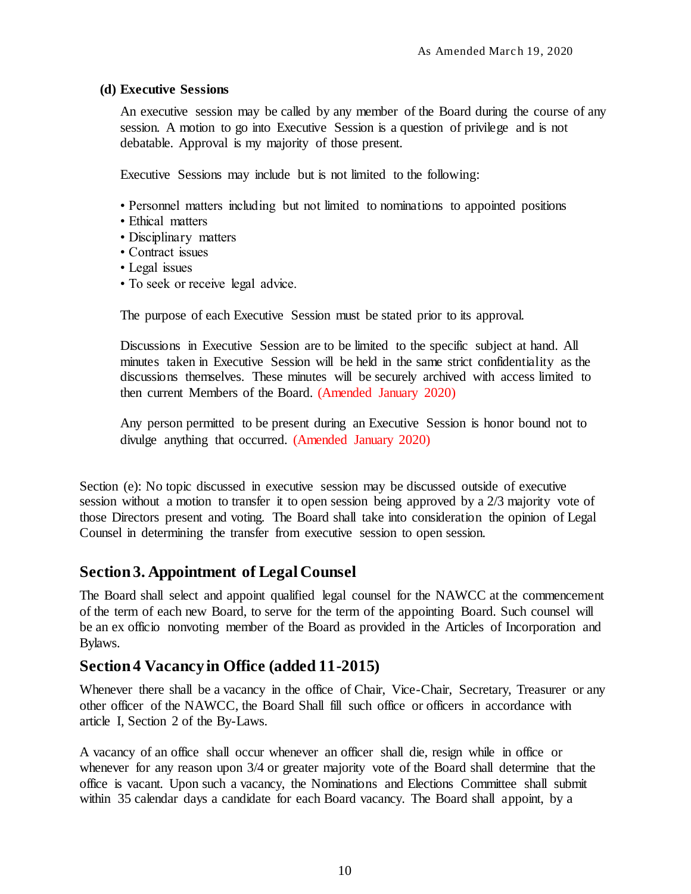**(d) Executive Sessions**

An executive session may be called by any member of the Board during the course of any session. A motion to go into Executive Session is a question of privilege and is not debatable. Approval is my majority of those present.

Executive Sessions may include but is not limited to the following:

- Personnel matters including but not limited to nominations to appointed positions
- Ethical matters
- Disciplinary matters
- Contract issues
- Legal issues
- To seek or receive legal advice.

The purpose of each Executive Session must be stated prior to its approval.

Discussions in Executive Session are to be limited to the specific subject at hand. All minutes taken in Executive Session will be held in the same strict confidentiality as the discussions themselves. These minutes will be securely archived with access limited to then current Members of the Board. (Amended January 2020)

Any person permitted to be present during an Executive Session is honor bound not to divulge anything that occurred. (Amended January 2020)

Section (e): No topic discussed in executive session may be discussed outside of executive session without a motion to transfer it to open session being approved by a 2/3 majority vote of those Directors present and voting. The Board shall take into consideration the opinion of Legal Counsel in determining the transfer from executive session to open session.

## Section 3. Appointment of Legal Counsel

The Board shall select and appoint qualified legal counsel for the NAWCC at the commencement of the term of each new Board, to serve for the term of the appointing Board. Such counsel will be an ex officio nonvoting member of the Board as provided in the Articles of Incorporation and Bylaws.

## Section 4 Vacancy in Office (added 11-2015)

Whenever there shall be a vacancy in the office of Chair, Vice-Chair, Secretary, Treasurer or any other officer of the NAWCC, the Board Shall fill such office or officers in accordance with article I, Section 2 of the By-Laws.

A vacancy of an office shall occur whenever an officer shall die, resign while in office or whenever for any reason upon 3/4 or greater majority vote of the Board shall determine that the office is vacant. Upon such a vacancy, the Nominations and Elections Committee shall submit within 35 calendar days a candidate for each Board vacancy. The Board shall appoint, by a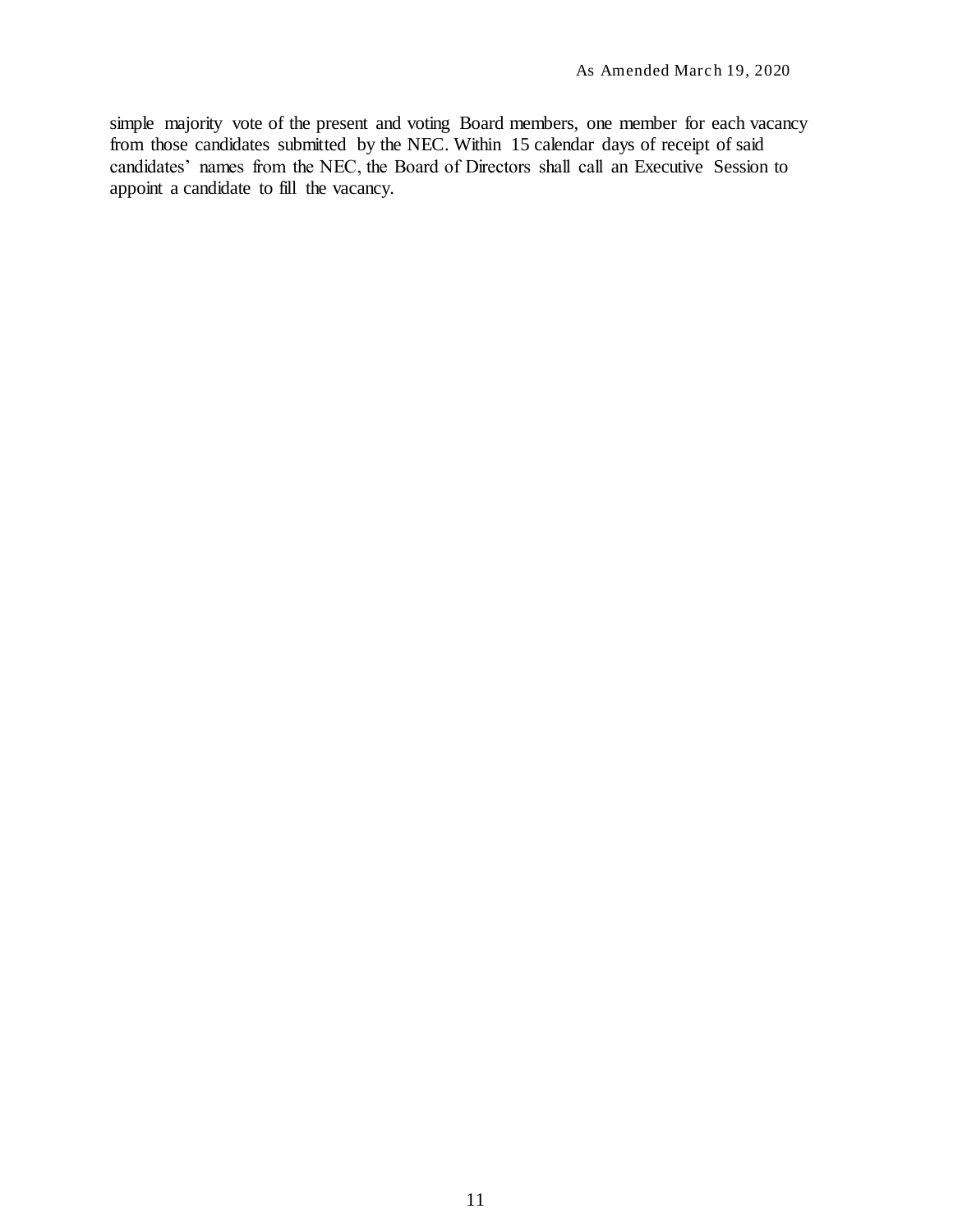simple majority vote of the present and voting Board members, one member for each vacancy from those candidates submitted by the NEC. Within 15 calendar days of receipt of said candidates' names from the NEC, the Board of Directors shall call an Executive Session to appoint a candidate to fill the vacancy.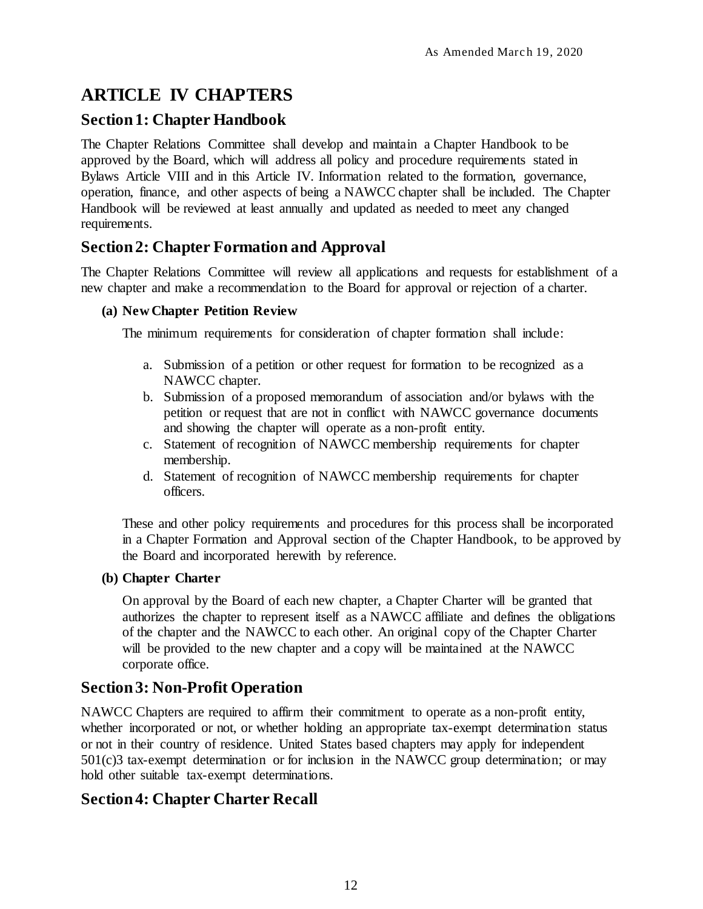# ARTICLE IV CHAPTERS

## Section 1: Chapter Handbook

The Chapter Relations Committee shall develop and maintain a Chapter Handbook to be approved by the Board, which will address all policy and procedure requirements stated in Bylaws Article VIII and in this Article IV. Information related to the formation, governance, operation, finance, and other aspects of being a NAWCC chapter shall be included. The Chapter Handbook will be reviewed at least annually and updated as needed to meet any changed requirements.

## Section 2: Chapter Formation and Approval

The Chapter Relations Committee will review all applications and requests for establishment of a new chapter and make a recommendation to the Board for approval or rejection of a charter.

### (a) New Chapter Petition Review

The minimum requirements for consideration of chapter formation shall include:

a. Submission of a petition or other request for formation to be recognized as a NAWCC chapter.
b. Submission of a proposed memorandum of association and/or bylaws with the petition or request that are not in conflict with NAWCC governance documents and showing the chapter will operate as a non-profit entity.
c. Statement of recognition of NAWCC membership requirements for chapter membership.
d. Statement of recognition of NAWCC membership requirements for chapter officers.

These and other policy requirements and procedures for this process shall be incorporated in a Chapter Formation and Approval section of the Chapter Handbook, to be approved by the Board and incorporated herewith by reference.

### (b) Chapter Charter

On approval by the Board of each new chapter, a Chapter Charter will be granted that authorizes the chapter to represent itself as a NAWCC affiliate and defines the obligations of the chapter and the NAWCC to each other. An original copy of the Chapter Charter will be provided to the new chapter and a copy will be maintained at the NAWCC corporate office.

## Section 3: Non-Profit Operation

NAWCC Chapters are required to affirm their commitment to operate as a non-profit entity, whether incorporated or not, or whether holding an appropriate tax-exempt determination status or not in their country of residence. United States based chapters may apply for independent 501(c)3 tax-exempt determination or for inclusion in the NAWCC group determination; or may hold other suitable tax-exempt determinations.

## Section 4: Chapter Charter Recall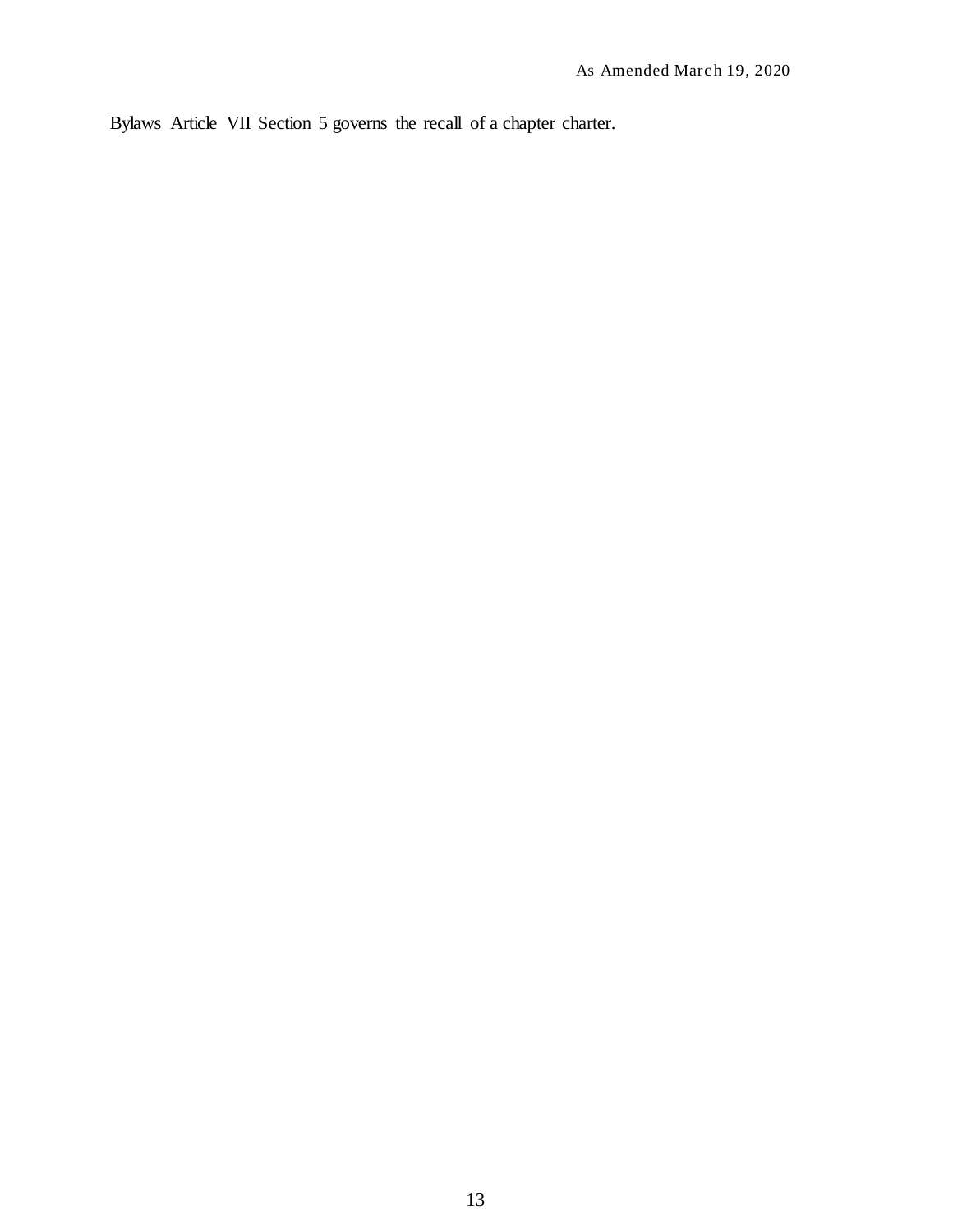Bylaws Article VII Section 5 governs the recall of a chapter charter.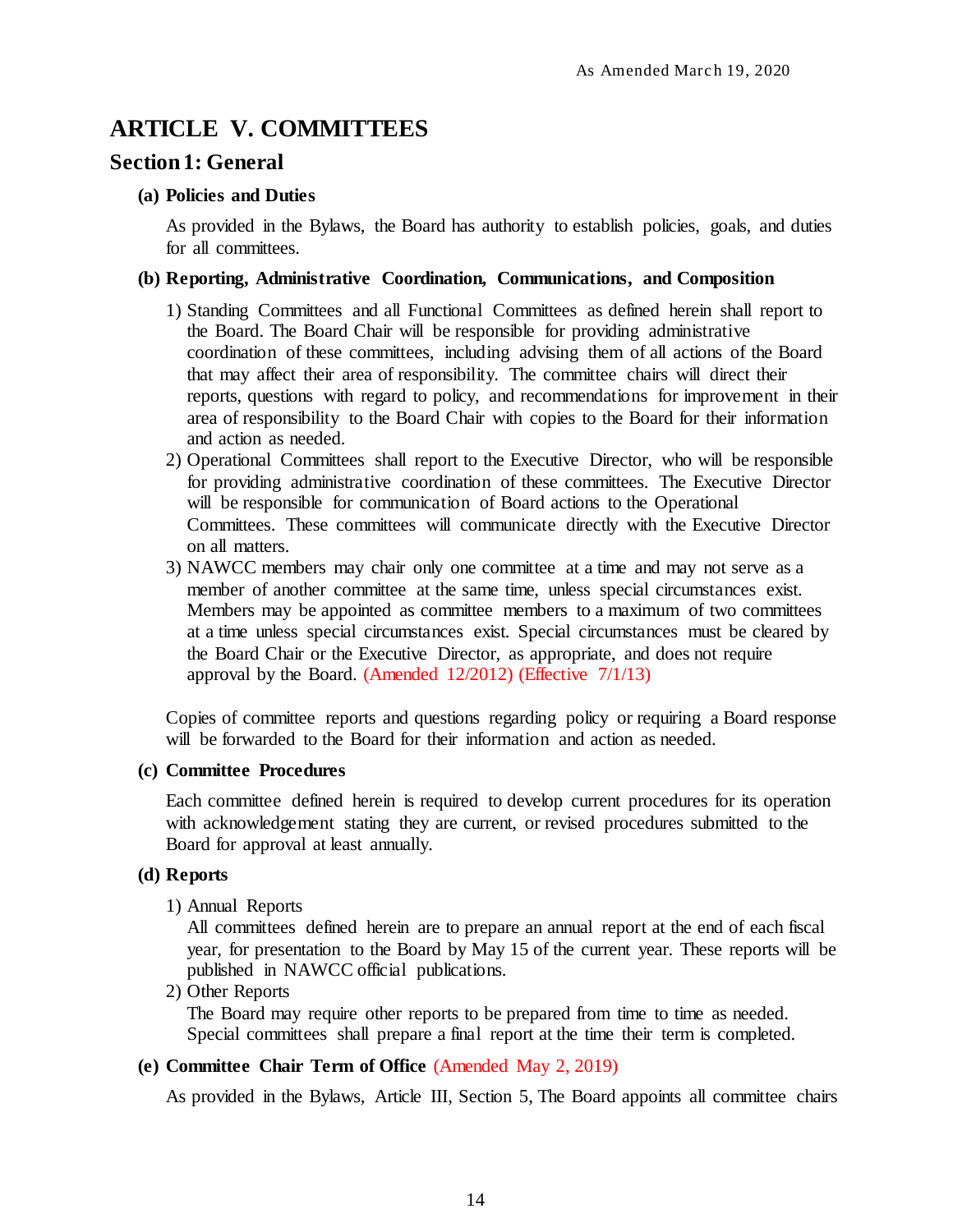# ARTICLE V. COMMITTEES

## Section 1: General

### (a) Policies and Duties

As provided in the Bylaws, the Board has authority to establish policies, goals, and duties for all committees.

### (b) Reporting, Administrative Coordination, Communications, and Composition

1) Standing Committees and all Functional Committees as defined herein shall report to the Board. The Board Chair will be responsible for providing administrative coordination of these committees, including advising them of all actions of the Board that may affect their area of responsibility. The committee chairs will direct their reports, questions with regard to policy, and recommendations for improvement in their area of responsibility to the Board Chair with copies to the Board for their information and action as needed.
2) Operational Committees shall report to the Executive Director, who will be responsible for providing administrative coordination of these committees. The Executive Director will be responsible for communication of Board actions to the Operational Committees. These committees will communicate directly with the Executive Director on all matters.
3) NAWCC members may chair only one committee at a time and may not serve as a member of another committee at the same time, unless special circumstances exist. Members may be appointed as committee members to a maximum of two committees at a time unless special circumstances exist. Special circumstances must be cleared by the Board Chair or the Executive Director, as appropriate, and does not require approval by the Board. (Amended 12/2012) (Effective 7/1/13)

Copies of committee reports and questions regarding policy or requiring a Board response will be forwarded to the Board for their information and action as needed.

### (c) Committee Procedures

Each committee defined herein is required to develop current procedures for its operation with acknowledgement stating they are current, or revised procedures submitted to the Board for approval at least annually.

### (d) Reports

1) Annual Reports
   All committees defined herein are to prepare an annual report at the end of each fiscal year, for presentation to the Board by May 15 of the current year. These reports will be published in NAWCC official publications.
2) Other Reports
   The Board may require other reports to be prepared from time to time as needed. Special committees shall prepare a final report at the time their term is completed.

### (e) Committee Chair Term of Office (Amended May 2, 2019)

As provided in the Bylaws, Article III, Section 5, The Board appoints all committee chairs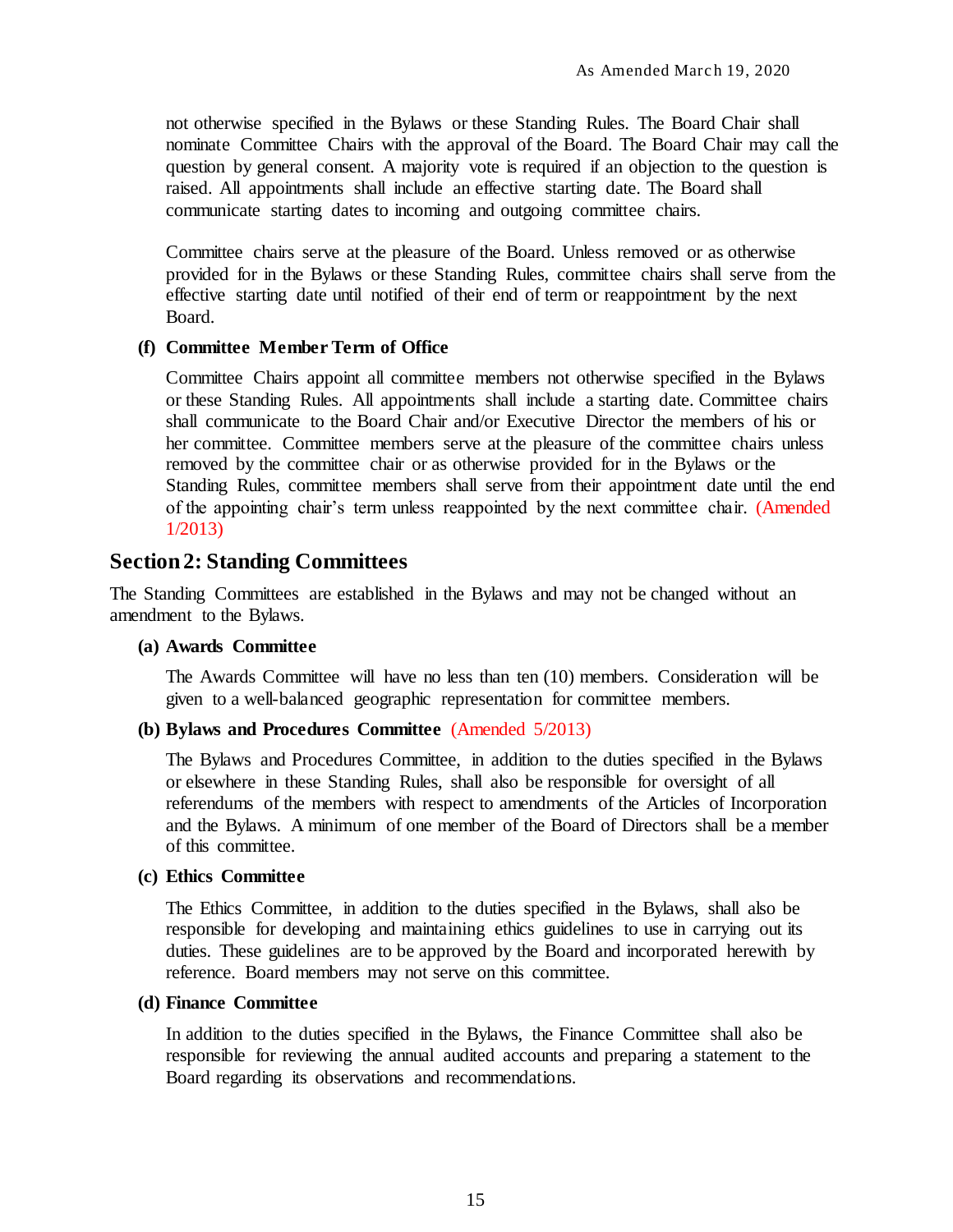not otherwise specified in the Bylaws or these Standing Rules. The Board Chair shall nominate Committee Chairs with the approval of the Board. The Board Chair may call the question by general consent. A majority vote is required if an objection to the question is raised. All appointments shall include an effective starting date. The Board shall communicate starting dates to incoming and outgoing committee chairs.

Committee chairs serve at the pleasure of the Board. Unless removed or as otherwise provided for in the Bylaws or these Standing Rules, committee chairs shall serve from the effective starting date until notified of their end of term or reappointment by the next Board.

**(f) Committee Member Term of Office**

Committee Chairs appoint all committee members not otherwise specified in the Bylaws or these Standing Rules. All appointments shall include a starting date. Committee chairs shall communicate to the Board Chair and/or Executive Director the members of his or her committee. Committee members serve at the pleasure of the committee chairs unless removed by the committee chair or as otherwise provided for in the Bylaws or the Standing Rules, committee members shall serve from their appointment date until the end of the appointing chair's term unless reappointed by the next committee chair. (Amended 1/2013)

## Section 2: Standing Committees

The Standing Committees are established in the Bylaws and may not be changed without an amendment to the Bylaws.

**(a) Awards Committee**

The Awards Committee will have no less than ten (10) members. Consideration will be given to a well-balanced geographic representation for committee members.

**(b) Bylaws and Procedures Committee** (Amended 5/2013)

The Bylaws and Procedures Committee, in addition to the duties specified in the Bylaws or elsewhere in these Standing Rules, shall also be responsible for oversight of all referendums of the members with respect to amendments of the Articles of Incorporation and the Bylaws. A minimum of one member of the Board of Directors shall be a member of this committee.

**(c) Ethics Committee**

The Ethics Committee, in addition to the duties specified in the Bylaws, shall also be responsible for developing and maintaining ethics guidelines to use in carrying out its duties. These guidelines are to be approved by the Board and incorporated herewith by reference. Board members may not serve on this committee.

**(d) Finance Committee**

In addition to the duties specified in the Bylaws, the Finance Committee shall also be responsible for reviewing the annual audited accounts and preparing a statement to the Board regarding its observations and recommendations.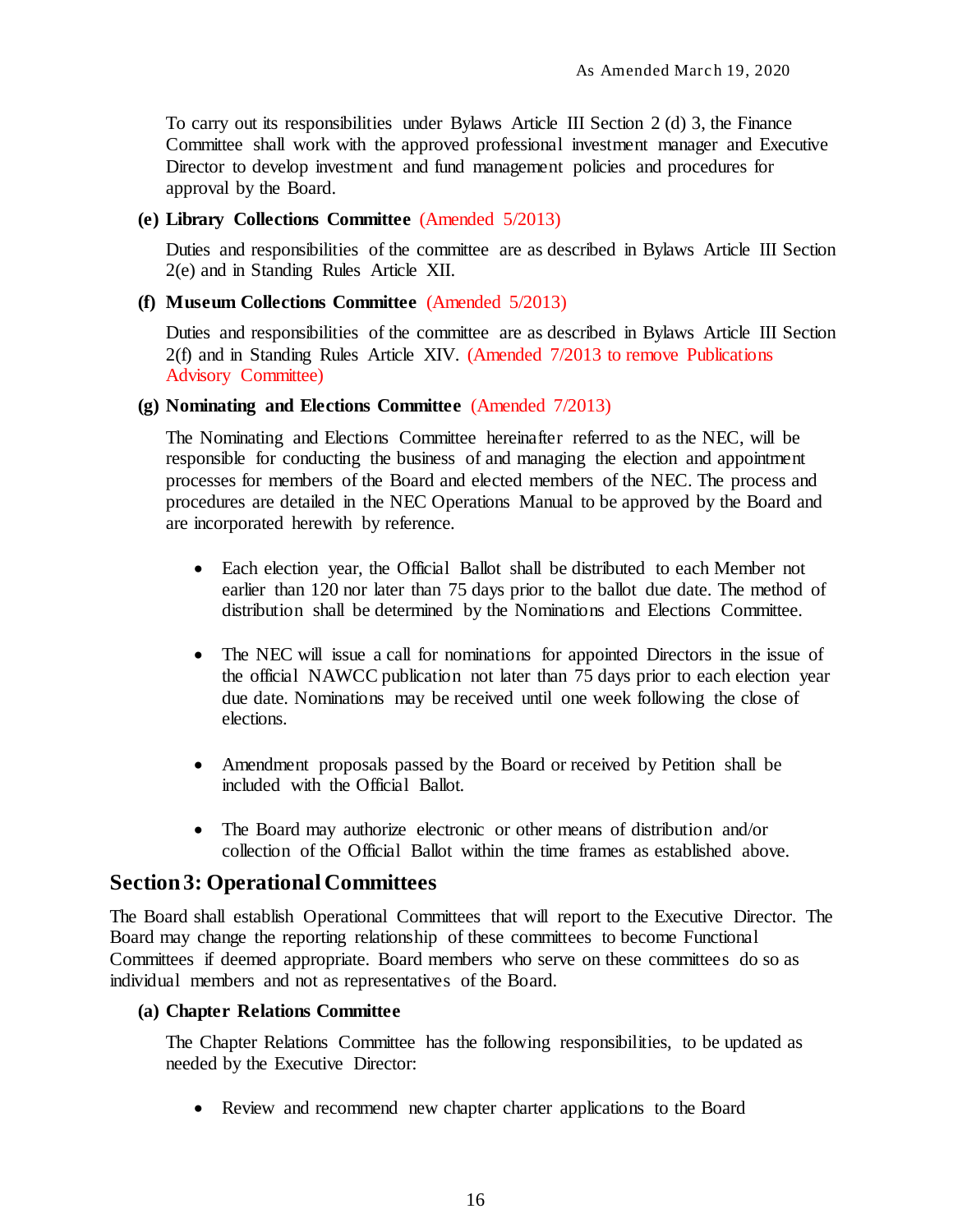To carry out its responsibilities under Bylaws Article III Section 2 (d) 3, the Finance Committee shall work with the approved professional investment manager and Executive Director to develop investment and fund management policies and procedures for approval by the Board.

**(e) Library Collections Committee** (Amended 5/2013)

Duties and responsibilities of the committee are as described in Bylaws Article III Section 2(e) and in Standing Rules Article XII.

**(f) Museum Collections Committee** (Amended 5/2013)

Duties and responsibilities of the committee are as described in Bylaws Article III Section 2(f) and in Standing Rules Article XIV. (Amended 7/2013 to remove Publications Advisory Committee)

**(g) Nominating and Elections Committee** (Amended 7/2013)

The Nominating and Elections Committee hereinafter referred to as the NEC, will be responsible for conducting the business of and managing the election and appointment processes for members of the Board and elected members of the NEC. The process and procedures are detailed in the NEC Operations Manual to be approved by the Board and are incorporated herewith by reference.

- Each election year, the Official Ballot shall be distributed to each Member not earlier than 120 nor later than 75 days prior to the ballot due date. The method of distribution shall be determined by the Nominations and Elections Committee.

- The NEC will issue a call for nominations for appointed Directors in the issue of the official NAWCC publication not later than 75 days prior to each election year due date. Nominations may be received until one week following the close of elections.

- Amendment proposals passed by the Board or received by Petition shall be included with the Official Ballot.

- The Board may authorize electronic or other means of distribution and/or collection of the Official Ballot within the time frames as established above.

## Section 3: Operational Committees

The Board shall establish Operational Committees that will report to the Executive Director. The Board may change the reporting relationship of these committees to become Functional Committees if deemed appropriate. Board members who serve on these committees do so as individual members and not as representatives of the Board.

**(a) Chapter Relations Committee**

The Chapter Relations Committee has the following responsibilities, to be updated as needed by the Executive Director:

- Review and recommend new chapter charter applications to the Board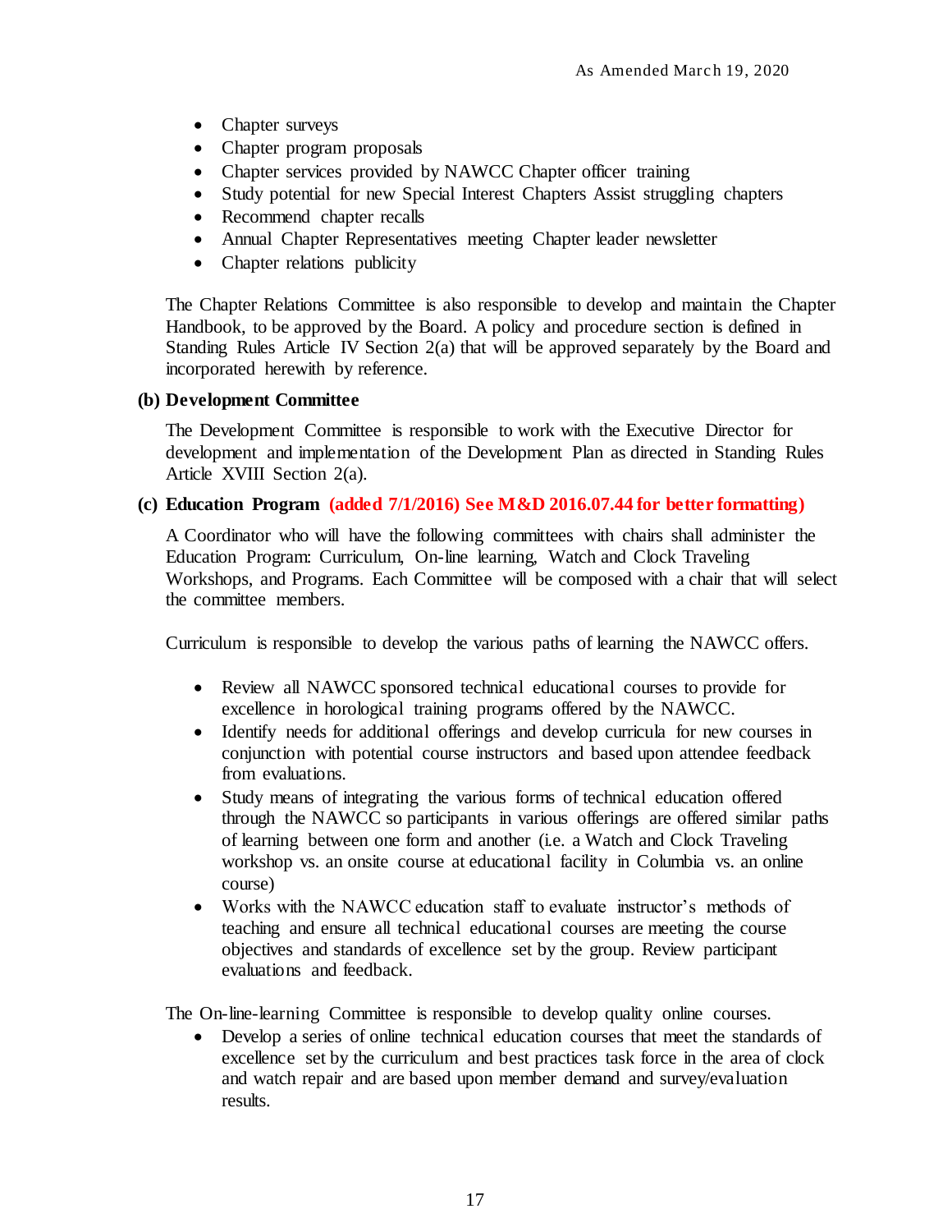- Chapter surveys
- Chapter program proposals
- Chapter services provided by NAWCC Chapter officer training
- Study potential for new Special Interest Chapters Assist struggling chapters
- Recommend chapter recalls
- Annual Chapter Representatives meeting Chapter leader newsletter
- Chapter relations publicity

The Chapter Relations Committee is also responsible to develop and maintain the Chapter Handbook, to be approved by the Board. A policy and procedure section is defined in Standing Rules Article IV Section 2(a) that will be approved separately by the Board and incorporated herewith by reference.

**(b) Development Committee**

The Development Committee is responsible to work with the Executive Director for development and implementation of the Development Plan as directed in Standing Rules Article XVIII Section 2(a).

**(c) Education Program (added 7/1/2016) See M&D 2016.07.44 for better formatting)**

A Coordinator who will have the following committees with chairs shall administer the Education Program: Curriculum, On-line learning, Watch and Clock Traveling Workshops, and Programs. Each Committee will be composed with a chair that will select the committee members.

Curriculum is responsible to develop the various paths of learning the NAWCC offers.

- Review all NAWCC sponsored technical educational courses to provide for excellence in horological training programs offered by the NAWCC.
- Identify needs for additional offerings and develop curricula for new courses in conjunction with potential course instructors and based upon attendee feedback from evaluations.
- Study means of integrating the various forms of technical education offered through the NAWCC so participants in various offerings are offered similar paths of learning between one form and another (i.e. a Watch and Clock Traveling workshop vs. an onsite course at educational facility in Columbia vs. an online course)
- Works with the NAWCC education staff to evaluate instructor's methods of teaching and ensure all technical educational courses are meeting the course objectives and standards of excellence set by the group. Review participant evaluations and feedback.

The On-line-learning Committee is responsible to develop quality online courses.

- Develop a series of online technical education courses that meet the standards of excellence set by the curriculum and best practices task force in the area of clock and watch repair and are based upon member demand and survey/evaluation results.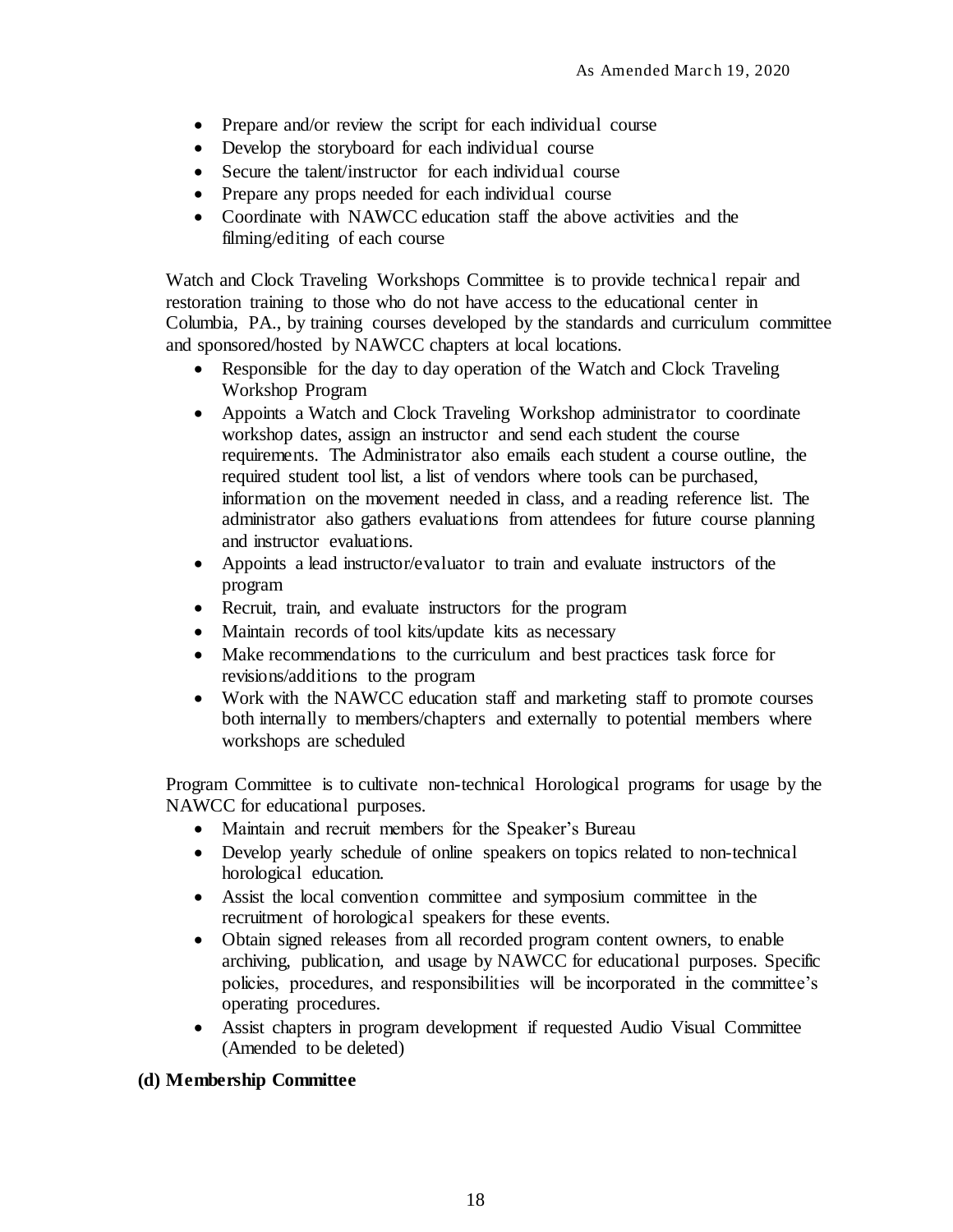- Prepare and/or review the script for each individual course
- Develop the storyboard for each individual course
- Secure the talent/instructor for each individual course
- Prepare any props needed for each individual course
- Coordinate with NAWCC education staff the above activities and the filming/editing of each course

Watch and Clock Traveling Workshops Committee is to provide technical repair and restoration training to those who do not have access to the educational center in Columbia, PA., by training courses developed by the standards and curriculum committee and sponsored/hosted by NAWCC chapters at local locations.

- Responsible for the day to day operation of the Watch and Clock Traveling Workshop Program
- Appoints a Watch and Clock Traveling Workshop administrator to coordinate workshop dates, assign an instructor and send each student the course requirements. The Administrator also emails each student a course outline, the required student tool list, a list of vendors where tools can be purchased, information on the movement needed in class, and a reading reference list. The administrator also gathers evaluations from attendees for future course planning and instructor evaluations.
- Appoints a lead instructor/evaluator to train and evaluate instructors of the program
- Recruit, train, and evaluate instructors for the program
- Maintain records of tool kits/update kits as necessary
- Make recommendations to the curriculum and best practices task force for revisions/additions to the program
- Work with the NAWCC education staff and marketing staff to promote courses both internally to members/chapters and externally to potential members where workshops are scheduled

Program Committee is to cultivate non-technical Horological programs for usage by the NAWCC for educational purposes.

- Maintain and recruit members for the Speaker's Bureau
- Develop yearly schedule of online speakers on topics related to non-technical horological education.
- Assist the local convention committee and symposium committee in the recruitment of horological speakers for these events.
- Obtain signed releases from all recorded program content owners, to enable archiving, publication, and usage by NAWCC for educational purposes. Specific policies, procedures, and responsibilities will be incorporated in the committee's operating procedures.
- Assist chapters in program development if requested Audio Visual Committee (Amended to be deleted)

**(d) Membership Committee**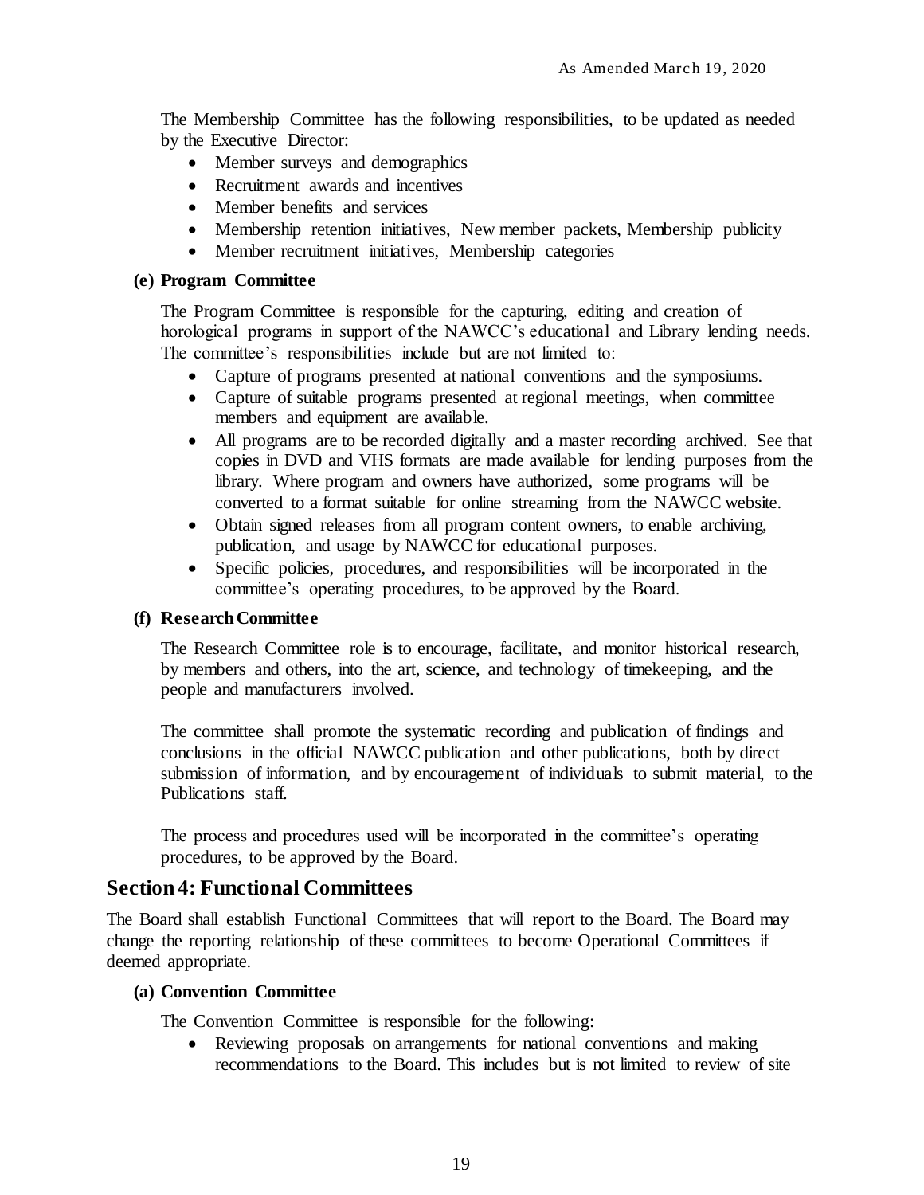The Membership Committee has the following responsibilities, to be updated as needed by the Executive Director:

- Member surveys and demographics
- Recruitment awards and incentives
- Member benefits and services
- Membership retention initiatives, New member packets, Membership publicity
- Member recruitment initiatives, Membership categories

**(e) Program Committee**

The Program Committee is responsible for the capturing, editing and creation of horological programs in support of the NAWCC's educational and Library lending needs. The committee's responsibilities include but are not limited to:

- Capture of programs presented at national conventions and the symposiums.
- Capture of suitable programs presented at regional meetings, when committee members and equipment are available.
- All programs are to be recorded digitally and a master recording archived. See that copies in DVD and VHS formats are made available for lending purposes from the library. Where program and owners have authorized, some programs will be converted to a format suitable for online streaming from the NAWCC website.
- Obtain signed releases from all program content owners, to enable archiving, publication, and usage by NAWCC for educational purposes.
- Specific policies, procedures, and responsibilities will be incorporated in the committee's operating procedures, to be approved by the Board.

**(f) Research Committee**

The Research Committee role is to encourage, facilitate, and monitor historical research, by members and others, into the art, science, and technology of timekeeping, and the people and manufacturers involved.

The committee shall promote the systematic recording and publication of findings and conclusions in the official NAWCC publication and other publications, both by direct submission of information, and by encouragement of individuals to submit material, to the Publications staff.

The process and procedures used will be incorporated in the committee's operating procedures, to be approved by the Board.

## Section 4: Functional Committees

The Board shall establish Functional Committees that will report to the Board. The Board may change the reporting relationship of these committees to become Operational Committees if deemed appropriate.

**(a) Convention Committee**

The Convention Committee is responsible for the following:

- Reviewing proposals on arrangements for national conventions and making recommendations to the Board. This includes but is not limited to review of site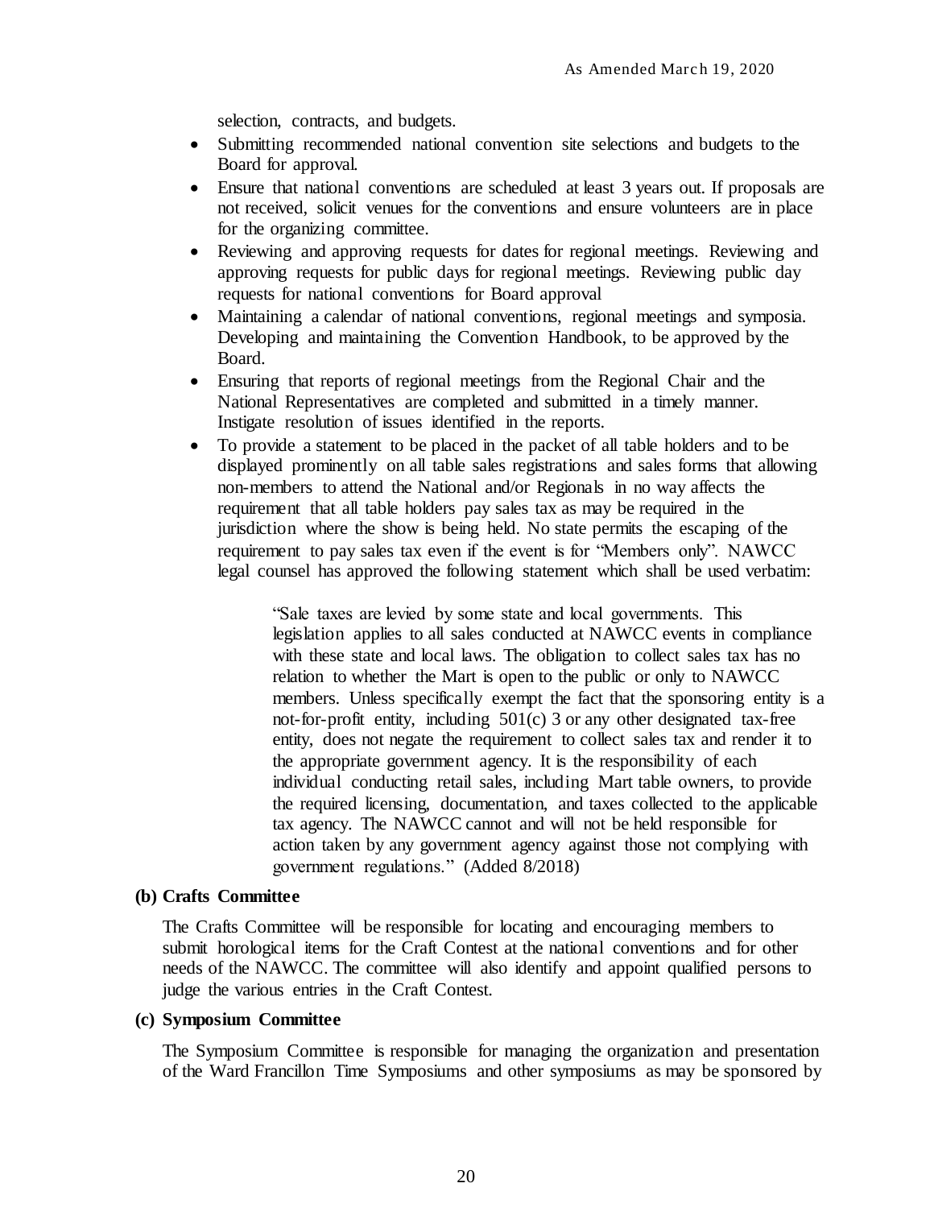selection, contracts, and budgets.

- Submitting recommended national convention site selections and budgets to the Board for approval.
- Ensure that national conventions are scheduled at least 3 years out. If proposals are not received, solicit venues for the conventions and ensure volunteers are in place for the organizing committee.
- Reviewing and approving requests for dates for regional meetings. Reviewing and approving requests for public days for regional meetings. Reviewing public day requests for national conventions for Board approval
- Maintaining a calendar of national conventions, regional meetings and symposia. Developing and maintaining the Convention Handbook, to be approved by the Board.
- Ensuring that reports of regional meetings from the Regional Chair and the National Representatives are completed and submitted in a timely manner. Instigate resolution of issues identified in the reports.
- To provide a statement to be placed in the packet of all table holders and to be displayed prominently on all table sales registrations and sales forms that allowing non-members to attend the National and/or Regionals in no way affects the requirement that all table holders pay sales tax as may be required in the jurisdiction where the show is being held. No state permits the escaping of the requirement to pay sales tax even if the event is for "Members only". NAWCC legal counsel has approved the following statement which shall be used verbatim:

  > "Sale taxes are levied by some state and local governments. This legislation applies to all sales conducted at NAWCC events in compliance with these state and local laws. The obligation to collect sales tax has no relation to whether the Mart is open to the public or only to NAWCC members. Unless specifically exempt the fact that the sponsoring entity is a not-for-profit entity, including 501(c) 3 or any other designated tax-free entity, does not negate the requirement to collect sales tax and render it to the appropriate government agency. It is the responsibility of each individual conducting retail sales, including Mart table owners, to provide the required licensing, documentation, and taxes collected to the applicable tax agency. The NAWCC cannot and will not be held responsible for action taken by any government agency against those not complying with government regulations." (Added 8/2018)

**(b) Crafts Committee**

The Crafts Committee will be responsible for locating and encouraging members to submit horological items for the Craft Contest at the national conventions and for other needs of the NAWCC. The committee will also identify and appoint qualified persons to judge the various entries in the Craft Contest.

**(c) Symposium Committee**

The Symposium Committee is responsible for managing the organization and presentation of the Ward Francillon Time Symposiums and other symposiums as may be sponsored by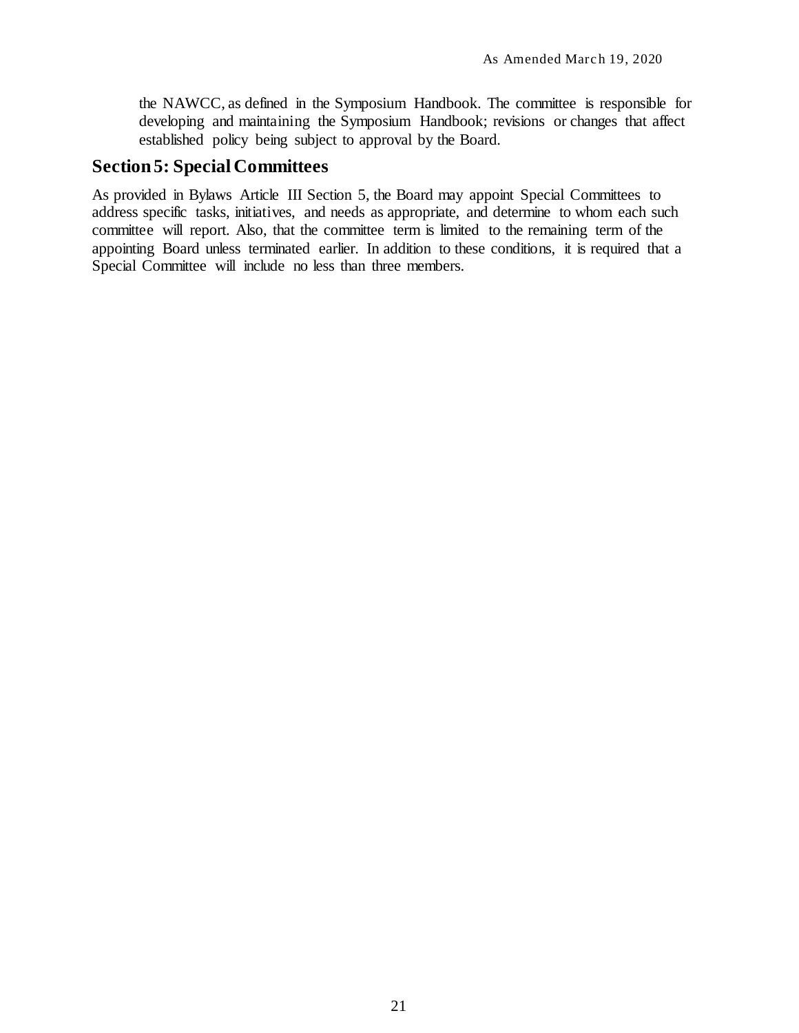the NAWCC, as defined in the Symposium Handbook. The committee is responsible for developing and maintaining the Symposium Handbook; revisions or changes that affect established policy being subject to approval by the Board.

## Section 5: Special Committees

As provided in Bylaws Article III Section 5, the Board may appoint Special Committees to address specific tasks, initiatives, and needs as appropriate, and determine to whom each such committee will report. Also, that the committee term is limited to the remaining term of the appointing Board unless terminated earlier. In addition to these conditions, it is required that a Special Committee will include no less than three members.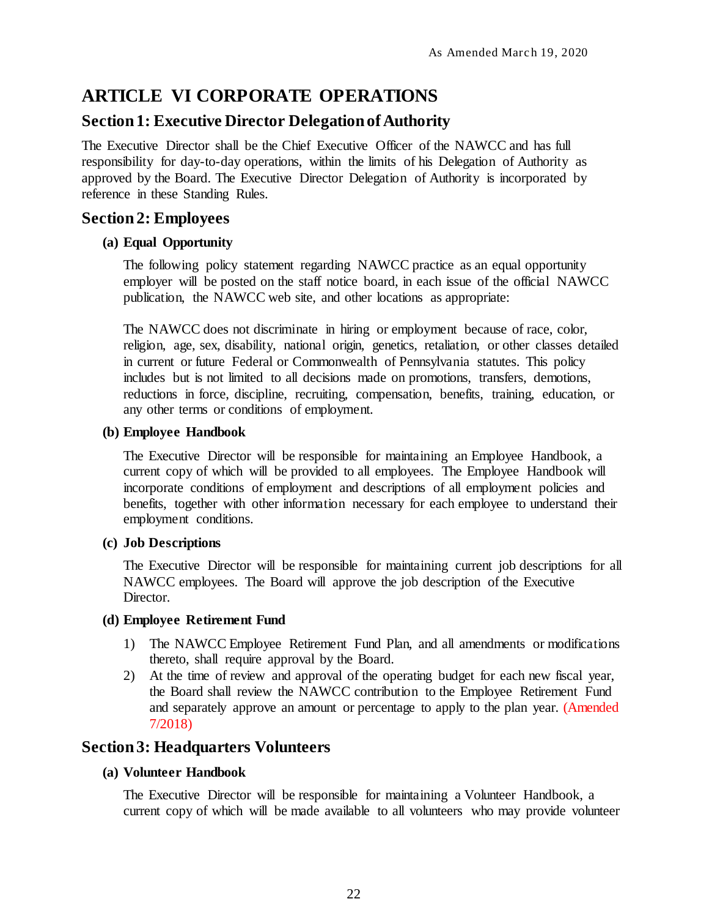# ARTICLE VI CORPORATE OPERATIONS

## Section 1: Executive Director Delegation of Authority

The Executive Director shall be the Chief Executive Officer of the NAWCC and has full responsibility for day-to-day operations, within the limits of his Delegation of Authority as approved by the Board. The Executive Director Delegation of Authority is incorporated by reference in these Standing Rules.

## Section 2: Employees

### (a) Equal Opportunity

The following policy statement regarding NAWCC practice as an equal opportunity employer will be posted on the staff notice board, in each issue of the official NAWCC publication, the NAWCC web site, and other locations as appropriate:

The NAWCC does not discriminate in hiring or employment because of race, color, religion, age, sex, disability, national origin, genetics, retaliation, or other classes detailed in current or future Federal or Commonwealth of Pennsylvania statutes. This policy includes but is not limited to all decisions made on promotions, transfers, demotions, reductions in force, discipline, recruiting, compensation, benefits, training, education, or any other terms or conditions of employment.

### (b) Employee Handbook

The Executive Director will be responsible for maintaining an Employee Handbook, a current copy of which will be provided to all employees. The Employee Handbook will incorporate conditions of employment and descriptions of all employment policies and benefits, together with other information necessary for each employee to understand their employment conditions.

### (c) Job Descriptions

The Executive Director will be responsible for maintaining current job descriptions for all NAWCC employees. The Board will approve the job description of the Executive Director.

### (d) Employee Retirement Fund

1) The NAWCC Employee Retirement Fund Plan, and all amendments or modifications thereto, shall require approval by the Board.
2) At the time of review and approval of the operating budget for each new fiscal year, the Board shall review the NAWCC contribution to the Employee Retirement Fund and separately approve an amount or percentage to apply to the plan year. (Amended 7/2018)

## Section 3: Headquarters Volunteers

### (a) Volunteer Handbook

The Executive Director will be responsible for maintaining a Volunteer Handbook, a current copy of which will be made available to all volunteers who may provide volunteer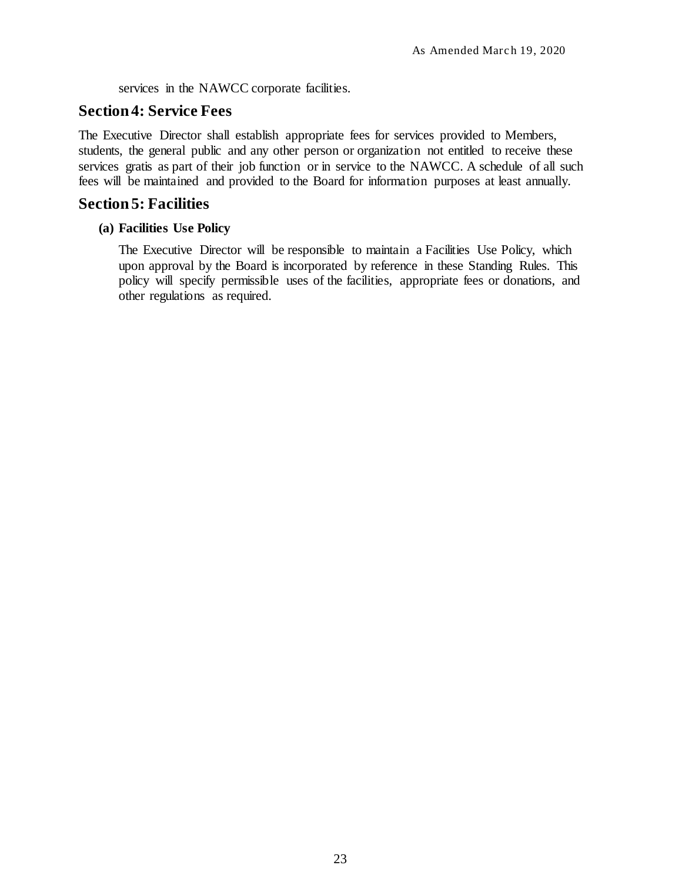services in the NAWCC corporate facilities.

## Section 4: Service Fees

The Executive Director shall establish appropriate fees for services provided to Members, students, the general public and any other person or organization not entitled to receive these services gratis as part of their job function or in service to the NAWCC. A schedule of all such fees will be maintained and provided to the Board for information purposes at least annually.

## Section 5: Facilities

**(a) Facilities Use Policy**

The Executive Director will be responsible to maintain a Facilities Use Policy, which upon approval by the Board is incorporated by reference in these Standing Rules. This policy will specify permissible uses of the facilities, appropriate fees or donations, and other regulations as required.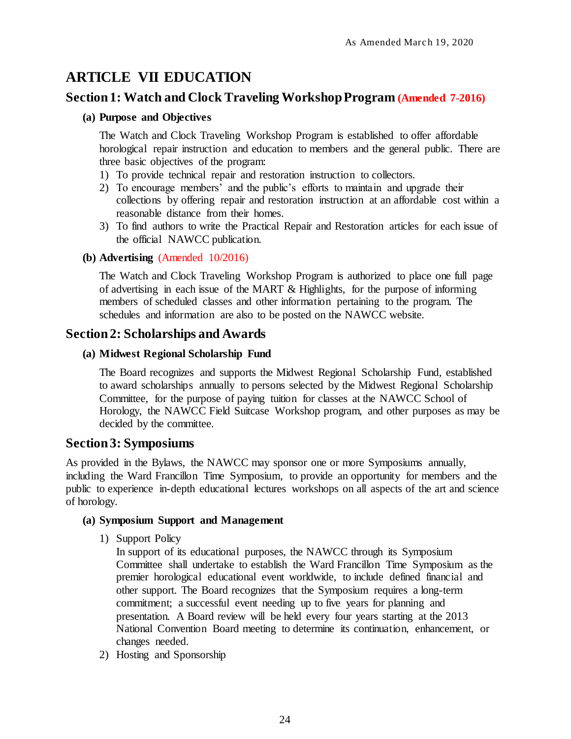# ARTICLE VII EDUCATION

## Section 1: Watch and Clock Traveling Workshop Program (Amended 7-2016)

### (a) Purpose and Objectives

The Watch and Clock Traveling Workshop Program is established to offer affordable horological repair instruction and education to members and the general public. There are three basic objectives of the program:

1) To provide technical repair and restoration instruction to collectors.
2) To encourage members' and the public's efforts to maintain and upgrade their collections by offering repair and restoration instruction at an affordable cost within a reasonable distance from their homes.
3) To find authors to write the Practical Repair and Restoration articles for each issue of the official NAWCC publication.

### (b) Advertising (Amended 10/2016)

The Watch and Clock Traveling Workshop Program is authorized to place one full page of advertising in each issue of the MART & Highlights, for the purpose of informing members of scheduled classes and other information pertaining to the program. The schedules and information are also to be posted on the NAWCC website.

## Section 2: Scholarships and Awards

### (a) Midwest Regional Scholarship Fund

The Board recognizes and supports the Midwest Regional Scholarship Fund, established to award scholarships annually to persons selected by the Midwest Regional Scholarship Committee, for the purpose of paying tuition for classes at the NAWCC School of Horology, the NAWCC Field Suitcase Workshop program, and other purposes as may be decided by the committee.

## Section 3: Symposiums

As provided in the Bylaws, the NAWCC may sponsor one or more Symposiums annually, including the Ward Francillon Time Symposium, to provide an opportunity for members and the public to experience in-depth educational lectures workshops on all aspects of the art and science of horology.

### (a) Symposium Support and Management

1) Support Policy
   In support of its educational purposes, the NAWCC through its Symposium Committee shall undertake to establish the Ward Francillon Time Symposium as the premier horological educational event worldwide, to include defined financial and other support. The Board recognizes that the Symposium requires a long-term commitment; a successful event needing up to five years for planning and presentation. A Board review will be held every four years starting at the 2013 National Convention Board meeting to determine its continuation, enhancement, or changes needed.
2) Hosting and Sponsorship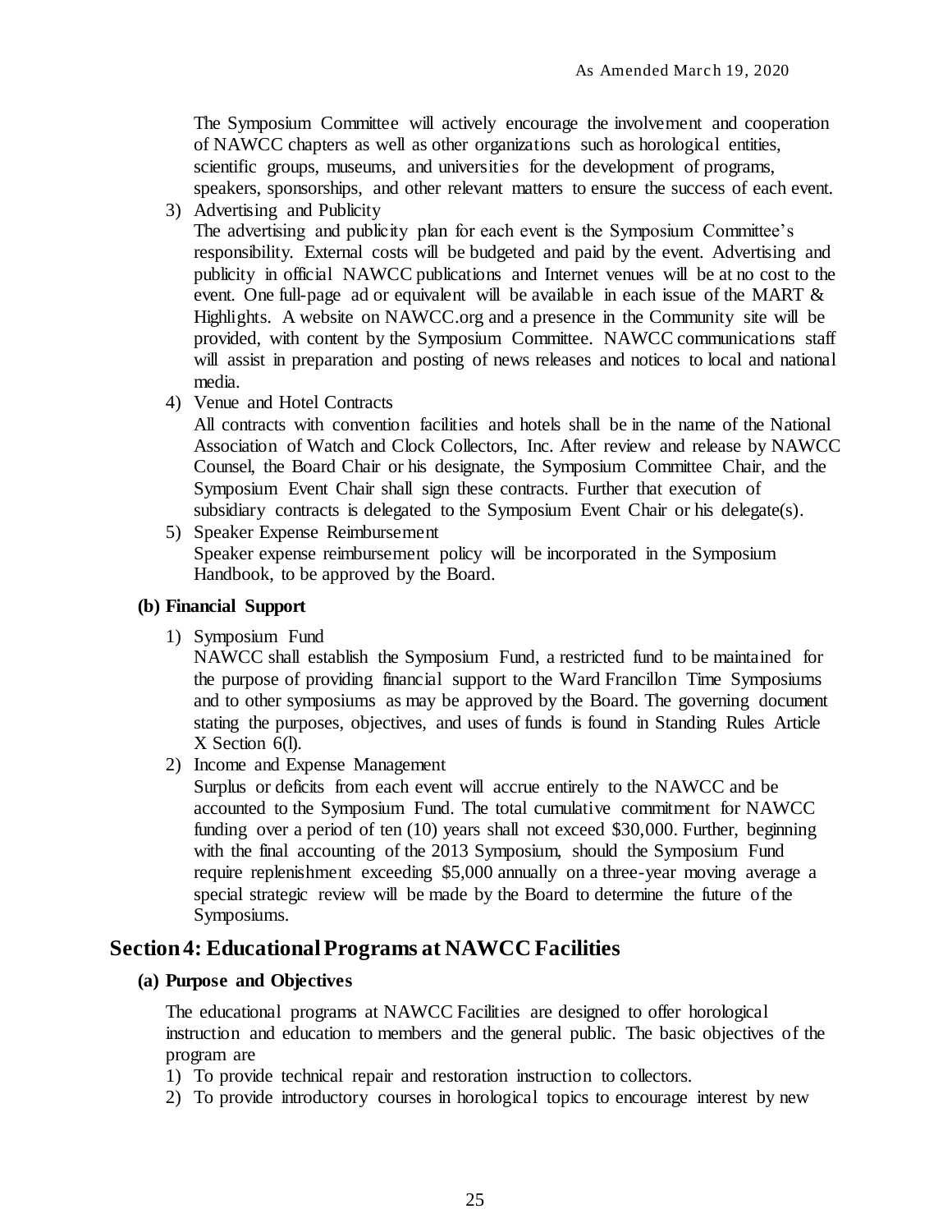The Symposium Committee will actively encourage the involvement and cooperation of NAWCC chapters as well as other organizations such as horological entities, scientific groups, museums, and universities for the development of programs, speakers, sponsorships, and other relevant matters to ensure the success of each event.

3) Advertising and Publicity
   The advertising and publicity plan for each event is the Symposium Committee's responsibility. External costs will be budgeted and paid by the event. Advertising and publicity in official NAWCC publications and Internet venues will be at no cost to the event. One full-page ad or equivalent will be available in each issue of the MART & Highlights. A website on NAWCC.org and a presence in the Community site will be provided, with content by the Symposium Committee. NAWCC communications staff will assist in preparation and posting of news releases and notices to local and national media.
4) Venue and Hotel Contracts
   All contracts with convention facilities and hotels shall be in the name of the National Association of Watch and Clock Collectors, Inc. After review and release by NAWCC Counsel, the Board Chair or his designate, the Symposium Committee Chair, and the Symposium Event Chair shall sign these contracts. Further that execution of subsidiary contracts is delegated to the Symposium Event Chair or his delegate(s).
5) Speaker Expense Reimbursement
   Speaker expense reimbursement policy will be incorporated in the Symposium Handbook, to be approved by the Board.

**(b) Financial Support**

1) Symposium Fund
   NAWCC shall establish the Symposium Fund, a restricted fund to be maintained for the purpose of providing financial support to the Ward Francillon Time Symposiums and to other symposiums as may be approved by the Board. The governing document stating the purposes, objectives, and uses of funds is found in Standing Rules Article X Section 6(l).
2) Income and Expense Management
   Surplus or deficits from each event will accrue entirely to the NAWCC and be accounted to the Symposium Fund. The total cumulative commitment for NAWCC funding over a period of ten (10) years shall not exceed $30,000. Further, beginning with the final accounting of the 2013 Symposium, should the Symposium Fund require replenishment exceeding $5,000 annually on a three-year moving average a special strategic review will be made by the Board to determine the future of the Symposiums.

## Section 4: Educational Programs at NAWCC Facilities

**(a) Purpose and Objectives**

The educational programs at NAWCC Facilities are designed to offer horological instruction and education to members and the general public. The basic objectives of the program are

1) To provide technical repair and restoration instruction to collectors.
2) To provide introductory courses in horological topics to encourage interest by new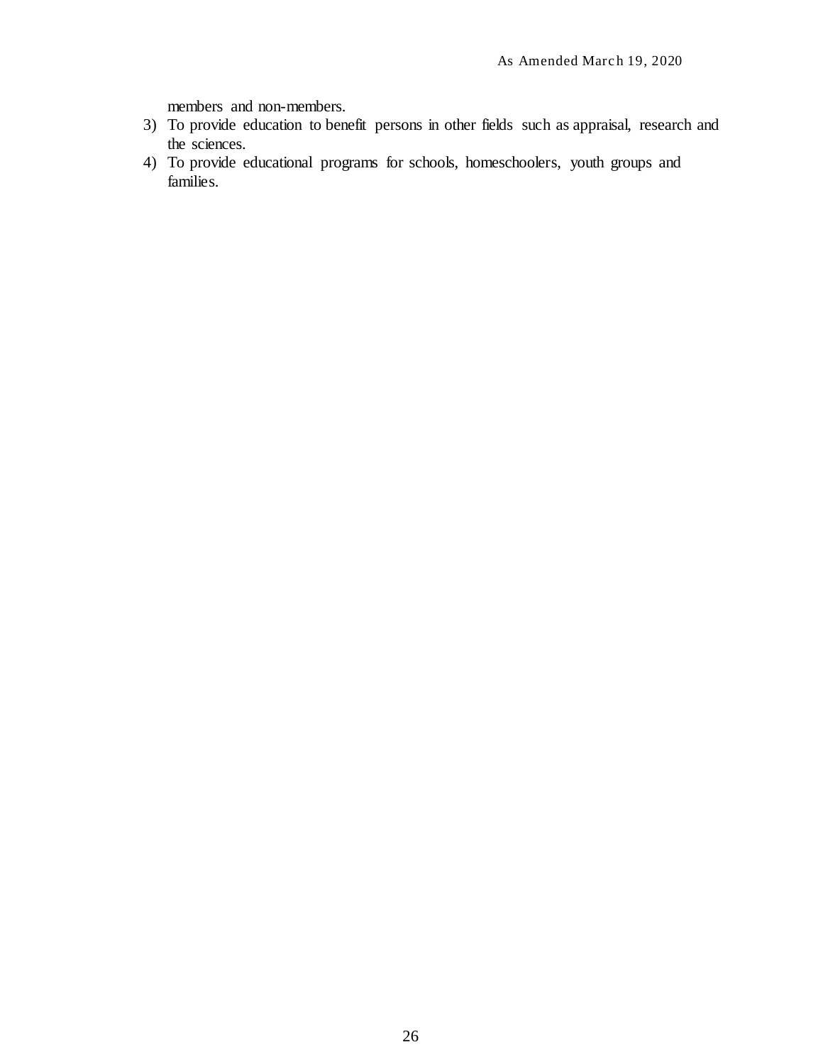members and non-members.

3) To provide education to benefit persons in other fields such as appraisal, research and the sciences.
4) To provide educational programs for schools, homeschoolers, youth groups and families.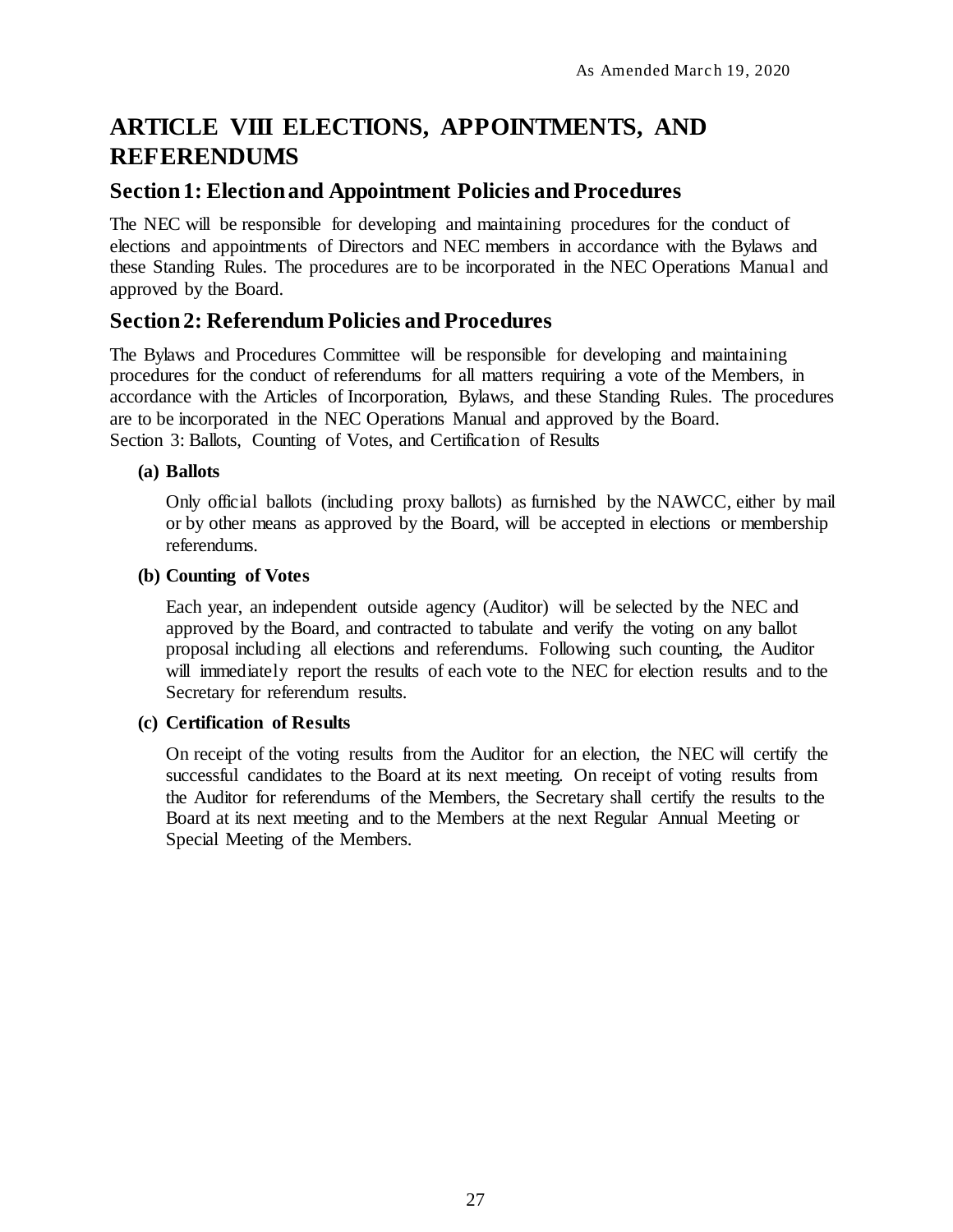# ARTICLE VIII ELECTIONS, APPOINTMENTS, AND REFERENDUMS

## Section 1: Election and Appointment Policies and Procedures

The NEC will be responsible for developing and maintaining procedures for the conduct of elections and appointments of Directors and NEC members in accordance with the Bylaws and these Standing Rules. The procedures are to be incorporated in the NEC Operations Manual and approved by the Board.

## Section 2: Referendum Policies and Procedures

The Bylaws and Procedures Committee will be responsible for developing and maintaining procedures for the conduct of referendums for all matters requiring a vote of the Members, in accordance with the Articles of Incorporation, Bylaws, and these Standing Rules. The procedures are to be incorporated in the NEC Operations Manual and approved by the Board.

Section 3: Ballots, Counting of Votes, and Certification of Results

**(a) Ballots**

Only official ballots (including proxy ballots) as furnished by the NAWCC, either by mail or by other means as approved by the Board, will be accepted in elections or membership referendums.

**(b) Counting of Votes**

Each year, an independent outside agency (Auditor) will be selected by the NEC and approved by the Board, and contracted to tabulate and verify the voting on any ballot proposal including all elections and referendums. Following such counting, the Auditor will immediately report the results of each vote to the NEC for election results and to the Secretary for referendum results.

**(c) Certification of Results**

On receipt of the voting results from the Auditor for an election, the NEC will certify the successful candidates to the Board at its next meeting. On receipt of voting results from the Auditor for referendums of the Members, the Secretary shall certify the results to the Board at its next meeting and to the Members at the next Regular Annual Meeting or Special Meeting of the Members.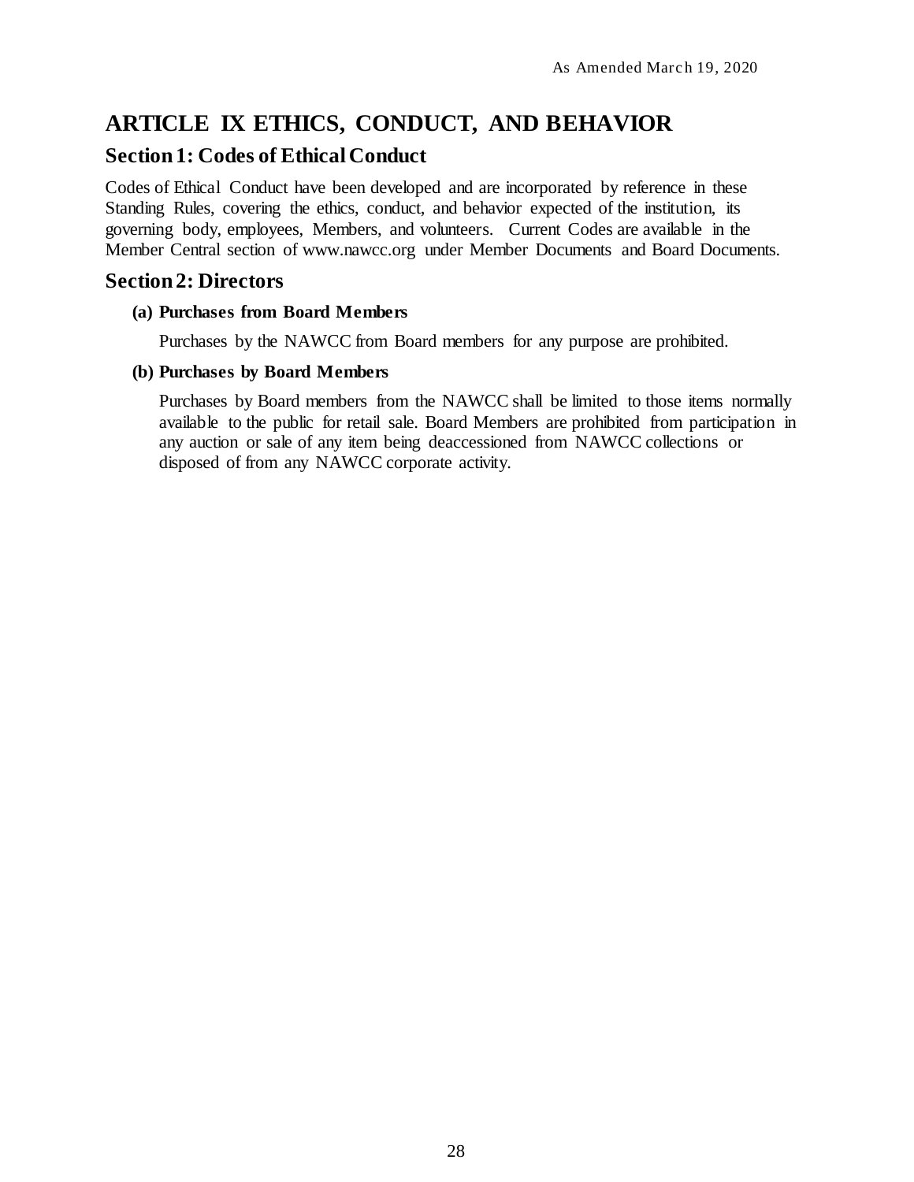# ARTICLE IX ETHICS, CONDUCT, AND BEHAVIOR

## Section 1: Codes of Ethical Conduct

Codes of Ethical Conduct have been developed and are incorporated by reference in these Standing Rules, covering the ethics, conduct, and behavior expected of the institution, its governing body, employees, Members, and volunteers. Current Codes are available in the Member Central section of www.nawcc.org under Member Documents and Board Documents.

## Section 2: Directors

**(a) Purchases from Board Members**

Purchases by the NAWCC from Board members for any purpose are prohibited.

**(b) Purchases by Board Members**

Purchases by Board members from the NAWCC shall be limited to those items normally available to the public for retail sale. Board Members are prohibited from participation in any auction or sale of any item being deaccessioned from NAWCC collections or disposed of from any NAWCC corporate activity.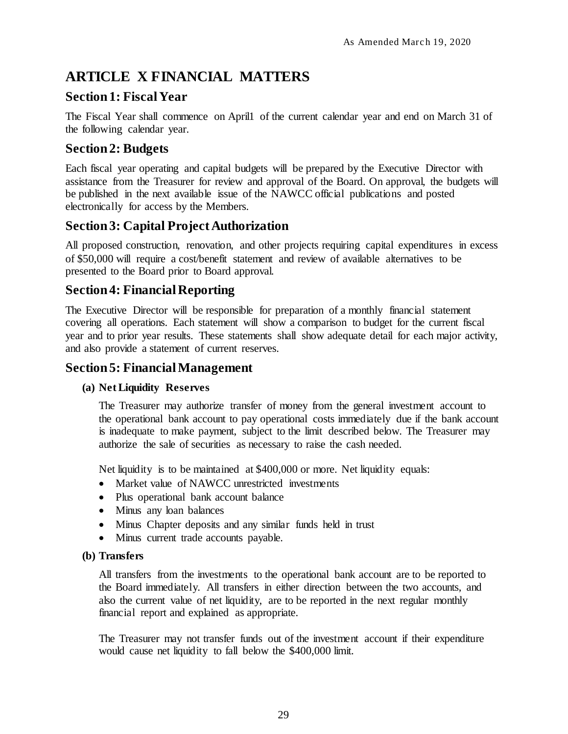# ARTICLE X FINANCIAL MATTERS

## Section 1: Fiscal Year

The Fiscal Year shall commence on April1 of the current calendar year and end on March 31 of the following calendar year.

## Section 2: Budgets

Each fiscal year operating and capital budgets will be prepared by the Executive Director with assistance from the Treasurer for review and approval of the Board. On approval, the budgets will be published in the next available issue of the NAWCC official publications and posted electronically for access by the Members.

## Section 3: Capital Project Authorization

All proposed construction, renovation, and other projects requiring capital expenditures in excess of $50,000 will require a cost/benefit statement and review of available alternatives to be presented to the Board prior to Board approval.

## Section 4: Financial Reporting

The Executive Director will be responsible for preparation of a monthly financial statement covering all operations. Each statement will show a comparison to budget for the current fiscal year and to prior year results. These statements shall show adequate detail for each major activity, and also provide a statement of current reserves.

## Section 5: Financial Management

**(a) Net Liquidity Reserves**

The Treasurer may authorize transfer of money from the general investment account to the operational bank account to pay operational costs immediately due if the bank account is inadequate to make payment, subject to the limit described below. The Treasurer may authorize the sale of securities as necessary to raise the cash needed.

Net liquidity is to be maintained at $400,000 or more. Net liquidity equals:

- Market value of NAWCC unrestricted investments
- Plus operational bank account balance
- Minus any loan balances
- Minus Chapter deposits and any similar funds held in trust
- Minus current trade accounts payable.

**(b) Transfers**

All transfers from the investments to the operational bank account are to be reported to the Board immediately. All transfers in either direction between the two accounts, and also the current value of net liquidity, are to be reported in the next regular monthly financial report and explained as appropriate.

The Treasurer may not transfer funds out of the investment account if their expenditure would cause net liquidity to fall below the $400,000 limit.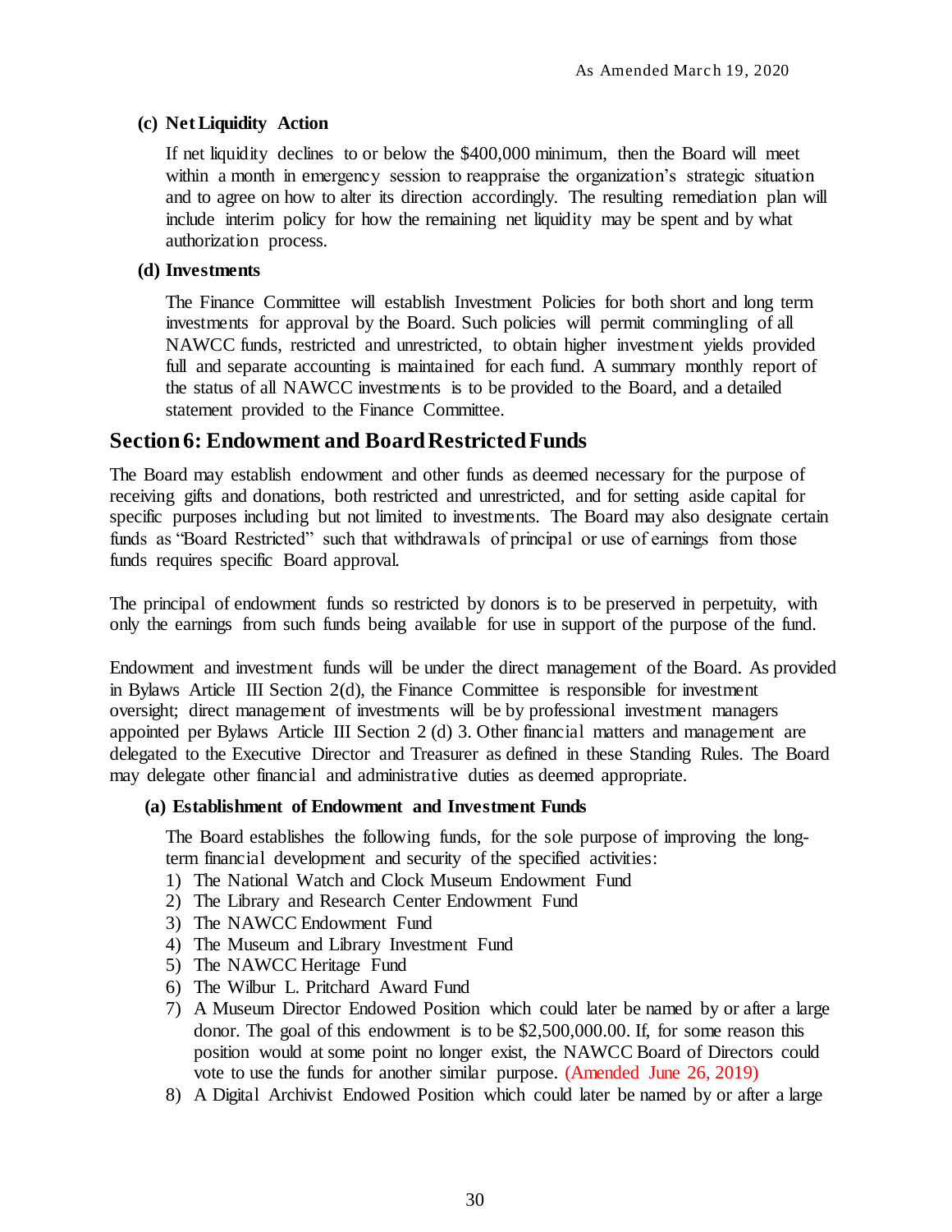**(c) Net Liquidity Action**

If net liquidity declines to or below the $400,000 minimum, then the Board will meet within a month in emergency session to reappraise the organization's strategic situation and to agree on how to alter its direction accordingly. The resulting remediation plan will include interim policy for how the remaining net liquidity may be spent and by what authorization process.

**(d) Investments**

The Finance Committee will establish Investment Policies for both short and long term investments for approval by the Board. Such policies will permit commingling of all NAWCC funds, restricted and unrestricted, to obtain higher investment yields provided full and separate accounting is maintained for each fund. A summary monthly report of the status of all NAWCC investments is to be provided to the Board, and a detailed statement provided to the Finance Committee.

## Section 6: Endowment and Board Restricted Funds

The Board may establish endowment and other funds as deemed necessary for the purpose of receiving gifts and donations, both restricted and unrestricted, and for setting aside capital for specific purposes including but not limited to investments. The Board may also designate certain funds as "Board Restricted" such that withdrawals of principal or use of earnings from those funds requires specific Board approval.

The principal of endowment funds so restricted by donors is to be preserved in perpetuity, with only the earnings from such funds being available for use in support of the purpose of the fund.

Endowment and investment funds will be under the direct management of the Board. As provided in Bylaws Article III Section 2(d), the Finance Committee is responsible for investment oversight; direct management of investments will be by professional investment managers appointed per Bylaws Article III Section 2 (d) 3. Other financial matters and management are delegated to the Executive Director and Treasurer as defined in these Standing Rules. The Board may delegate other financial and administrative duties as deemed appropriate.

**(a) Establishment of Endowment and Investment Funds**

The Board establishes the following funds, for the sole purpose of improving the long-term financial development and security of the specified activities:

1) The National Watch and Clock Museum Endowment Fund
2) The Library and Research Center Endowment Fund
3) The NAWCC Endowment Fund
4) The Museum and Library Investment Fund
5) The NAWCC Heritage Fund
6) The Wilbur L. Pritchard Award Fund
7) A Museum Director Endowed Position which could later be named by or after a large donor. The goal of this endowment is to be $2,500,000.00. If, for some reason this position would at some point no longer exist, the NAWCC Board of Directors could vote to use the funds for another similar purpose. (Amended June 26, 2019)
8) A Digital Archivist Endowed Position which could later be named by or after a large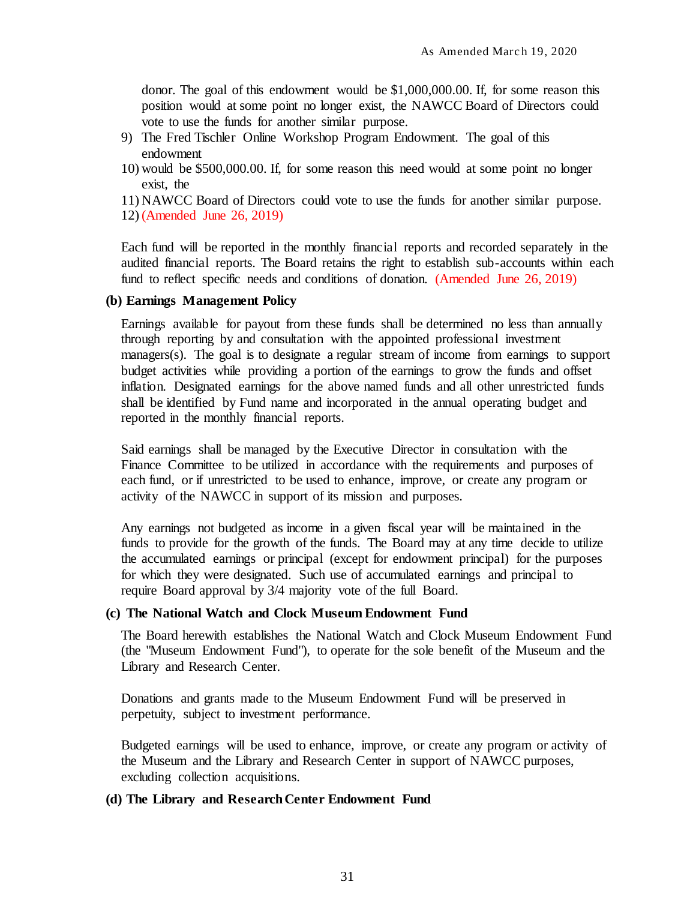donor. The goal of this endowment would be $1,000,000.00. If, for some reason this position would at some point no longer exist, the NAWCC Board of Directors could vote to use the funds for another similar purpose.

9) The Fred Tischler Online Workshop Program Endowment. The goal of this endowment
10) would be $500,000.00. If, for some reason this need would at some point no longer exist, the
11) NAWCC Board of Directors could vote to use the funds for another similar purpose.
12) (Amended June 26, 2019)

Each fund will be reported in the monthly financial reports and recorded separately in the audited financial reports. The Board retains the right to establish sub-accounts within each fund to reflect specific needs and conditions of donation. (Amended June 26, 2019)

**(b) Earnings Management Policy**

Earnings available for payout from these funds shall be determined no less than annually through reporting by and consultation with the appointed professional investment managers(s). The goal is to designate a regular stream of income from earnings to support budget activities while providing a portion of the earnings to grow the funds and offset inflation. Designated earnings for the above named funds and all other unrestricted funds shall be identified by Fund name and incorporated in the annual operating budget and reported in the monthly financial reports.

Said earnings shall be managed by the Executive Director in consultation with the Finance Committee to be utilized in accordance with the requirements and purposes of each fund, or if unrestricted to be used to enhance, improve, or create any program or activity of the NAWCC in support of its mission and purposes.

Any earnings not budgeted as income in a given fiscal year will be maintained in the funds to provide for the growth of the funds. The Board may at any time decide to utilize the accumulated earnings or principal (except for endowment principal) for the purposes for which they were designated. Such use of accumulated earnings and principal to require Board approval by 3/4 majority vote of the full Board.

**(c) The National Watch and Clock Museum Endowment Fund**

The Board herewith establishes the National Watch and Clock Museum Endowment Fund (the "Museum Endowment Fund"), to operate for the sole benefit of the Museum and the Library and Research Center.

Donations and grants made to the Museum Endowment Fund will be preserved in perpetuity, subject to investment performance.

Budgeted earnings will be used to enhance, improve, or create any program or activity of the Museum and the Library and Research Center in support of NAWCC purposes, excluding collection acquisitions.

**(d) The Library and Research Center Endowment Fund**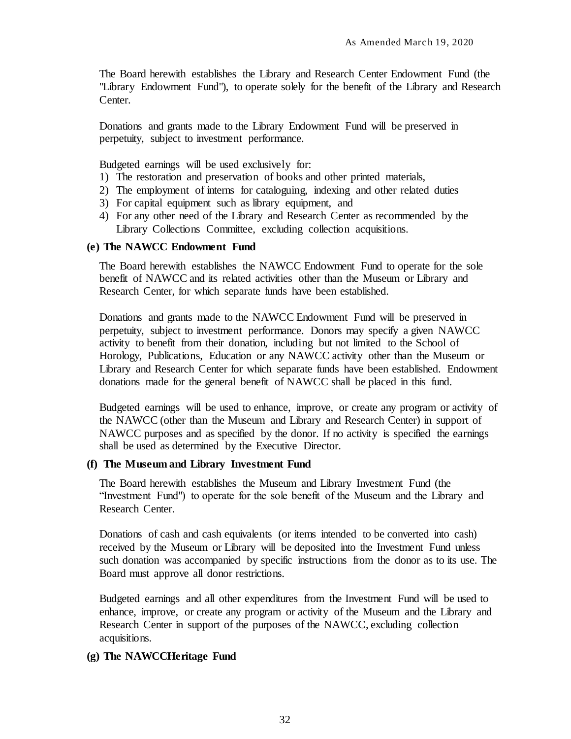The Board herewith establishes the Library and Research Center Endowment Fund (the "Library Endowment Fund"), to operate solely for the benefit of the Library and Research Center.

Donations and grants made to the Library Endowment Fund will be preserved in perpetuity, subject to investment performance.

Budgeted earnings will be used exclusively for:

1) The restoration and preservation of books and other printed materials,
2) The employment of interns for cataloguing, indexing and other related duties
3) For capital equipment such as library equipment, and
4) For any other need of the Library and Research Center as recommended by the Library Collections Committee, excluding collection acquisitions.

**(e) The NAWCC Endowment Fund**

The Board herewith establishes the NAWCC Endowment Fund to operate for the sole benefit of NAWCC and its related activities other than the Museum or Library and Research Center, for which separate funds have been established.

Donations and grants made to the NAWCC Endowment Fund will be preserved in perpetuity, subject to investment performance. Donors may specify a given NAWCC activity to benefit from their donation, including but not limited to the School of Horology, Publications, Education or any NAWCC activity other than the Museum or Library and Research Center for which separate funds have been established. Endowment donations made for the general benefit of NAWCC shall be placed in this fund.

Budgeted earnings will be used to enhance, improve, or create any program or activity of the NAWCC (other than the Museum and Library and Research Center) in support of NAWCC purposes and as specified by the donor. If no activity is specified the earnings shall be used as determined by the Executive Director.

**(f) The Museum and Library Investment Fund**

The Board herewith establishes the Museum and Library Investment Fund (the "Investment Fund") to operate for the sole benefit of the Museum and the Library and Research Center.

Donations of cash and cash equivalents (or items intended to be converted into cash) received by the Museum or Library will be deposited into the Investment Fund unless such donation was accompanied by specific instructions from the donor as to its use. The Board must approve all donor restrictions.

Budgeted earnings and all other expenditures from the Investment Fund will be used to enhance, improve, or create any program or activity of the Museum and the Library and Research Center in support of the purposes of the NAWCC, excluding collection acquisitions.

**(g) The NAWCCHeritage Fund**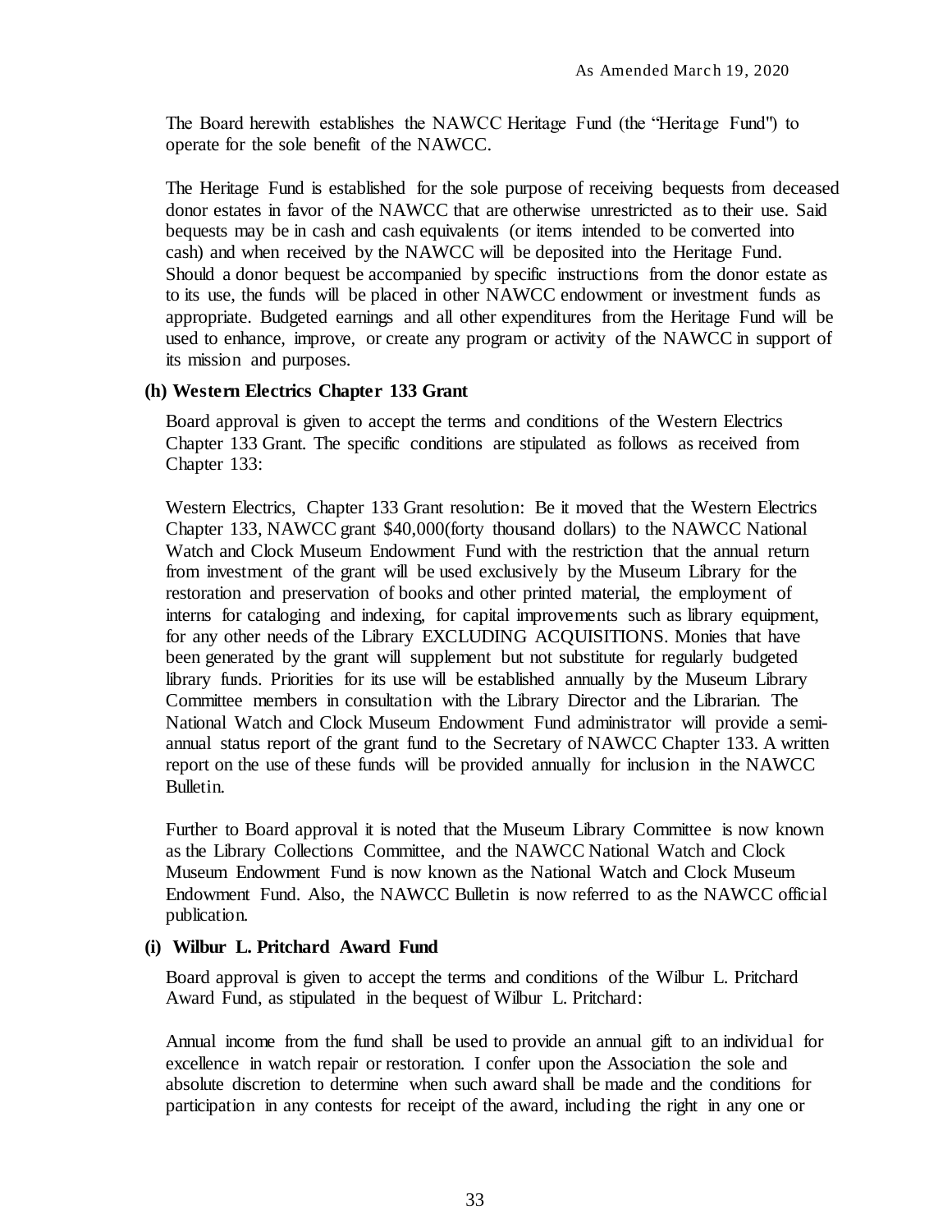The Board herewith establishes the NAWCC Heritage Fund (the "Heritage Fund") to operate for the sole benefit of the NAWCC.

The Heritage Fund is established for the sole purpose of receiving bequests from deceased donor estates in favor of the NAWCC that are otherwise unrestricted as to their use. Said bequests may be in cash and cash equivalents (or items intended to be converted into cash) and when received by the NAWCC will be deposited into the Heritage Fund. Should a donor bequest be accompanied by specific instructions from the donor estate as to its use, the funds will be placed in other NAWCC endowment or investment funds as appropriate. Budgeted earnings and all other expenditures from the Heritage Fund will be used to enhance, improve, or create any program or activity of the NAWCC in support of its mission and purposes.

**(h) Western Electrics Chapter 133 Grant**

Board approval is given to accept the terms and conditions of the Western Electrics Chapter 133 Grant. The specific conditions are stipulated as follows as received from Chapter 133:

Western Electrics, Chapter 133 Grant resolution: Be it moved that the Western Electrics Chapter 133, NAWCC grant $40,000(forty thousand dollars) to the NAWCC National Watch and Clock Museum Endowment Fund with the restriction that the annual return from investment of the grant will be used exclusively by the Museum Library for the restoration and preservation of books and other printed material, the employment of interns for cataloging and indexing, for capital improvements such as library equipment, for any other needs of the Library EXCLUDING ACQUISITIONS. Monies that have been generated by the grant will supplement but not substitute for regularly budgeted library funds. Priorities for its use will be established annually by the Museum Library Committee members in consultation with the Library Director and the Librarian. The National Watch and Clock Museum Endowment Fund administrator will provide a semi-annual status report of the grant fund to the Secretary of NAWCC Chapter 133. A written report on the use of these funds will be provided annually for inclusion in the NAWCC Bulletin.

Further to Board approval it is noted that the Museum Library Committee is now known as the Library Collections Committee, and the NAWCC National Watch and Clock Museum Endowment Fund is now known as the National Watch and Clock Museum Endowment Fund. Also, the NAWCC Bulletin is now referred to as the NAWCC official publication.

**(i) Wilbur L. Pritchard Award Fund**

Board approval is given to accept the terms and conditions of the Wilbur L. Pritchard Award Fund, as stipulated in the bequest of Wilbur L. Pritchard:

Annual income from the fund shall be used to provide an annual gift to an individual for excellence in watch repair or restoration. I confer upon the Association the sole and absolute discretion to determine when such award shall be made and the conditions for participation in any contests for receipt of the award, including the right in any one or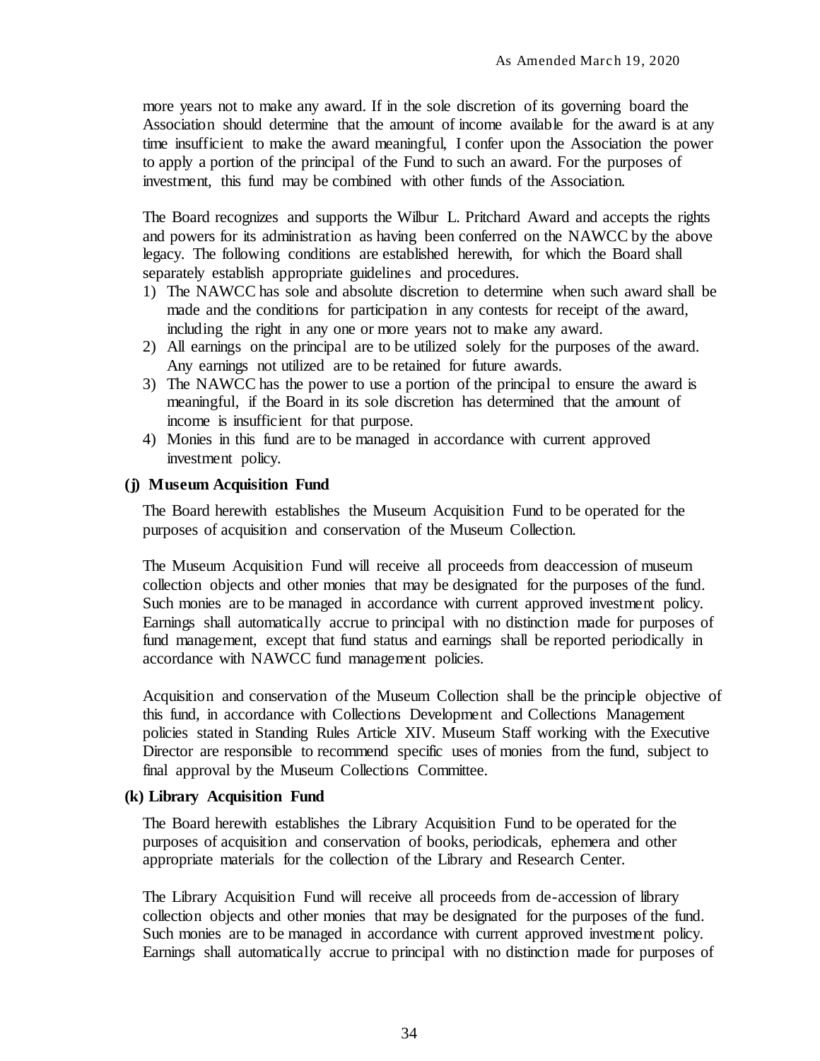more years not to make any award. If in the sole discretion of its governing board the Association should determine that the amount of income available for the award is at any time insufficient to make the award meaningful, I confer upon the Association the power to apply a portion of the principal of the Fund to such an award. For the purposes of investment, this fund may be combined with other funds of the Association.

The Board recognizes and supports the Wilbur L. Pritchard Award and accepts the rights and powers for its administration as having been conferred on the NAWCC by the above legacy. The following conditions are established herewith, for which the Board shall separately establish appropriate guidelines and procedures.

1) The NAWCC has sole and absolute discretion to determine when such award shall be made and the conditions for participation in any contests for receipt of the award, including the right in any one or more years not to make any award.
2) All earnings on the principal are to be utilized solely for the purposes of the award. Any earnings not utilized are to be retained for future awards.
3) The NAWCC has the power to use a portion of the principal to ensure the award is meaningful, if the Board in its sole discretion has determined that the amount of income is insufficient for that purpose.
4) Monies in this fund are to be managed in accordance with current approved investment policy.

**(j) Museum Acquisition Fund**

The Board herewith establishes the Museum Acquisition Fund to be operated for the purposes of acquisition and conservation of the Museum Collection.

The Museum Acquisition Fund will receive all proceeds from deaccession of museum collection objects and other monies that may be designated for the purposes of the fund. Such monies are to be managed in accordance with current approved investment policy. Earnings shall automatically accrue to principal with no distinction made for purposes of fund management, except that fund status and earnings shall be reported periodically in accordance with NAWCC fund management policies.

Acquisition and conservation of the Museum Collection shall be the principle objective of this fund, in accordance with Collections Development and Collections Management policies stated in Standing Rules Article XIV. Museum Staff working with the Executive Director are responsible to recommend specific uses of monies from the fund, subject to final approval by the Museum Collections Committee.

**(k) Library Acquisition Fund**

The Board herewith establishes the Library Acquisition Fund to be operated for the purposes of acquisition and conservation of books, periodicals, ephemera and other appropriate materials for the collection of the Library and Research Center.

The Library Acquisition Fund will receive all proceeds from de-accession of library collection objects and other monies that may be designated for the purposes of the fund. Such monies are to be managed in accordance with current approved investment policy. Earnings shall automatically accrue to principal with no distinction made for purposes of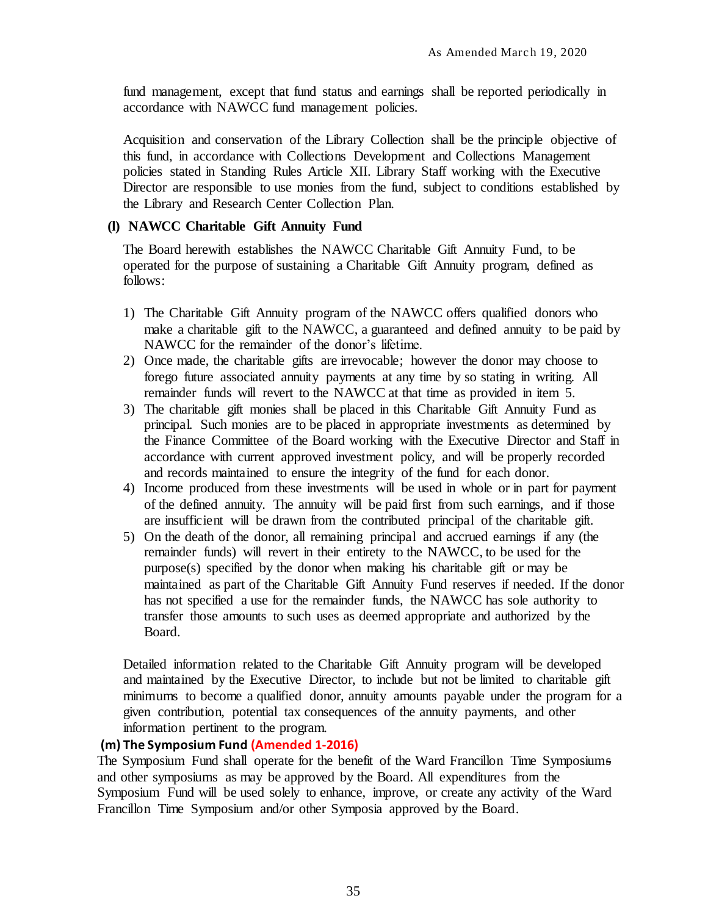fund management, except that fund status and earnings shall be reported periodically in accordance with NAWCC fund management policies.

Acquisition and conservation of the Library Collection shall be the principle objective of this fund, in accordance with Collections Development and Collections Management policies stated in Standing Rules Article XII. Library Staff working with the Executive Director are responsible to use monies from the fund, subject to conditions established by the Library and Research Center Collection Plan.

**(l) NAWCC Charitable Gift Annuity Fund**

The Board herewith establishes the NAWCC Charitable Gift Annuity Fund, to be operated for the purpose of sustaining a Charitable Gift Annuity program, defined as follows:

1) The Charitable Gift Annuity program of the NAWCC offers qualified donors who make a charitable gift to the NAWCC, a guaranteed and defined annuity to be paid by NAWCC for the remainder of the donor's lifetime.
2) Once made, the charitable gifts are irrevocable; however the donor may choose to forego future associated annuity payments at any time by so stating in writing. All remainder funds will revert to the NAWCC at that time as provided in item 5.
3) The charitable gift monies shall be placed in this Charitable Gift Annuity Fund as principal. Such monies are to be placed in appropriate investments as determined by the Finance Committee of the Board working with the Executive Director and Staff in accordance with current approved investment policy, and will be properly recorded and records maintained to ensure the integrity of the fund for each donor.
4) Income produced from these investments will be used in whole or in part for payment of the defined annuity. The annuity will be paid first from such earnings, and if those are insufficient will be drawn from the contributed principal of the charitable gift.
5) On the death of the donor, all remaining principal and accrued earnings if any (the remainder funds) will revert in their entirety to the NAWCC, to be used for the purpose(s) specified by the donor when making his charitable gift or may be maintained as part of the Charitable Gift Annuity Fund reserves if needed. If the donor has not specified a use for the remainder funds, the NAWCC has sole authority to transfer those amounts to such uses as deemed appropriate and authorized by the Board.

Detailed information related to the Charitable Gift Annuity program will be developed and maintained by the Executive Director, to include but not be limited to charitable gift minimums to become a qualified donor, annuity amounts payable under the program for a given contribution, potential tax consequences of the annuity payments, and other information pertinent to the program.

**(m) The Symposium Fund (Amended 1-2016)**

The Symposium Fund shall operate for the benefit of the Ward Francillon Time Symposiums and other symposiums as may be approved by the Board. All expenditures from the Symposium Fund will be used solely to enhance, improve, or create any activity of the Ward Francillon Time Symposium and/or other Symposia approved by the Board.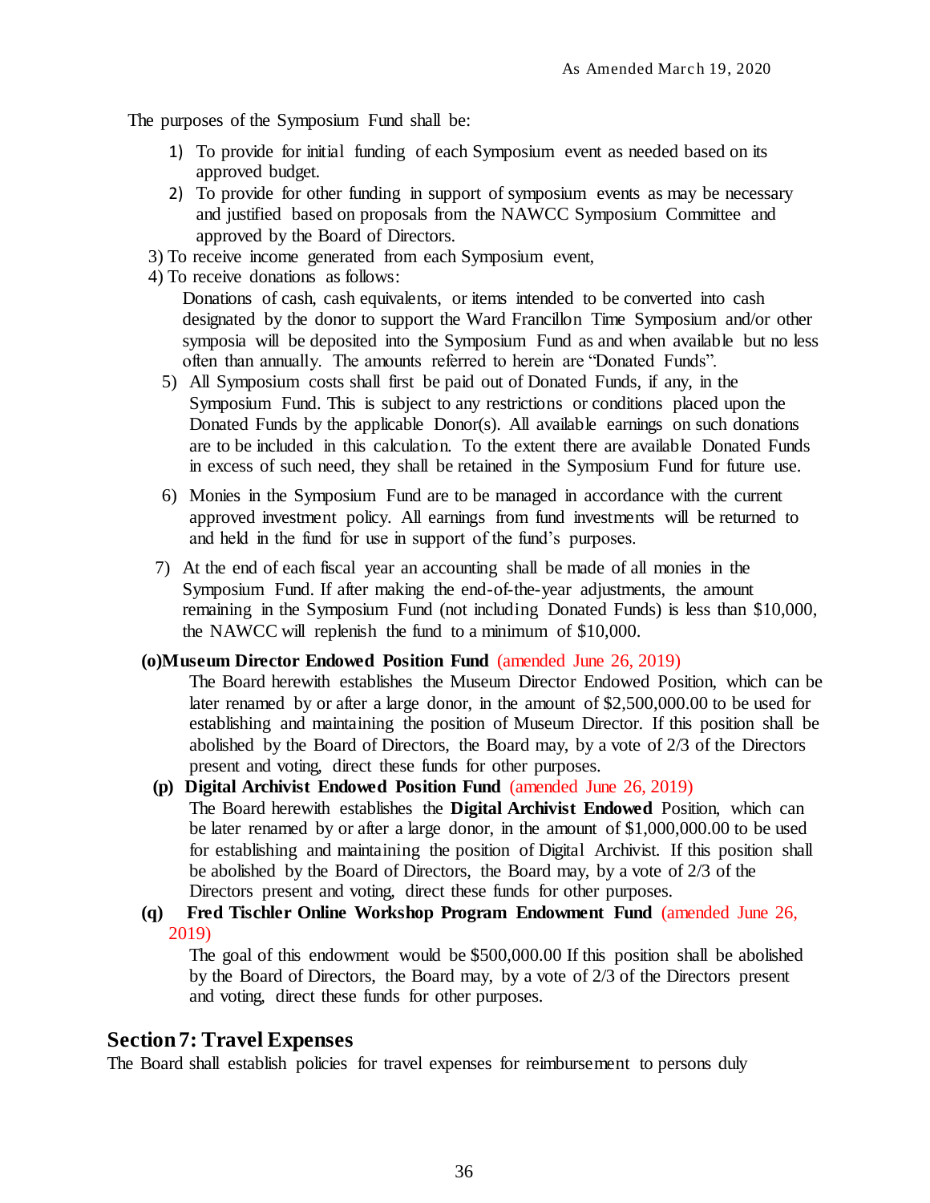The purposes of the Symposium Fund shall be:

1) To provide for initial funding of each Symposium event as needed based on its approved budget.
2) To provide for other funding in support of symposium events as may be necessary and justified based on proposals from the NAWCC Symposium Committee and approved by the Board of Directors.
3) To receive income generated from each Symposium event,
4) To receive donations as follows:

   Donations of cash, cash equivalents, or items intended to be converted into cash designated by the donor to support the Ward Francillon Time Symposium and/or other symposia will be deposited into the Symposium Fund as and when available but no less often than annually. The amounts referred to herein are "Donated Funds".

5) All Symposium costs shall first be paid out of Donated Funds, if any, in the Symposium Fund. This is subject to any restrictions or conditions placed upon the Donated Funds by the applicable Donor(s). All available earnings on such donations are to be included in this calculation. To the extent there are available Donated Funds in excess of such need, they shall be retained in the Symposium Fund for future use.
6) Monies in the Symposium Fund are to be managed in accordance with the current approved investment policy. All earnings from fund investments will be returned to and held in the fund for use in support of the fund's purposes.
7) At the end of each fiscal year an accounting shall be made of all monies in the Symposium Fund. If after making the end-of-the-year adjustments, the amount remaining in the Symposium Fund (not including Donated Funds) is less than $10,000, the NAWCC will replenish the fund to a minimum of $10,000.

**(o) Museum Director Endowed Position Fund** (amended June 26, 2019)

The Board herewith establishes the Museum Director Endowed Position, which can be later renamed by or after a large donor, in the amount of $2,500,000.00 to be used for establishing and maintaining the position of Museum Director. If this position shall be abolished by the Board of Directors, the Board may, by a vote of 2/3 of the Directors present and voting, direct these funds for other purposes.

**(p) Digital Archivist Endowed Position Fund** (amended June 26, 2019)

The Board herewith establishes the **Digital Archivist Endowed** Position, which can be later renamed by or after a large donor, in the amount of $1,000,000.00 to be used for establishing and maintaining the position of Digital Archivist. If this position shall be abolished by the Board of Directors, the Board may, by a vote of 2/3 of the Directors present and voting, direct these funds for other purposes.

**(q) Fred Tischler Online Workshop Program Endowment Fund** (amended June 26, 2019)

The goal of this endowment would be $500,000.00 If this position shall be abolished by the Board of Directors, the Board may, by a vote of 2/3 of the Directors present and voting, direct these funds for other purposes.

## Section 7: Travel Expenses

The Board shall establish policies for travel expenses for reimbursement to persons duly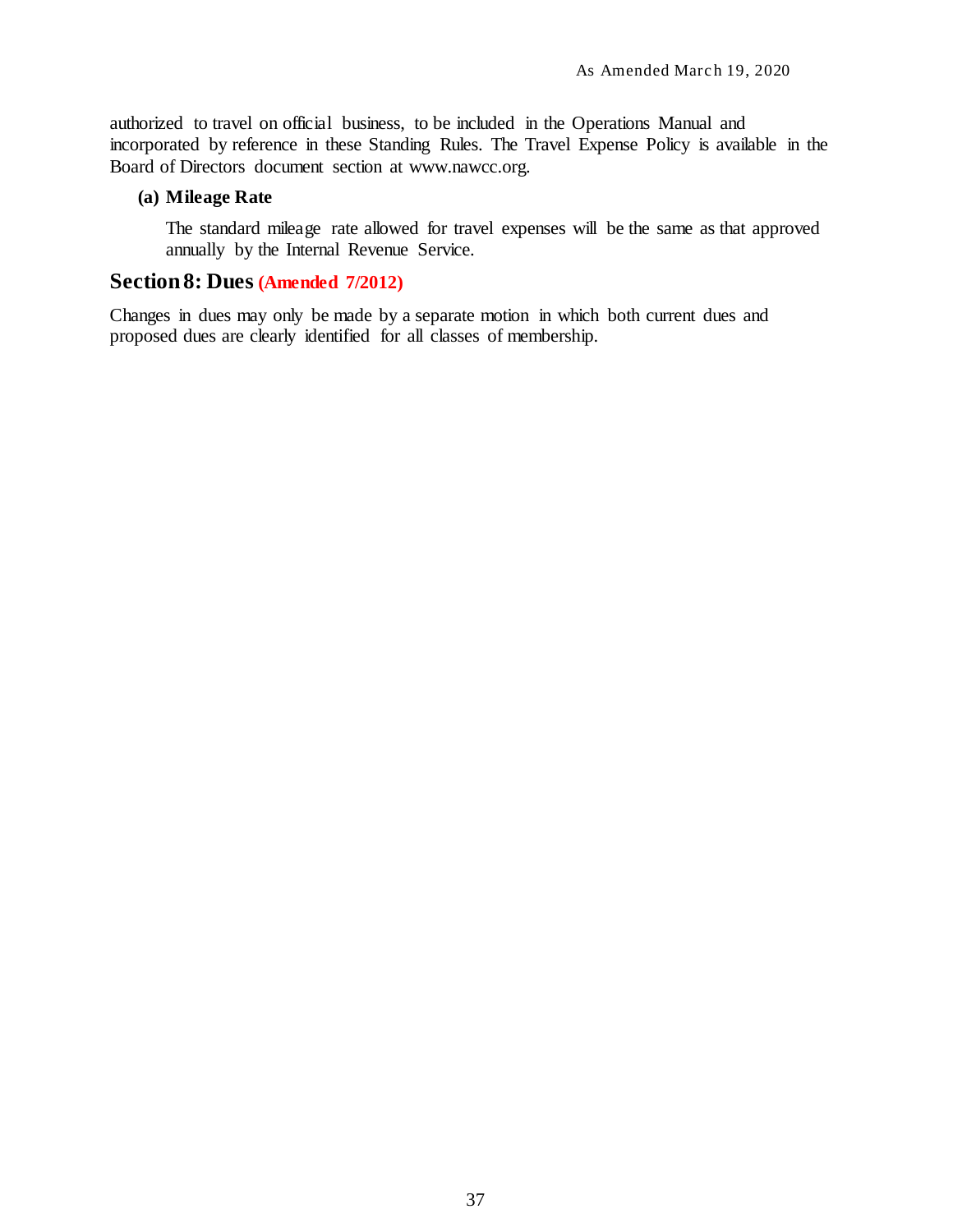authorized to travel on official business, to be included in the Operations Manual and incorporated by reference in these Standing Rules. The Travel Expense Policy is available in the Board of Directors document section at www.nawcc.org.

**(a) Mileage Rate**

The standard mileage rate allowed for travel expenses will be the same as that approved annually by the Internal Revenue Service.

## Section 8: Dues (Amended 7/2012)

Changes in dues may only be made by a separate motion in which both current dues and proposed dues are clearly identified for all classes of membership.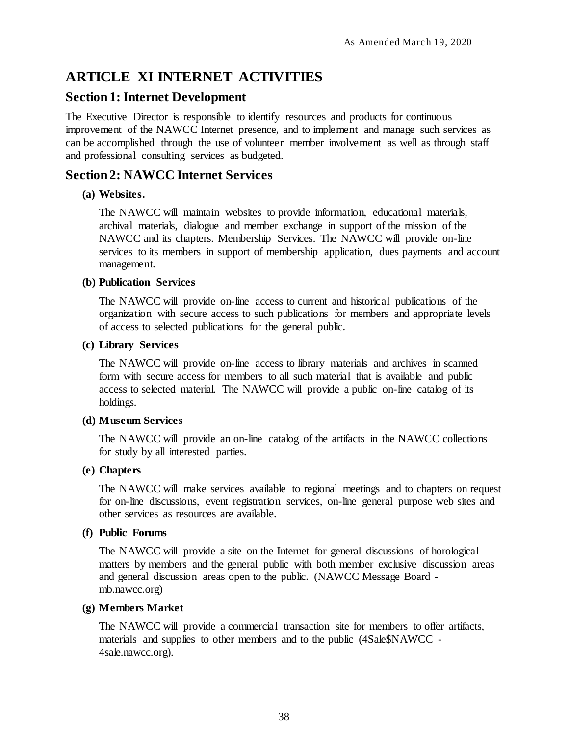# ARTICLE XI INTERNET ACTIVITIES

## Section 1: Internet Development

The Executive Director is responsible to identify resources and products for continuous improvement of the NAWCC Internet presence, and to implement and manage such services as can be accomplished through the use of volunteer member involvement as well as through staff and professional consulting services as budgeted.

## Section 2: NAWCC Internet Services

**(a) Websites.**

The NAWCC will maintain websites to provide information, educational materials, archival materials, dialogue and member exchange in support of the mission of the NAWCC and its chapters. Membership Services. The NAWCC will provide on-line services to its members in support of membership application, dues payments and account management.

**(b) Publication Services**

The NAWCC will provide on-line access to current and historical publications of the organization with secure access to such publications for members and appropriate levels of access to selected publications for the general public.

**(c) Library Services**

The NAWCC will provide on-line access to library materials and archives in scanned form with secure access for members to all such material that is available and public access to selected material. The NAWCC will provide a public on-line catalog of its holdings.

**(d) Museum Services**

The NAWCC will provide an on-line catalog of the artifacts in the NAWCC collections for study by all interested parties.

**(e) Chapters**

The NAWCC will make services available to regional meetings and to chapters on request for on-line discussions, event registration services, on-line general purpose web sites and other services as resources are available.

**(f) Public Forums**

The NAWCC will provide a site on the Internet for general discussions of horological matters by members and the general public with both member exclusive discussion areas and general discussion areas open to the public. (NAWCC Message Board - mb.nawcc.org)

**(g) Members Market**

The NAWCC will provide a commercial transaction site for members to offer artifacts, materials and supplies to other members and to the public (4Sale$NAWCC - 4sale.nawcc.org).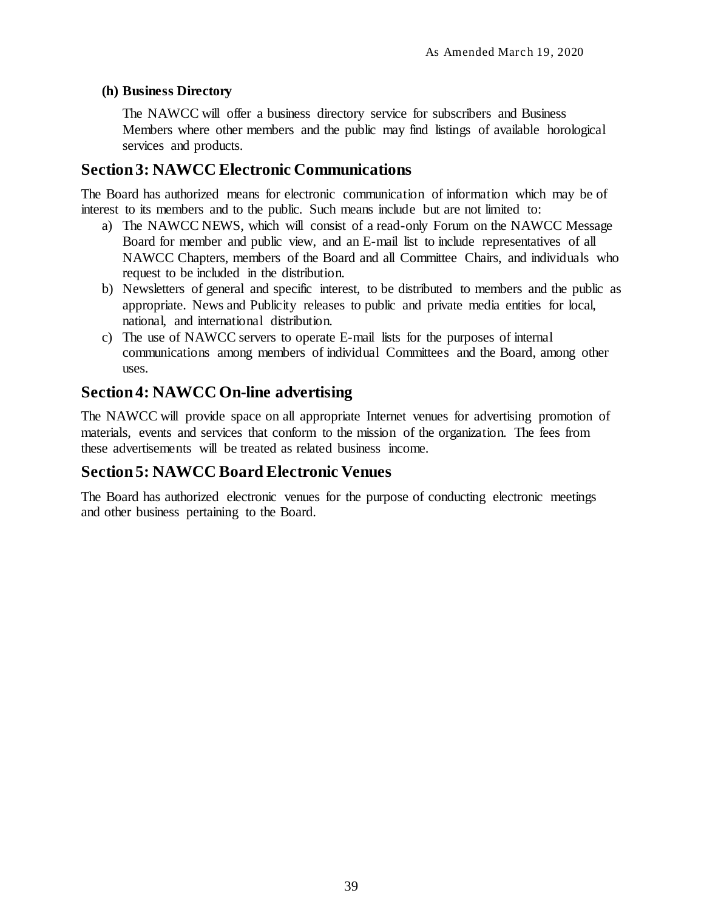**(h) Business Directory**

The NAWCC will offer a business directory service for subscribers and Business Members where other members and the public may find listings of available horological services and products.

## Section 3: NAWCC Electronic Communications

The Board has authorized means for electronic communication of information which may be of interest to its members and to the public. Such means include but are not limited to:

a) The NAWCC NEWS, which will consist of a read-only Forum on the NAWCC Message Board for member and public view, and an E-mail list to include representatives of all NAWCC Chapters, members of the Board and all Committee Chairs, and individuals who request to be included in the distribution.
b) Newsletters of general and specific interest, to be distributed to members and the public as appropriate. News and Publicity releases to public and private media entities for local, national, and international distribution.
c) The use of NAWCC servers to operate E-mail lists for the purposes of internal communications among members of individual Committees and the Board, among other uses.

## Section 4: NAWCC On-line advertising

The NAWCC will provide space on all appropriate Internet venues for advertising promotion of materials, events and services that conform to the mission of the organization. The fees from these advertisements will be treated as related business income.

## Section 5: NAWCC Board Electronic Venues

The Board has authorized electronic venues for the purpose of conducting electronic meetings and other business pertaining to the Board.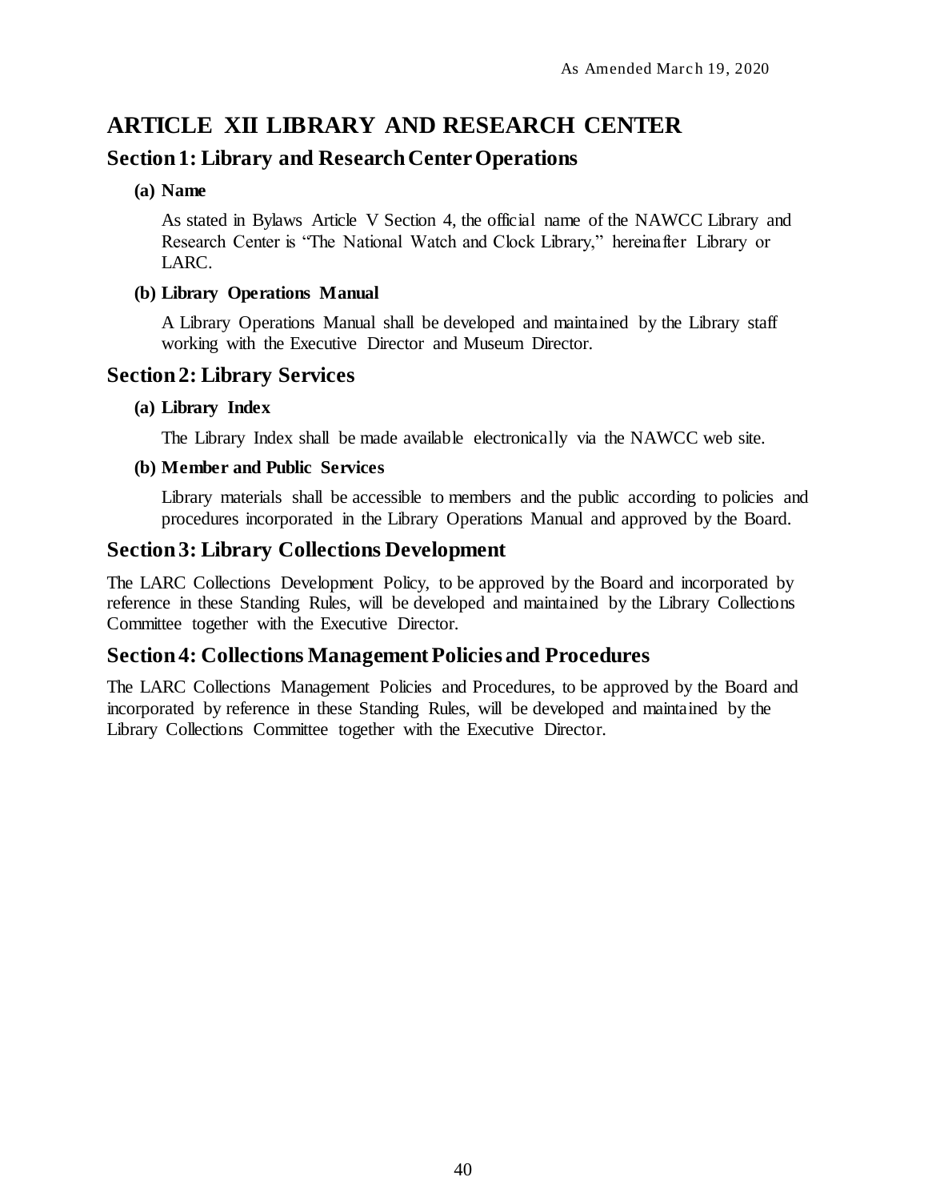# ARTICLE XII LIBRARY AND RESEARCH CENTER

## Section 1: Library and Research Center Operations

**(a) Name**

As stated in Bylaws Article V Section 4, the official name of the NAWCC Library and Research Center is "The National Watch and Clock Library," hereinafter Library or LARC.

**(b) Library Operations Manual**

A Library Operations Manual shall be developed and maintained by the Library staff working with the Executive Director and Museum Director.

## Section 2: Library Services

**(a) Library Index**

The Library Index shall be made available electronically via the NAWCC web site.

**(b) Member and Public Services**

Library materials shall be accessible to members and the public according to policies and procedures incorporated in the Library Operations Manual and approved by the Board.

## Section 3: Library Collections Development

The LARC Collections Development Policy, to be approved by the Board and incorporated by reference in these Standing Rules, will be developed and maintained by the Library Collections Committee together with the Executive Director.

## Section 4: Collections Management Policies and Procedures

The LARC Collections Management Policies and Procedures, to be approved by the Board and incorporated by reference in these Standing Rules, will be developed and maintained by the Library Collections Committee together with the Executive Director.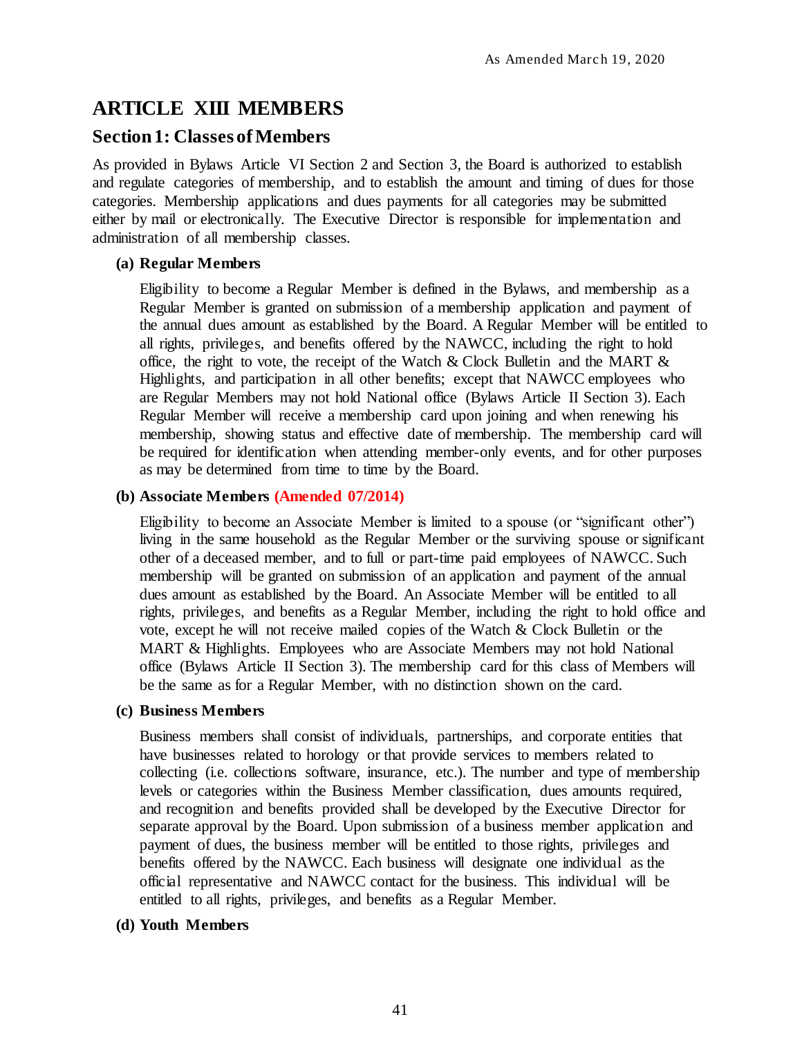# ARTICLE XIII MEMBERS

## Section 1: Classes of Members

As provided in Bylaws Article VI Section 2 and Section 3, the Board is authorized to establish and regulate categories of membership, and to establish the amount and timing of dues for those categories. Membership applications and dues payments for all categories may be submitted either by mail or electronically. The Executive Director is responsible for implementation and administration of all membership classes.

**(a) Regular Members**

Eligibility to become a Regular Member is defined in the Bylaws, and membership as a Regular Member is granted on submission of a membership application and payment of the annual dues amount as established by the Board. A Regular Member will be entitled to all rights, privileges, and benefits offered by the NAWCC, including the right to hold office, the right to vote, the receipt of the Watch & Clock Bulletin and the MART & Highlights, and participation in all other benefits; except that NAWCC employees who are Regular Members may not hold National office (Bylaws Article II Section 3). Each Regular Member will receive a membership card upon joining and when renewing his membership, showing status and effective date of membership. The membership card will be required for identification when attending member-only events, and for other purposes as may be determined from time to time by the Board.

**(b) Associate Members (Amended 07/2014)**

Eligibility to become an Associate Member is limited to a spouse (or "significant other") living in the same household as the Regular Member or the surviving spouse or significant other of a deceased member, and to full or part-time paid employees of NAWCC. Such membership will be granted on submission of an application and payment of the annual dues amount as established by the Board. An Associate Member will be entitled to all rights, privileges, and benefits as a Regular Member, including the right to hold office and vote, except he will not receive mailed copies of the Watch & Clock Bulletin or the MART & Highlights. Employees who are Associate Members may not hold National office (Bylaws Article II Section 3). The membership card for this class of Members will be the same as for a Regular Member, with no distinction shown on the card.

**(c) Business Members**

Business members shall consist of individuals, partnerships, and corporate entities that have businesses related to horology or that provide services to members related to collecting (i.e. collections software, insurance, etc.). The number and type of membership levels or categories within the Business Member classification, dues amounts required, and recognition and benefits provided shall be developed by the Executive Director for separate approval by the Board. Upon submission of a business member application and payment of dues, the business member will be entitled to those rights, privileges and benefits offered by the NAWCC. Each business will designate one individual as the official representative and NAWCC contact for the business. This individual will be entitled to all rights, privileges, and benefits as a Regular Member.

**(d) Youth Members**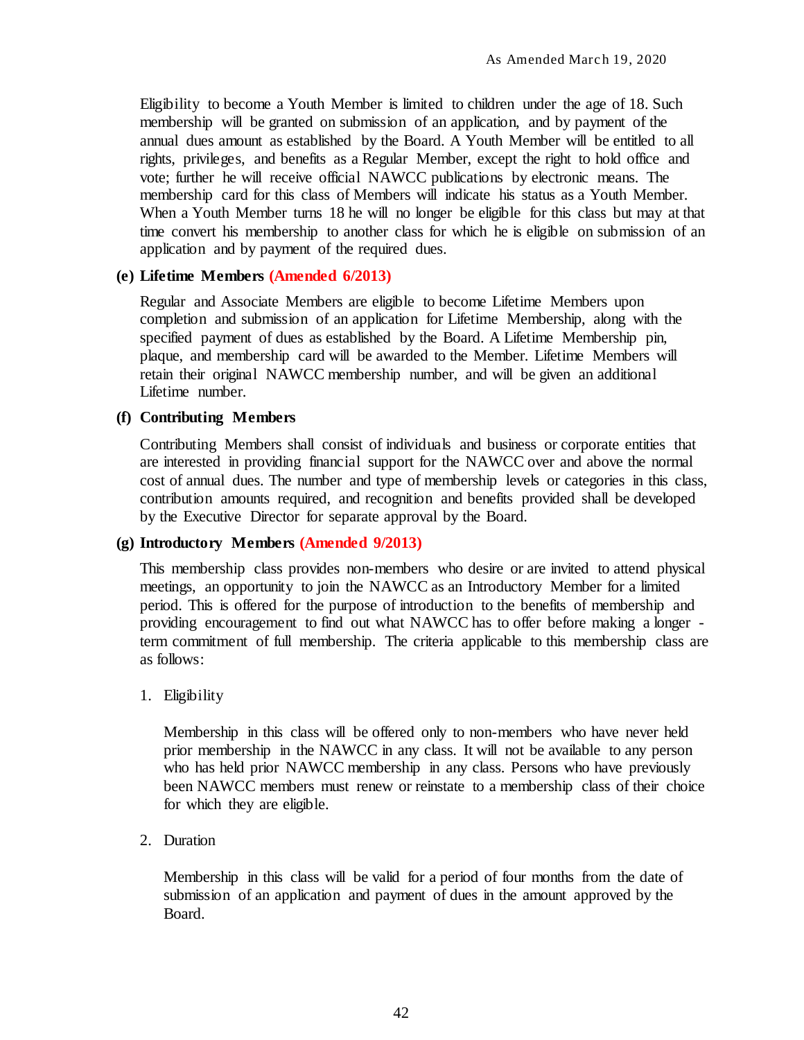Eligibility to become a Youth Member is limited to children under the age of 18. Such membership will be granted on submission of an application, and by payment of the annual dues amount as established by the Board. A Youth Member will be entitled to all rights, privileges, and benefits as a Regular Member, except the right to hold office and vote; further he will receive official NAWCC publications by electronic means. The membership card for this class of Members will indicate his status as a Youth Member. When a Youth Member turns 18 he will no longer be eligible for this class but may at that time convert his membership to another class for which he is eligible on submission of an application and by payment of the required dues.

**(e) Lifetime Members (Amended 6/2013)**

Regular and Associate Members are eligible to become Lifetime Members upon completion and submission of an application for Lifetime Membership, along with the specified payment of dues as established by the Board. A Lifetime Membership pin, plaque, and membership card will be awarded to the Member. Lifetime Members will retain their original NAWCC membership number, and will be given an additional Lifetime number.

**(f) Contributing Members**

Contributing Members shall consist of individuals and business or corporate entities that are interested in providing financial support for the NAWCC over and above the normal cost of annual dues. The number and type of membership levels or categories in this class, contribution amounts required, and recognition and benefits provided shall be developed by the Executive Director for separate approval by the Board.

**(g) Introductory Members (Amended 9/2013)**

This membership class provides non-members who desire or are invited to attend physical meetings, an opportunity to join the NAWCC as an Introductory Member for a limited period. This is offered for the purpose of introduction to the benefits of membership and providing encouragement to find out what NAWCC has to offer before making a longer-term commitment of full membership. The criteria applicable to this membership class are as follows:

1. Eligibility

   Membership in this class will be offered only to non-members who have never held prior membership in the NAWCC in any class. It will not be available to any person who has held prior NAWCC membership in any class. Persons who have previously been NAWCC members must renew or reinstate to a membership class of their choice for which they are eligible.

2. Duration

   Membership in this class will be valid for a period of four months from the date of submission of an application and payment of dues in the amount approved by the Board.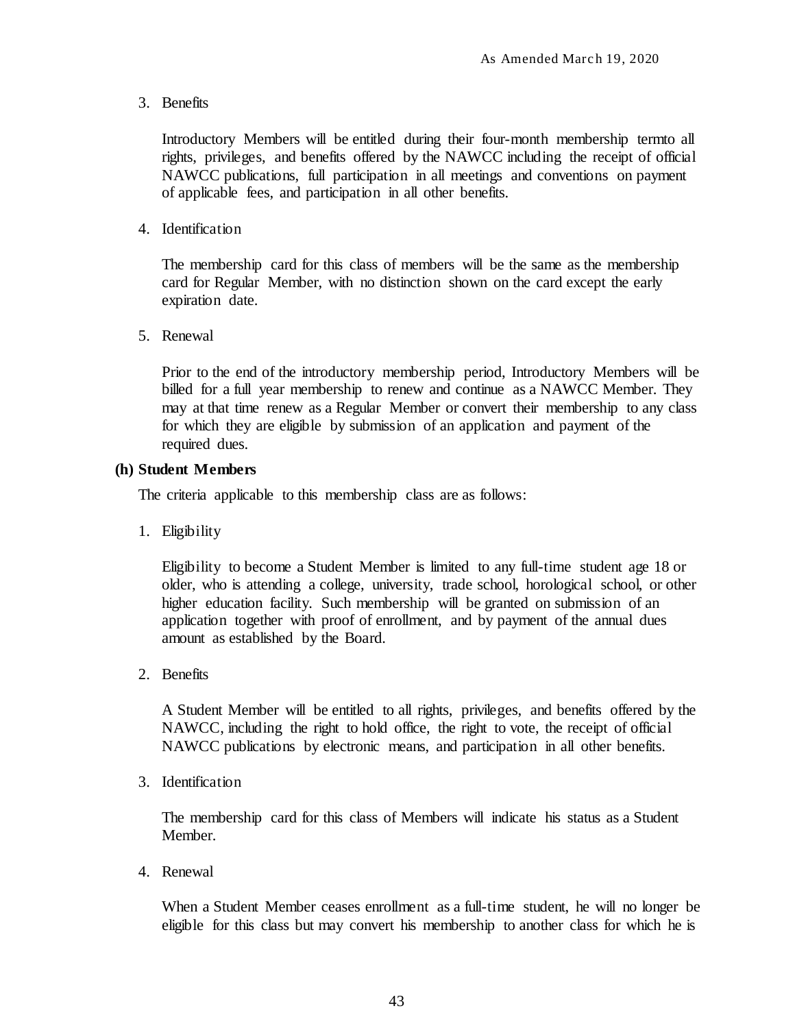3. Benefits

   Introductory Members will be entitled during their four-month membership termto all rights, privileges, and benefits offered by the NAWCC including the receipt of official NAWCC publications, full participation in all meetings and conventions on payment of applicable fees, and participation in all other benefits.

4. Identification

   The membership card for this class of members will be the same as the membership card for Regular Member, with no distinction shown on the card except the early expiration date.

5. Renewal

   Prior to the end of the introductory membership period, Introductory Members will be billed for a full year membership to renew and continue as a NAWCC Member. They may at that time renew as a Regular Member or convert their membership to any class for which they are eligible by submission of an application and payment of the required dues.

**(h) Student Members**

The criteria applicable to this membership class are as follows:

1. Eligibility

   Eligibility to become a Student Member is limited to any full-time student age 18 or older, who is attending a college, university, trade school, horological school, or other higher education facility. Such membership will be granted on submission of an application together with proof of enrollment, and by payment of the annual dues amount as established by the Board.

2. Benefits

   A Student Member will be entitled to all rights, privileges, and benefits offered by the NAWCC, including the right to hold office, the right to vote, the receipt of official NAWCC publications by electronic means, and participation in all other benefits.

3. Identification

   The membership card for this class of Members will indicate his status as a Student Member.

4. Renewal

   When a Student Member ceases enrollment as a full-time student, he will no longer be eligible for this class but may convert his membership to another class for which he is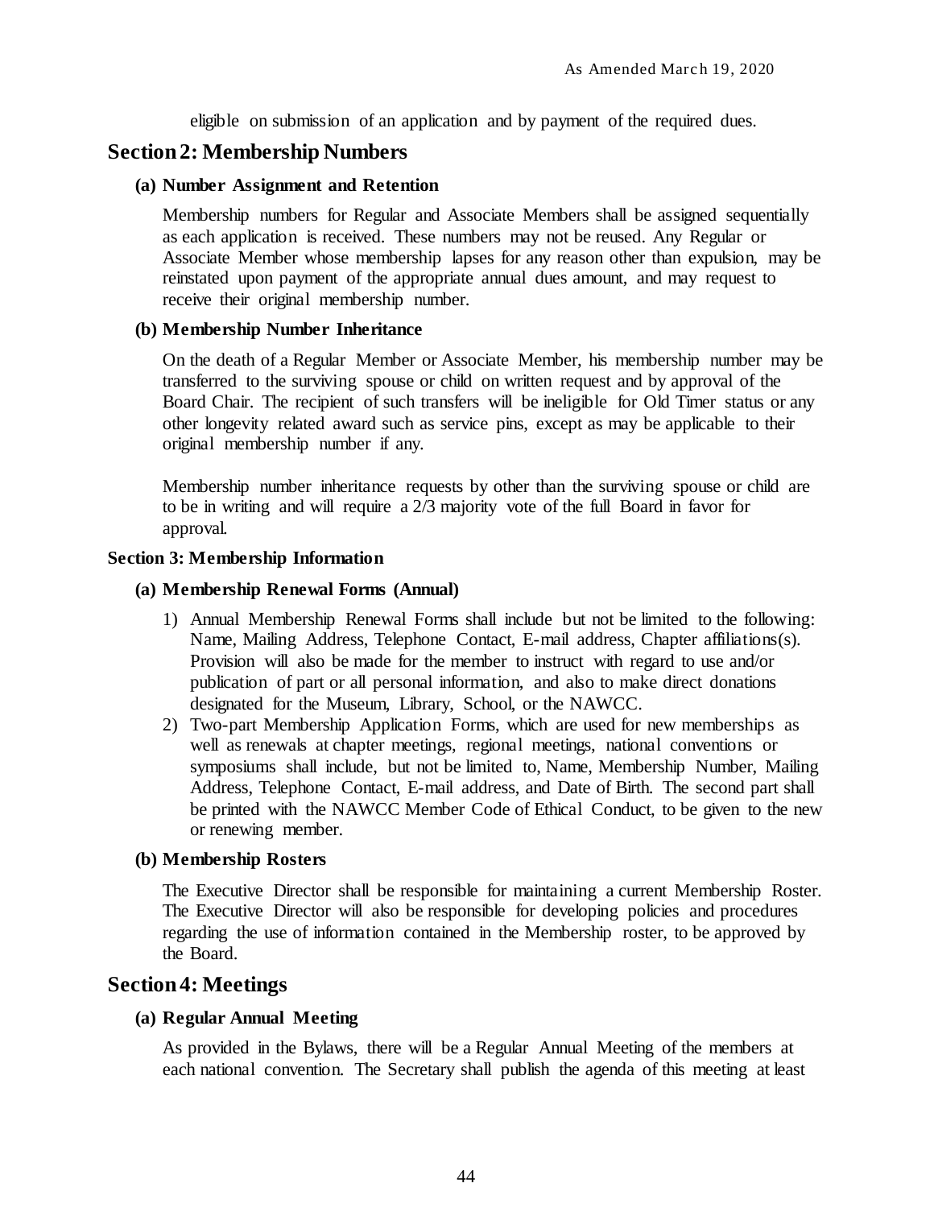eligible on submission of an application and by payment of the required dues.

## Section 2: Membership Numbers

#### (a) Number Assignment and Retention

Membership numbers for Regular and Associate Members shall be assigned sequentially as each application is received. These numbers may not be reused. Any Regular or Associate Member whose membership lapses for any reason other than expulsion, may be reinstated upon payment of the appropriate annual dues amount, and may request to receive their original membership number.

#### (b) Membership Number Inheritance

On the death of a Regular Member or Associate Member, his membership number may be transferred to the surviving spouse or child on written request and by approval of the Board Chair. The recipient of such transfers will be ineligible for Old Timer status or any other longevity related award such as service pins, except as may be applicable to their original membership number if any.

Membership number inheritance requests by other than the surviving spouse or child are to be in writing and will require a 2/3 majority vote of the full Board in favor for approval.

### Section 3: Membership Information

#### (a) Membership Renewal Forms (Annual)

1) Annual Membership Renewal Forms shall include but not be limited to the following: Name, Mailing Address, Telephone Contact, E-mail address, Chapter affiliations(s). Provision will also be made for the member to instruct with regard to use and/or publication of part or all personal information, and also to make direct donations designated for the Museum, Library, School, or the NAWCC.
2) Two-part Membership Application Forms, which are used for new memberships as well as renewals at chapter meetings, regional meetings, national conventions or symposiums shall include, but not be limited to, Name, Membership Number, Mailing Address, Telephone Contact, E-mail address, and Date of Birth. The second part shall be printed with the NAWCC Member Code of Ethical Conduct, to be given to the new or renewing member.

#### (b) Membership Rosters

The Executive Director shall be responsible for maintaining a current Membership Roster. The Executive Director will also be responsible for developing policies and procedures regarding the use of information contained in the Membership roster, to be approved by the Board.

## Section 4: Meetings

#### (a) Regular Annual Meeting

As provided in the Bylaws, there will be a Regular Annual Meeting of the members at each national convention. The Secretary shall publish the agenda of this meeting at least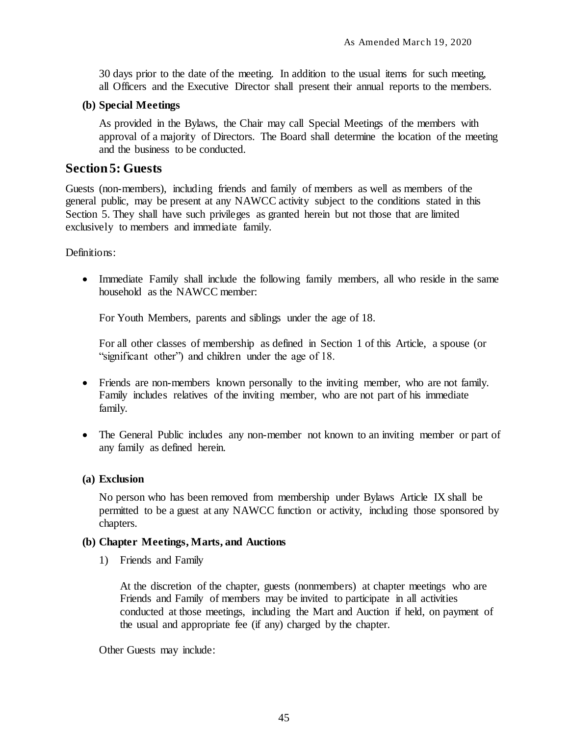30 days prior to the date of the meeting. In addition to the usual items for such meeting, all Officers and the Executive Director shall present their annual reports to the members.

**(b) Special Meetings**

As provided in the Bylaws, the Chair may call Special Meetings of the members with approval of a majority of Directors. The Board shall determine the location of the meeting and the business to be conducted.

## Section 5: Guests

Guests (non-members), including friends and family of members as well as members of the general public, may be present at any NAWCC activity subject to the conditions stated in this Section 5. They shall have such privileges as granted herein but not those that are limited exclusively to members and immediate family.

Definitions:

- Immediate Family shall include the following family members, all who reside in the same household as the NAWCC member:

  For Youth Members, parents and siblings under the age of 18.

  For all other classes of membership as defined in Section 1 of this Article, a spouse (or "significant other") and children under the age of 18.

- Friends are non-members known personally to the inviting member, who are not family. Family includes relatives of the inviting member, who are not part of his immediate family.

- The General Public includes any non-member not known to an inviting member or part of any family as defined herein.

**(a) Exclusion**

No person who has been removed from membership under Bylaws Article IX shall be permitted to be a guest at any NAWCC function or activity, including those sponsored by chapters.

**(b) Chapter Meetings, Marts, and Auctions**

1) Friends and Family

   At the discretion of the chapter, guests (nonmembers) at chapter meetings who are Friends and Family of members may be invited to participate in all activities conducted at those meetings, including the Mart and Auction if held, on payment of the usual and appropriate fee (if any) charged by the chapter.

Other Guests may include: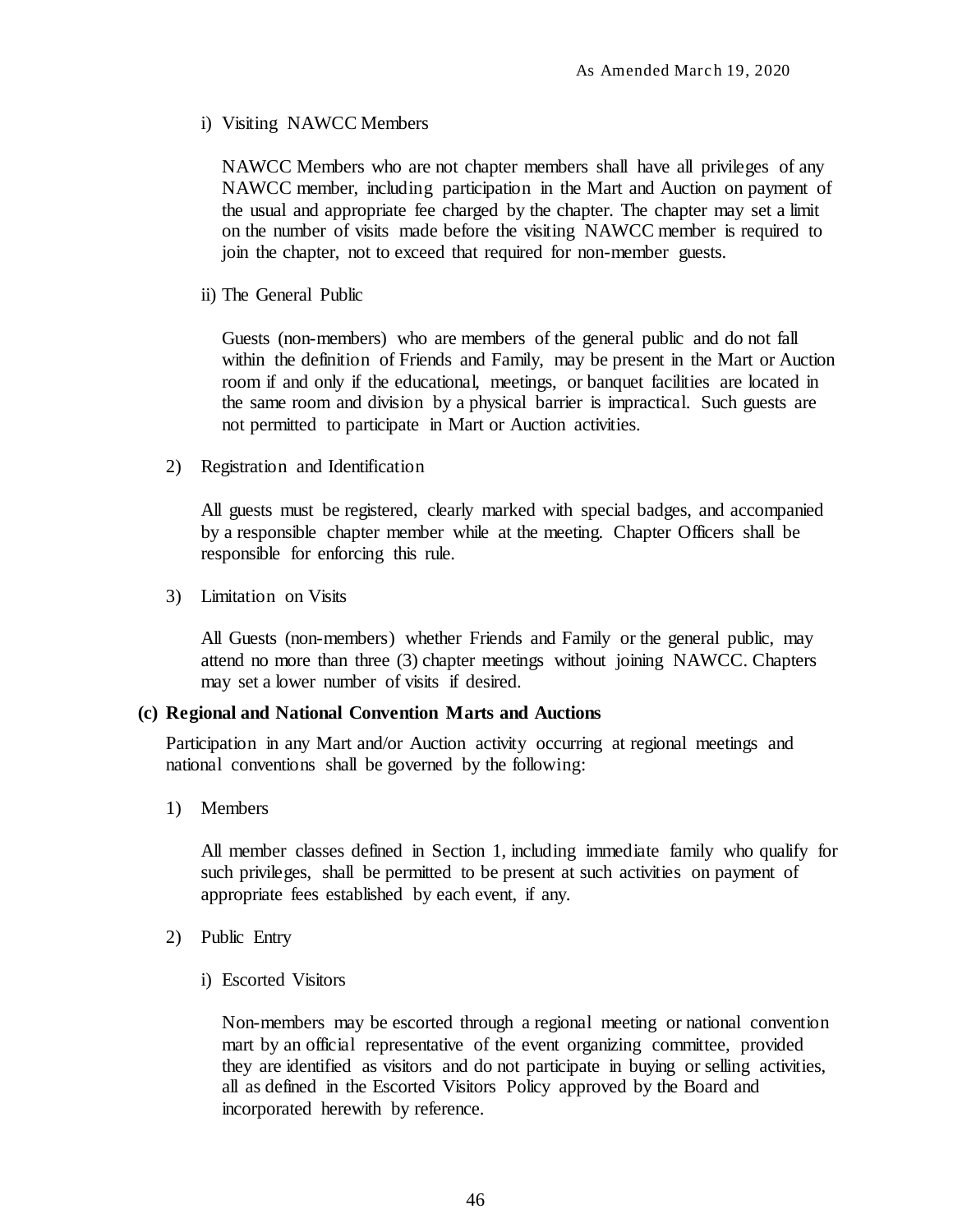i) Visiting NAWCC Members

NAWCC Members who are not chapter members shall have all privileges of any NAWCC member, including participation in the Mart and Auction on payment of the usual and appropriate fee charged by the chapter. The chapter may set a limit on the number of visits made before the visiting NAWCC member is required to join the chapter, not to exceed that required for non-member guests.

ii) The General Public

Guests (non-members) who are members of the general public and do not fall within the definition of Friends and Family, may be present in the Mart or Auction room if and only if the educational, meetings, or banquet facilities are located in the same room and division by a physical barrier is impractical. Such guests are not permitted to participate in Mart or Auction activities.

2) Registration and Identification

All guests must be registered, clearly marked with special badges, and accompanied by a responsible chapter member while at the meeting. Chapter Officers shall be responsible for enforcing this rule.

3) Limitation on Visits

All Guests (non-members) whether Friends and Family or the general public, may attend no more than three (3) chapter meetings without joining NAWCC. Chapters may set a lower number of visits if desired.

**(c) Regional and National Convention Marts and Auctions**

Participation in any Mart and/or Auction activity occurring at regional meetings and national conventions shall be governed by the following:

1) Members

All member classes defined in Section 1, including immediate family who qualify for such privileges, shall be permitted to be present at such activities on payment of appropriate fees established by each event, if any.

2) Public Entry

i) Escorted Visitors

Non-members may be escorted through a regional meeting or national convention mart by an official representative of the event organizing committee, provided they are identified as visitors and do not participate in buying or selling activities, all as defined in the Escorted Visitors Policy approved by the Board and incorporated herewith by reference.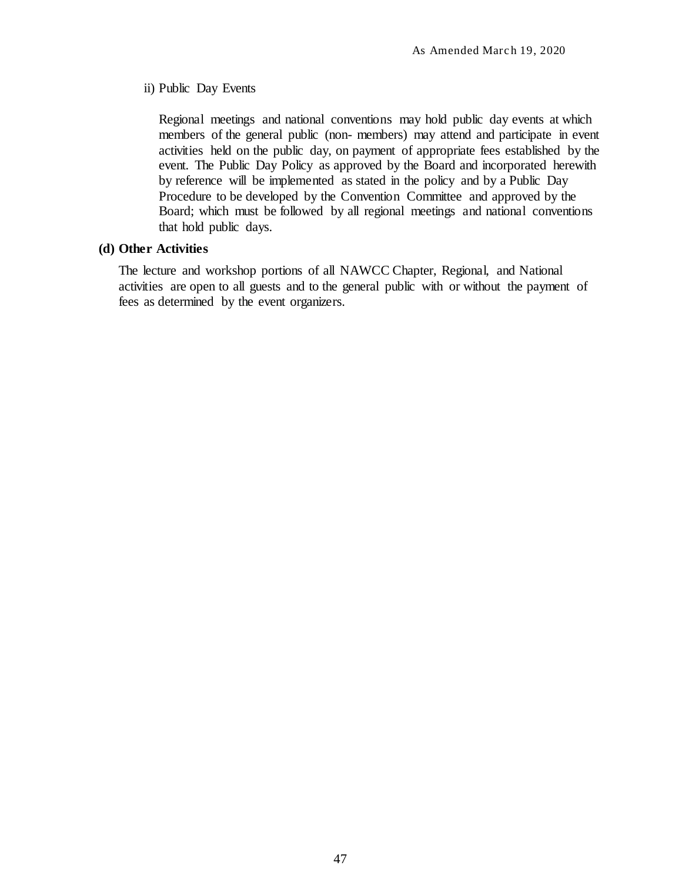ii) Public Day Events

Regional meetings and national conventions may hold public day events at which members of the general public (non- members) may attend and participate in event activities held on the public day, on payment of appropriate fees established by the event. The Public Day Policy as approved by the Board and incorporated herewith by reference will be implemented as stated in the policy and by a Public Day Procedure to be developed by the Convention Committee and approved by the Board; which must be followed by all regional meetings and national conventions that hold public days.

**(d) Other Activities**

The lecture and workshop portions of all NAWCC Chapter, Regional, and National activities are open to all guests and to the general public with or without the payment of fees as determined by the event organizers.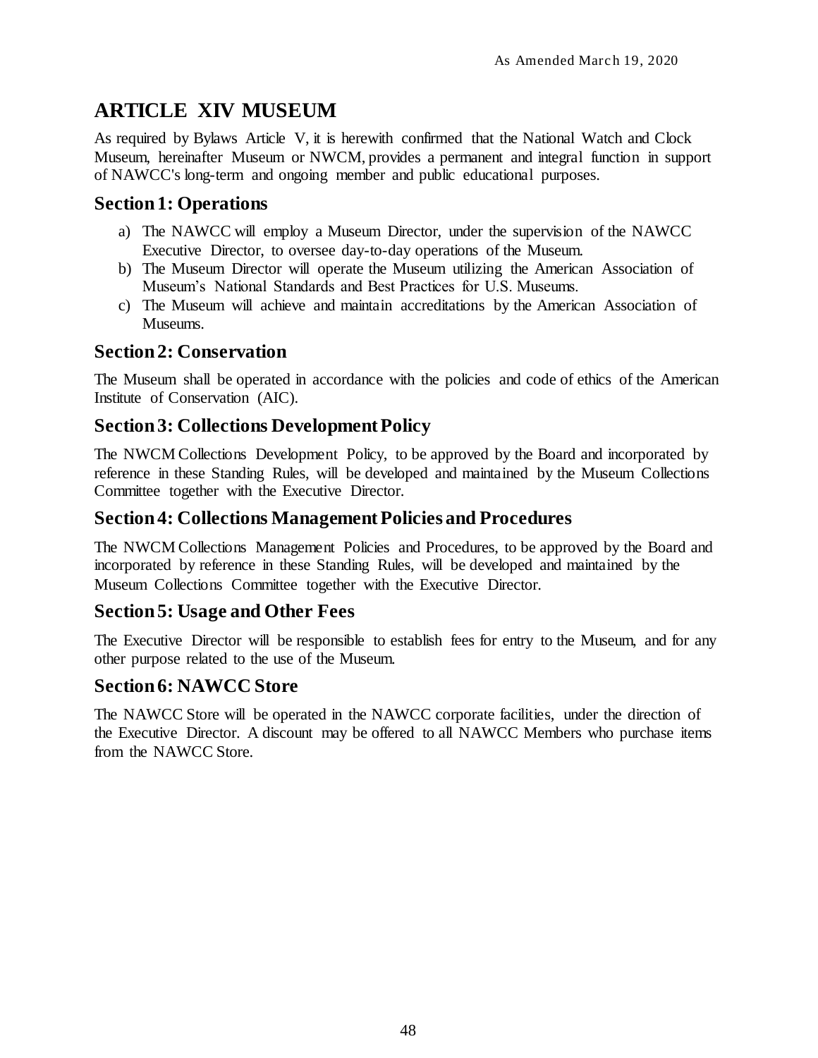# ARTICLE XIV MUSEUM

As required by Bylaws Article V, it is herewith confirmed that the National Watch and Clock Museum, hereinafter Museum or NWCM, provides a permanent and integral function in support of NAWCC's long-term and ongoing member and public educational purposes.

## Section 1: Operations

a) The NAWCC will employ a Museum Director, under the supervision of the NAWCC Executive Director, to oversee day-to-day operations of the Museum.
b) The Museum Director will operate the Museum utilizing the American Association of Museum's National Standards and Best Practices for U.S. Museums.
c) The Museum will achieve and maintain accreditations by the American Association of Museums.

## Section 2: Conservation

The Museum shall be operated in accordance with the policies and code of ethics of the American Institute of Conservation (AIC).

## Section 3: Collections Development Policy

The NWCM Collections Development Policy, to be approved by the Board and incorporated by reference in these Standing Rules, will be developed and maintained by the Museum Collections Committee together with the Executive Director.

## Section 4: Collections Management Policies and Procedures

The NWCM Collections Management Policies and Procedures, to be approved by the Board and incorporated by reference in these Standing Rules, will be developed and maintained by the Museum Collections Committee together with the Executive Director.

## Section 5: Usage and Other Fees

The Executive Director will be responsible to establish fees for entry to the Museum, and for any other purpose related to the use of the Museum.

## Section 6: NAWCC Store

The NAWCC Store will be operated in the NAWCC corporate facilities, under the direction of the Executive Director. A discount may be offered to all NAWCC Members who purchase items from the NAWCC Store.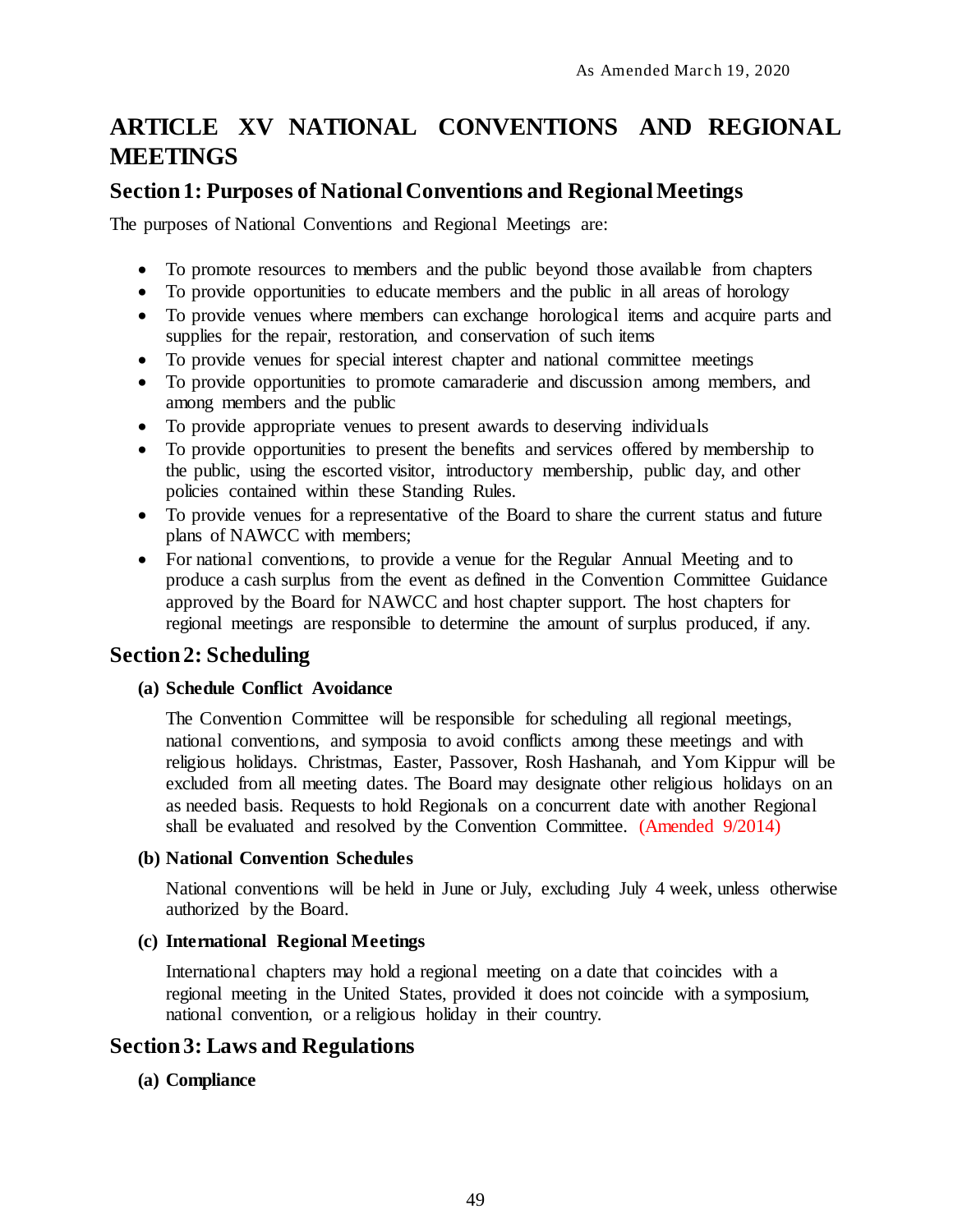# ARTICLE XV NATIONAL CONVENTIONS AND REGIONAL MEETINGS

## Section 1: Purposes of National Conventions and Regional Meetings

The purposes of National Conventions and Regional Meetings are:

- To promote resources to members and the public beyond those available from chapters
- To provide opportunities to educate members and the public in all areas of horology
- To provide venues where members can exchange horological items and acquire parts and supplies for the repair, restoration, and conservation of such items
- To provide venues for special interest chapter and national committee meetings
- To provide opportunities to promote camaraderie and discussion among members, and among members and the public
- To provide appropriate venues to present awards to deserving individuals
- To provide opportunities to present the benefits and services offered by membership to the public, using the escorted visitor, introductory membership, public day, and other policies contained within these Standing Rules.
- To provide venues for a representative of the Board to share the current status and future plans of NAWCC with members;
- For national conventions, to provide a venue for the Regular Annual Meeting and to produce a cash surplus from the event as defined in the Convention Committee Guidance approved by the Board for NAWCC and host chapter support. The host chapters for regional meetings are responsible to determine the amount of surplus produced, if any.

## Section 2: Scheduling

**(a) Schedule Conflict Avoidance**

The Convention Committee will be responsible for scheduling all regional meetings, national conventions, and symposia to avoid conflicts among these meetings and with religious holidays. Christmas, Easter, Passover, Rosh Hashanah, and Yom Kippur will be excluded from all meeting dates. The Board may designate other religious holidays on an as needed basis. Requests to hold Regionals on a concurrent date with another Regional shall be evaluated and resolved by the Convention Committee. (Amended 9/2014)

**(b) National Convention Schedules**

National conventions will be held in June or July, excluding July 4 week, unless otherwise authorized by the Board.

**(c) International Regional Meetings**

International chapters may hold a regional meeting on a date that coincides with a regional meeting in the United States, provided it does not coincide with a symposium, national convention, or a religious holiday in their country.

## Section 3: Laws and Regulations

**(a) Compliance**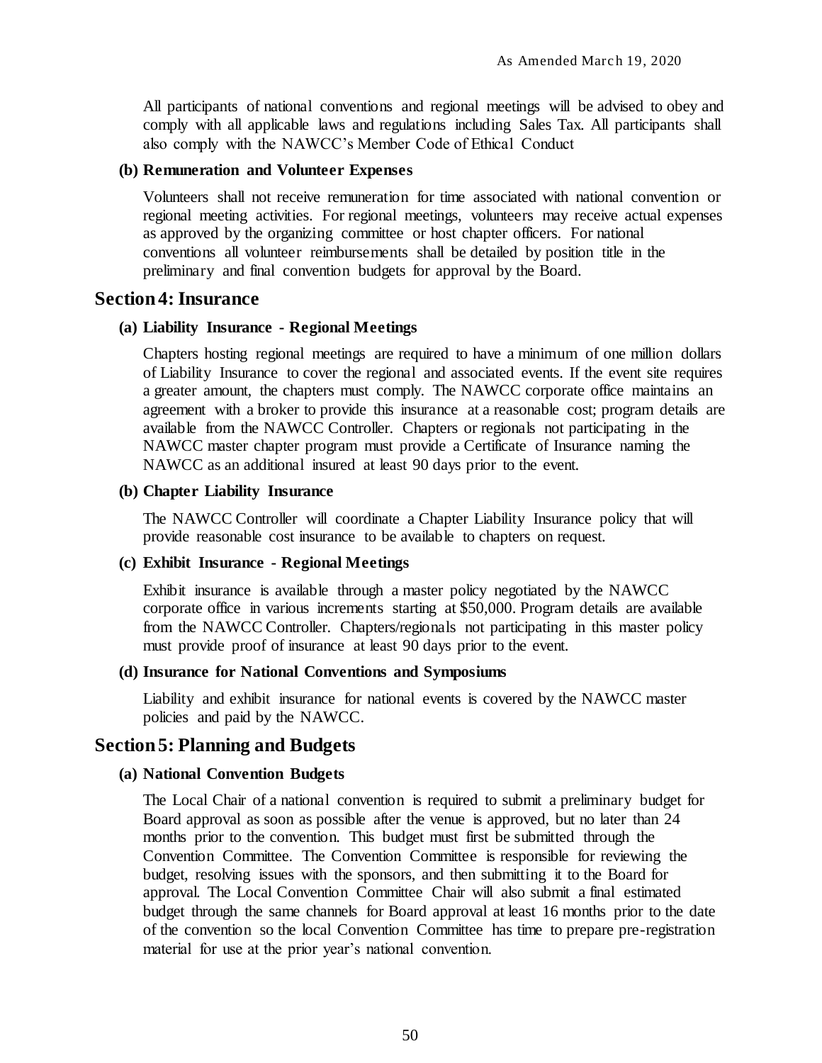All participants of national conventions and regional meetings will be advised to obey and comply with all applicable laws and regulations including Sales Tax. All participants shall also comply with the NAWCC's Member Code of Ethical Conduct

**(b) Remuneration and Volunteer Expenses**

Volunteers shall not receive remuneration for time associated with national convention or regional meeting activities. For regional meetings, volunteers may receive actual expenses as approved by the organizing committee or host chapter officers. For national conventions all volunteer reimbursements shall be detailed by position title in the preliminary and final convention budgets for approval by the Board.

## Section 4: Insurance

**(a) Liability Insurance - Regional Meetings**

Chapters hosting regional meetings are required to have a minimum of one million dollars of Liability Insurance to cover the regional and associated events. If the event site requires a greater amount, the chapters must comply. The NAWCC corporate office maintains an agreement with a broker to provide this insurance at a reasonable cost; program details are available from the NAWCC Controller. Chapters or regionals not participating in the NAWCC master chapter program must provide a Certificate of Insurance naming the NAWCC as an additional insured at least 90 days prior to the event.

**(b) Chapter Liability Insurance**

The NAWCC Controller will coordinate a Chapter Liability Insurance policy that will provide reasonable cost insurance to be available to chapters on request.

**(c) Exhibit Insurance - Regional Meetings**

Exhibit insurance is available through a master policy negotiated by the NAWCC corporate office in various increments starting at $50,000. Program details are available from the NAWCC Controller. Chapters/regionals not participating in this master policy must provide proof of insurance at least 90 days prior to the event.

**(d) Insurance for National Conventions and Symposiums**

Liability and exhibit insurance for national events is covered by the NAWCC master policies and paid by the NAWCC.

## Section 5: Planning and Budgets

**(a) National Convention Budgets**

The Local Chair of a national convention is required to submit a preliminary budget for Board approval as soon as possible after the venue is approved, but no later than 24 months prior to the convention. This budget must first be submitted through the Convention Committee. The Convention Committee is responsible for reviewing the budget, resolving issues with the sponsors, and then submitting it to the Board for approval. The Local Convention Committee Chair will also submit a final estimated budget through the same channels for Board approval at least 16 months prior to the date of the convention so the local Convention Committee has time to prepare pre-registration material for use at the prior year's national convention.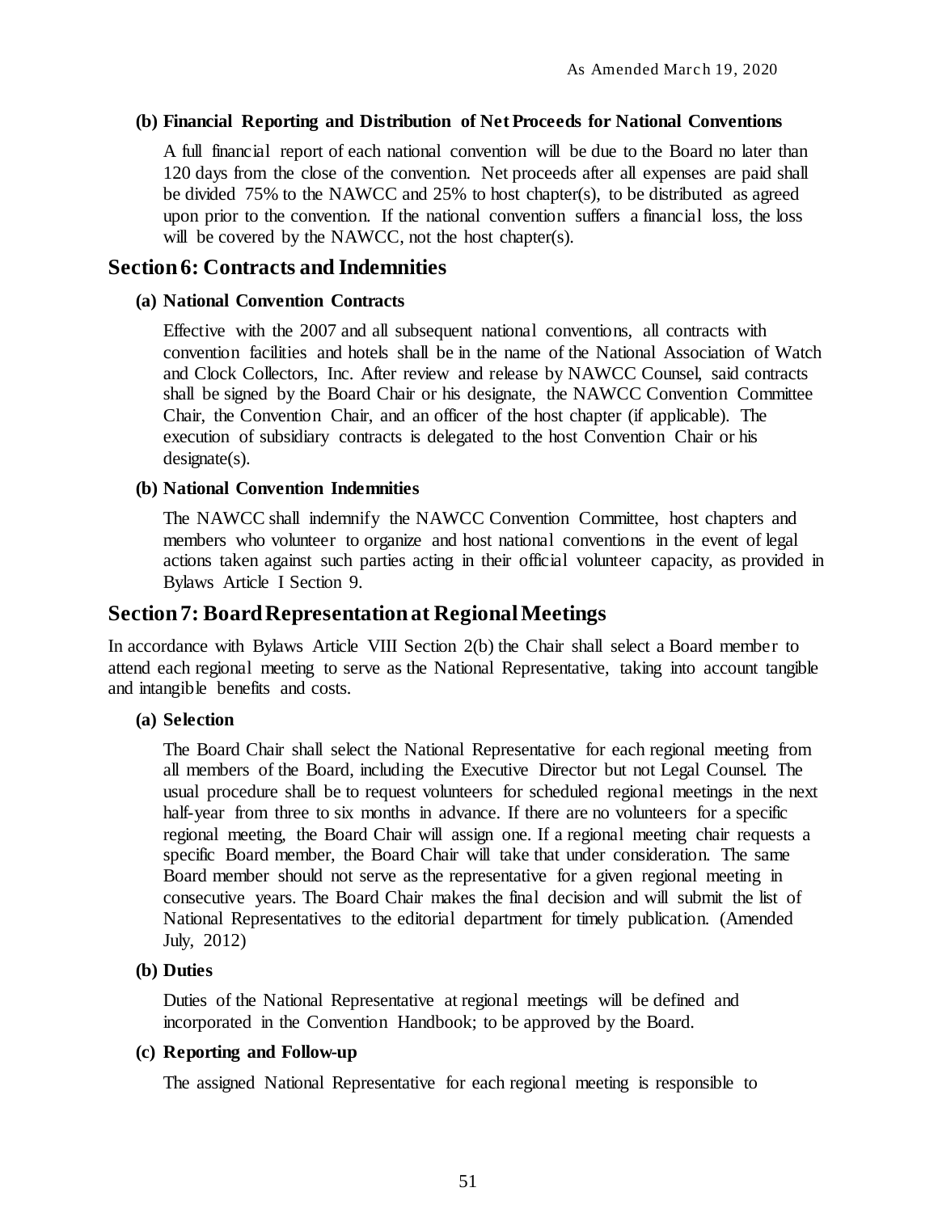#### (b) Financial Reporting and Distribution of Net Proceeds for National Conventions

A full financial report of each national convention will be due to the Board no later than 120 days from the close of the convention. Net proceeds after all expenses are paid shall be divided 75% to the NAWCC and 25% to host chapter(s), to be distributed as agreed upon prior to the convention. If the national convention suffers a financial loss, the loss will be covered by the NAWCC, not the host chapter(s).

## Section 6: Contracts and Indemnities

#### (a) National Convention Contracts

Effective with the 2007 and all subsequent national conventions, all contracts with convention facilities and hotels shall be in the name of the National Association of Watch and Clock Collectors, Inc. After review and release by NAWCC Counsel, said contracts shall be signed by the Board Chair or his designate, the NAWCC Convention Committee Chair, the Convention Chair, and an officer of the host chapter (if applicable). The execution of subsidiary contracts is delegated to the host Convention Chair or his designate(s).

#### (b) National Convention Indemnities

The NAWCC shall indemnify the NAWCC Convention Committee, host chapters and members who volunteer to organize and host national conventions in the event of legal actions taken against such parties acting in their official volunteer capacity, as provided in Bylaws Article I Section 9.

## Section 7: Board Representation at Regional Meetings

In accordance with Bylaws Article VIII Section 2(b) the Chair shall select a Board member to attend each regional meeting to serve as the National Representative, taking into account tangible and intangible benefits and costs.

#### (a) Selection

The Board Chair shall select the National Representative for each regional meeting from all members of the Board, including the Executive Director but not Legal Counsel. The usual procedure shall be to request volunteers for scheduled regional meetings in the next half-year from three to six months in advance. If there are no volunteers for a specific regional meeting, the Board Chair will assign one. If a regional meeting chair requests a specific Board member, the Board Chair will take that under consideration. The same Board member should not serve as the representative for a given regional meeting in consecutive years. The Board Chair makes the final decision and will submit the list of National Representatives to the editorial department for timely publication. (Amended July, 2012)

#### (b) Duties

Duties of the National Representative at regional meetings will be defined and incorporated in the Convention Handbook; to be approved by the Board.

#### (c) Reporting and Follow-up

The assigned National Representative for each regional meeting is responsible to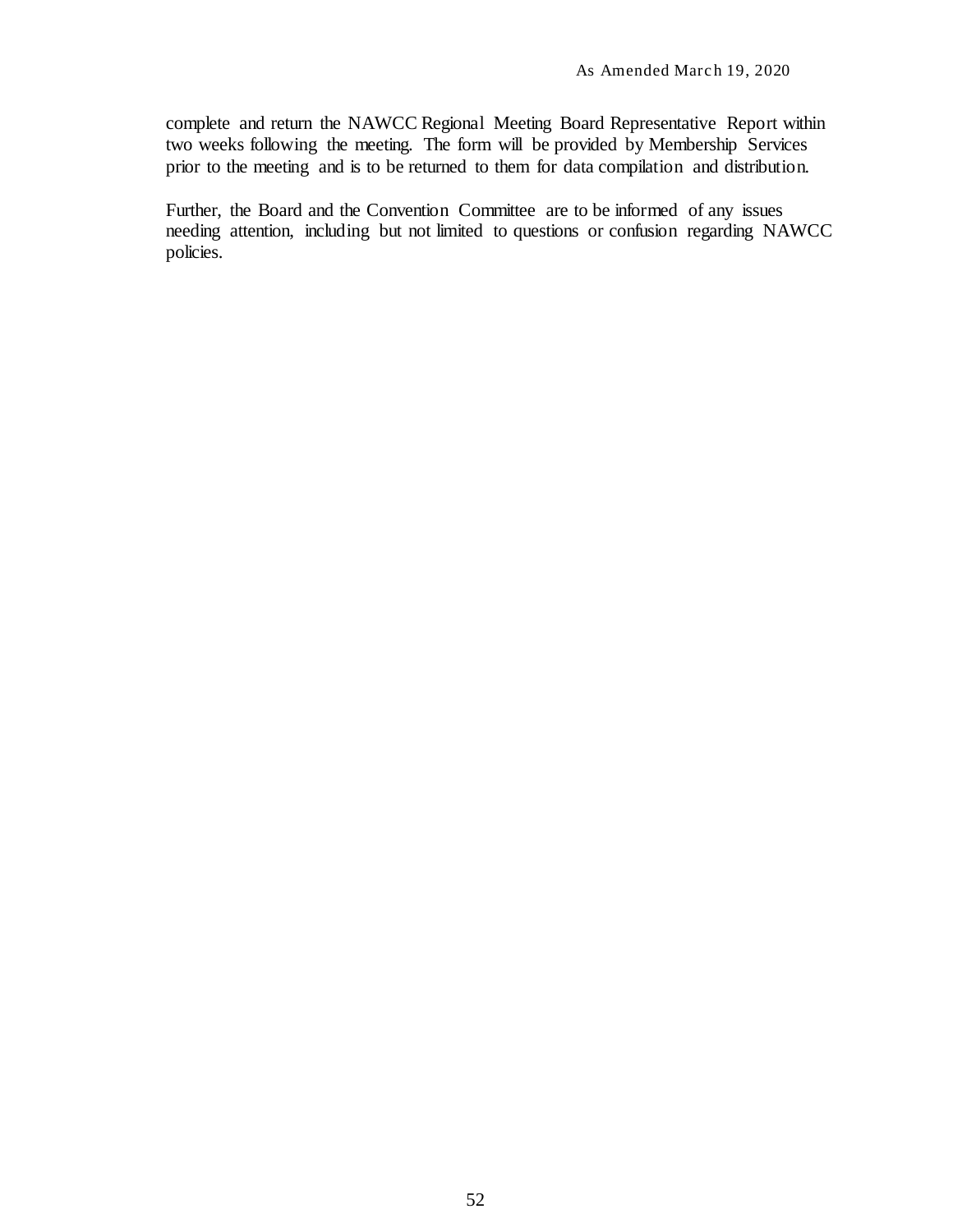complete and return the NAWCC Regional Meeting Board Representative Report within two weeks following the meeting. The form will be provided by Membership Services prior to the meeting and is to be returned to them for data compilation and distribution.

Further, the Board and the Convention Committee are to be informed of any issues needing attention, including but not limited to questions or confusion regarding NAWCC policies.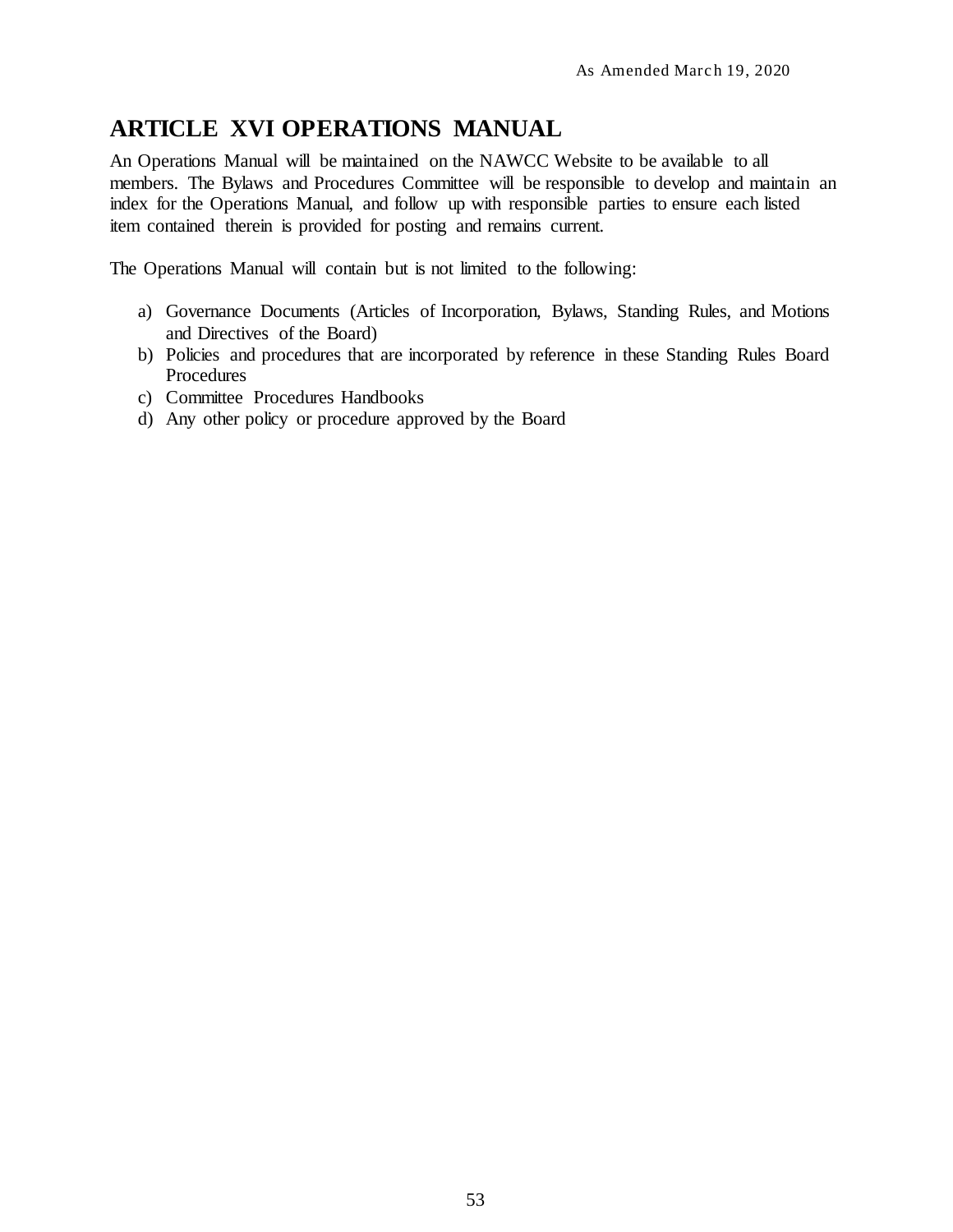## ARTICLE XVI OPERATIONS MANUAL

An Operations Manual will be maintained on the NAWCC Website to be available to all members. The Bylaws and Procedures Committee will be responsible to develop and maintain an index for the Operations Manual, and follow up with responsible parties to ensure each listed item contained therein is provided for posting and remains current.

The Operations Manual will contain but is not limited to the following:

a) Governance Documents (Articles of Incorporation, Bylaws, Standing Rules, and Motions and Directives of the Board)
b) Policies and procedures that are incorporated by reference in these Standing Rules Board Procedures
c) Committee Procedures Handbooks
d) Any other policy or procedure approved by the Board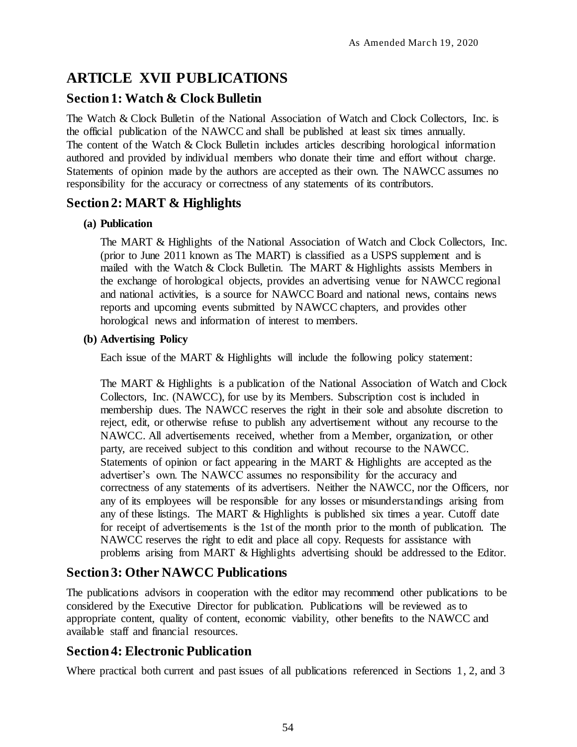## ARTICLE XVII PUBLICATIONS

### Section 1: Watch & Clock Bulletin

The Watch & Clock Bulletin of the National Association of Watch and Clock Collectors, Inc. is the official publication of the NAWCC and shall be published at least six times annually. The content of the Watch & Clock Bulletin includes articles describing horological information authored and provided by individual members who donate their time and effort without charge. Statements of opinion made by the authors are accepted as their own. The NAWCC assumes no responsibility for the accuracy or correctness of any statements of its contributors.

### Section 2: MART & Highlights

**(a) Publication**

The MART & Highlights of the National Association of Watch and Clock Collectors, Inc. (prior to June 2011 known as The MART) is classified as a USPS supplement and is mailed with the Watch & Clock Bulletin. The MART & Highlights assists Members in the exchange of horological objects, provides an advertising venue for NAWCC regional and national activities, is a source for NAWCC Board and national news, contains news reports and upcoming events submitted by NAWCC chapters, and provides other horological news and information of interest to members.

**(b) Advertising Policy**

Each issue of the MART & Highlights will include the following policy statement:

The MART & Highlights is a publication of the National Association of Watch and Clock Collectors, Inc. (NAWCC), for use by its Members. Subscription cost is included in membership dues. The NAWCC reserves the right in their sole and absolute discretion to reject, edit, or otherwise refuse to publish any advertisement without any recourse to the NAWCC. All advertisements received, whether from a Member, organization, or other party, are received subject to this condition and without recourse to the NAWCC. Statements of opinion or fact appearing in the MART & Highlights are accepted as the advertiser's own. The NAWCC assumes no responsibility for the accuracy and correctness of any statements of its advertisers. Neither the NAWCC, nor the Officers, nor any of its employees will be responsible for any losses or misunderstandings arising from any of these listings. The MART & Highlights is published six times a year. Cutoff date for receipt of advertisements is the 1st of the month prior to the month of publication. The NAWCC reserves the right to edit and place all copy. Requests for assistance with problems arising from MART & Highlights advertising should be addressed to the Editor.

### Section 3: Other NAWCC Publications

The publications advisors in cooperation with the editor may recommend other publications to be considered by the Executive Director for publication. Publications will be reviewed as to appropriate content, quality of content, economic viability, other benefits to the NAWCC and available staff and financial resources.

### Section 4: Electronic Publication

Where practical both current and past issues of all publications referenced in Sections 1, 2, and 3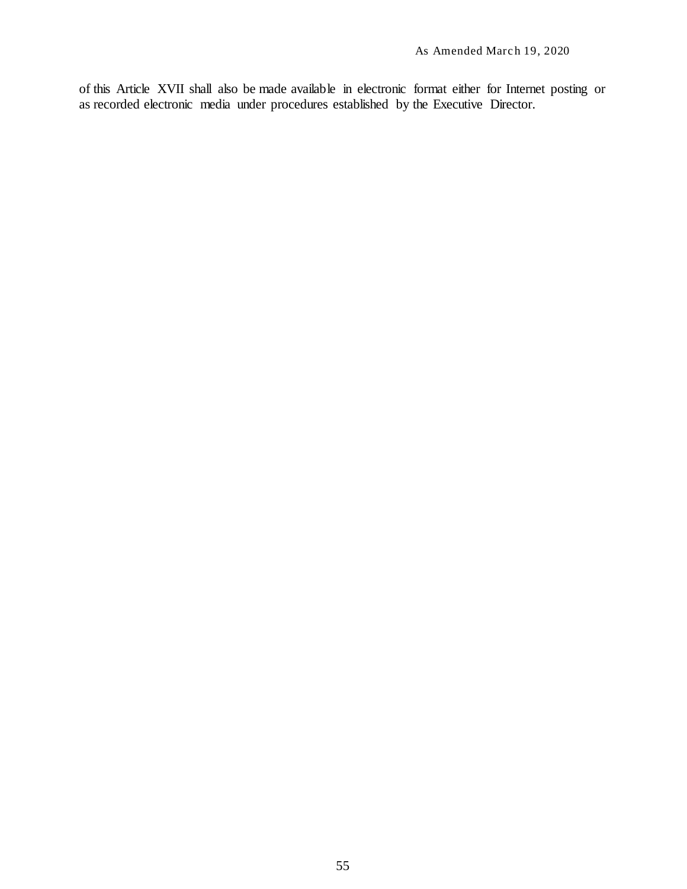of this Article XVII shall also be made available in electronic format either for Internet posting or as recorded electronic media under procedures established by the Executive Director.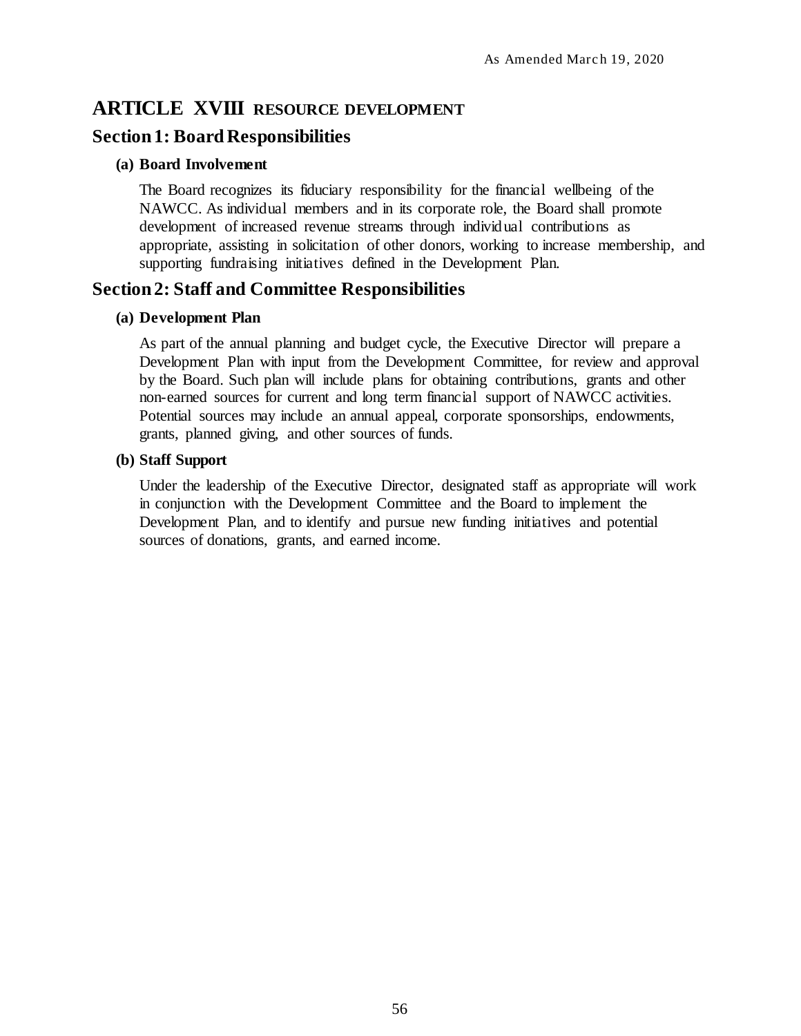# ARTICLE XVIII RESOURCE DEVELOPMENT

## Section 1: Board Responsibilities

### (a) Board Involvement

The Board recognizes its fiduciary responsibility for the financial wellbeing of the NAWCC. As individual members and in its corporate role, the Board shall promote development of increased revenue streams through individual contributions as appropriate, assisting in solicitation of other donors, working to increase membership, and supporting fundraising initiatives defined in the Development Plan.

## Section 2: Staff and Committee Responsibilities

### (a) Development Plan

As part of the annual planning and budget cycle, the Executive Director will prepare a Development Plan with input from the Development Committee, for review and approval by the Board. Such plan will include plans for obtaining contributions, grants and other non-earned sources for current and long term financial support of NAWCC activities. Potential sources may include an annual appeal, corporate sponsorships, endowments, grants, planned giving, and other sources of funds.

### (b) Staff Support

Under the leadership of the Executive Director, designated staff as appropriate will work in conjunction with the Development Committee and the Board to implement the Development Plan, and to identify and pursue new funding initiatives and potential sources of donations, grants, and earned income.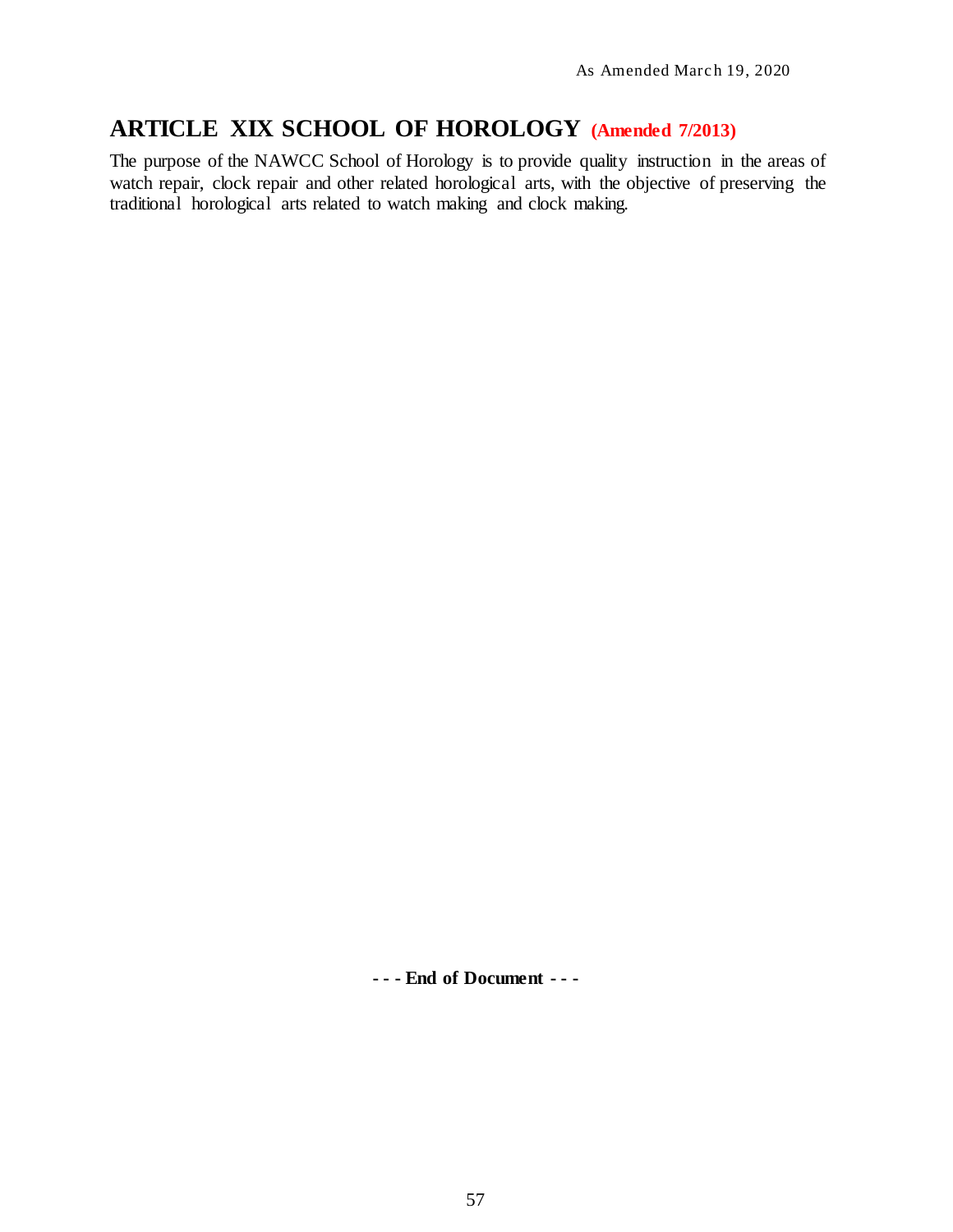## ARTICLE XIX SCHOOL OF HOROLOGY **(Amended 7/2013)**

The purpose of the NAWCC School of Horology is to provide quality instruction in the areas of watch repair, clock repair and other related horological arts, with the objective of preserving the traditional horological arts related to watch making and clock making.

**- - - End of Document - - -**